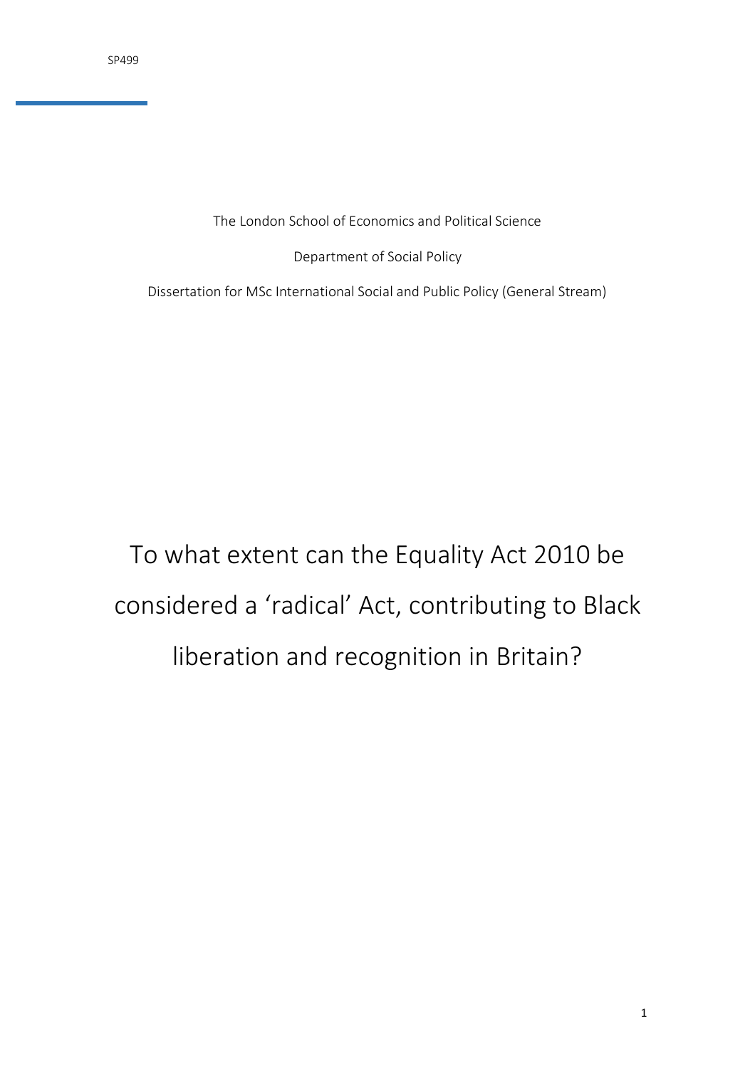SP499

The London School of Economics and Political Science

Department of Social Policy

Dissertation for MSc International Social and Public Policy (General Stream)

# To what extent can the Equality Act 2010 be considered a 'radical' Act, contributing to Black liberation and recognition in Britain?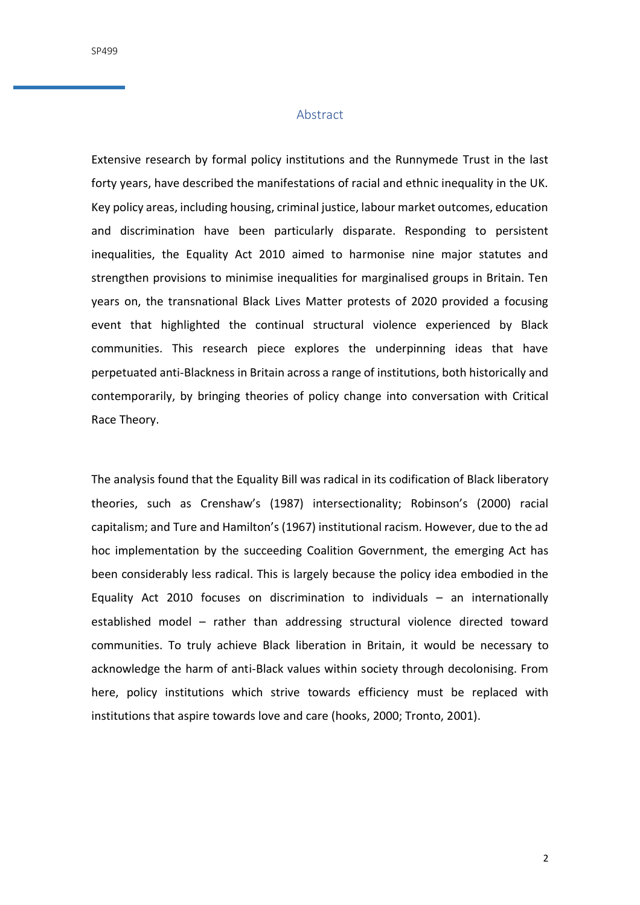## Abstract

Extensive research by formal policy institutions and the Runnymede Trust in the last forty years, have described the manifestations of racial and ethnic inequality in the UK. Key policy areas, including housing, criminal justice, labour market outcomes, education and discrimination have been particularly disparate. Responding to persistent inequalities, the Equality Act 2010 aimed to harmonise nine major statutes and strengthen provisions to minimise inequalities for marginalised groups in Britain. Ten years on, the transnational Black Lives Matter protests of 2020 provided a focusing event that highlighted the continual structural violence experienced by Black communities. This research piece explores the underpinning ideas that have perpetuated anti-Blackness in Britain across a range of institutions, both historically and contemporarily, by bringing theories of policy change into conversation with Critical Race Theory.

The analysis found that the Equality Bill was radical in its codification of Black liberatory theories, such as Crenshaw's (1987) intersectionality; Robinson's (2000) racial capitalism; and Ture and Hamilton's (1967) institutional racism. However, due to the ad hoc implementation by the succeeding Coalition Government, the emerging Act has been considerably less radical. This is largely because the policy idea embodied in the Equality Act 2010 focuses on discrimination to individuals – an internationally established model – rather than addressing structural violence directed toward communities. To truly achieve Black liberation in Britain, it would be necessary to acknowledge the harm of anti-Black values within society through decolonising. From here, policy institutions which strive towards efficiency must be replaced with institutions that aspire towards love and care (hooks, 2000; Tronto, 2001).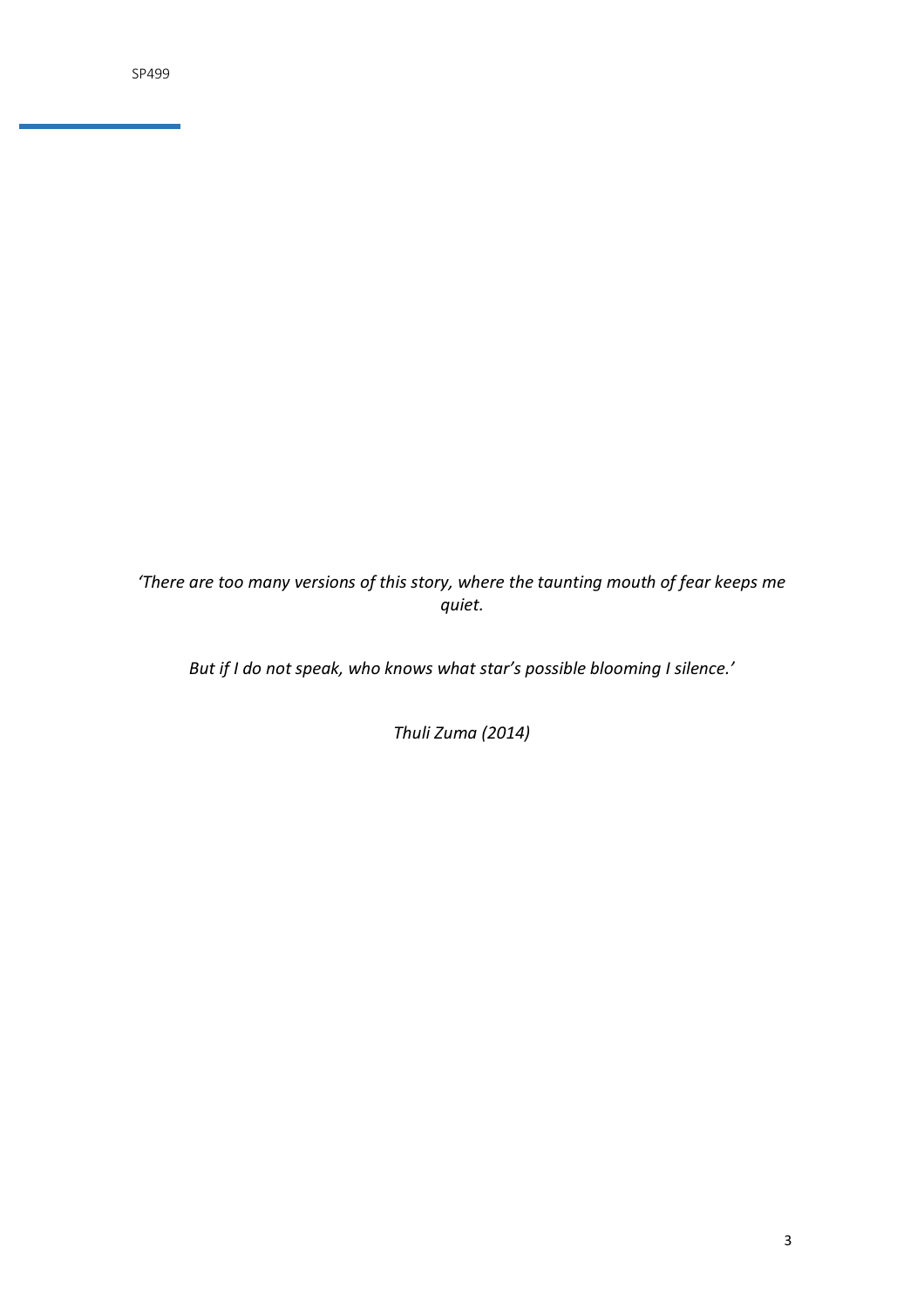*'There are too many versions of this story, where the taunting mouth of fear keeps me quiet.*

*But if I do not speak, who knows what star's possible blooming I silence.'*

*Thuli Zuma (2014)*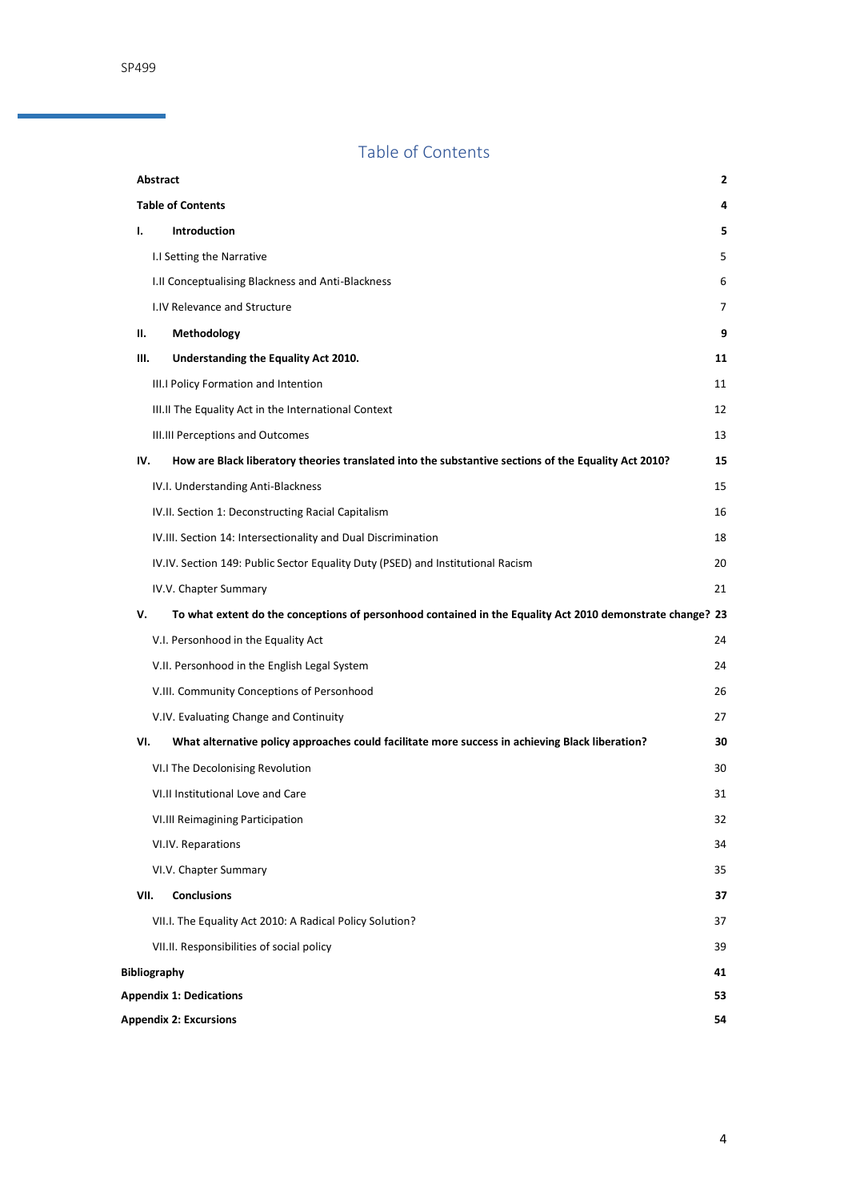# Table of Contents

| | |
|---|---|
| **Abstract** | **2** |
| **Table of Contents** | **4** |
| **I. Introduction** | **5** |
| I.I Setting the Narrative | 5 |
| I.II Conceptualising Blackness and Anti-Blackness | 6 |
| I.IV Relevance and Structure | 7 |
| **II. Methodology** | **9** |
| **III. Understanding the Equality Act 2010.** | **11** |
| III.I Policy Formation and Intention | 11 |
| III.II The Equality Act in the International Context | 12 |
| III.III Perceptions and Outcomes | 13 |
| **IV. How are Black liberatory theories translated into the substantive sections of the Equality Act 2010?** | **15** |
| IV.I. Understanding Anti-Blackness | 15 |
| IV.II. Section 1: Deconstructing Racial Capitalism | 16 |
| IV.III. Section 14: Intersectionality and Dual Discrimination | 18 |
| IV.IV. Section 149: Public Sector Equality Duty (PSED) and Institutional Racism | 20 |
| IV.V. Chapter Summary | 21 |
| **V. To what extent do the conceptions of personhood contained in the Equality Act 2010 demonstrate change?** | **23** |
| V.I. Personhood in the Equality Act | 24 |
| V.II. Personhood in the English Legal System | 24 |
| V.III. Community Conceptions of Personhood | 26 |
| V.IV. Evaluating Change and Continuity | 27 |
| **VI. What alternative policy approaches could facilitate more success in achieving Black liberation?** | **30** |
| VI.I The Decolonising Revolution | 30 |
| VI.II Institutional Love and Care | 31 |
| VI.III Reimagining Participation | 32 |
| VI.IV. Reparations | 34 |
| VI.V. Chapter Summary | 35 |
| **VII. Conclusions** | **37** |
| VII.I. The Equality Act 2010: A Radical Policy Solution? | 37 |
| VII.II. Responsibilities of social policy | 39 |
| **Bibliography** | **41** |
| **Appendix 1: Dedications** | **53** |
| **Appendix 2: Excursions** | **54** |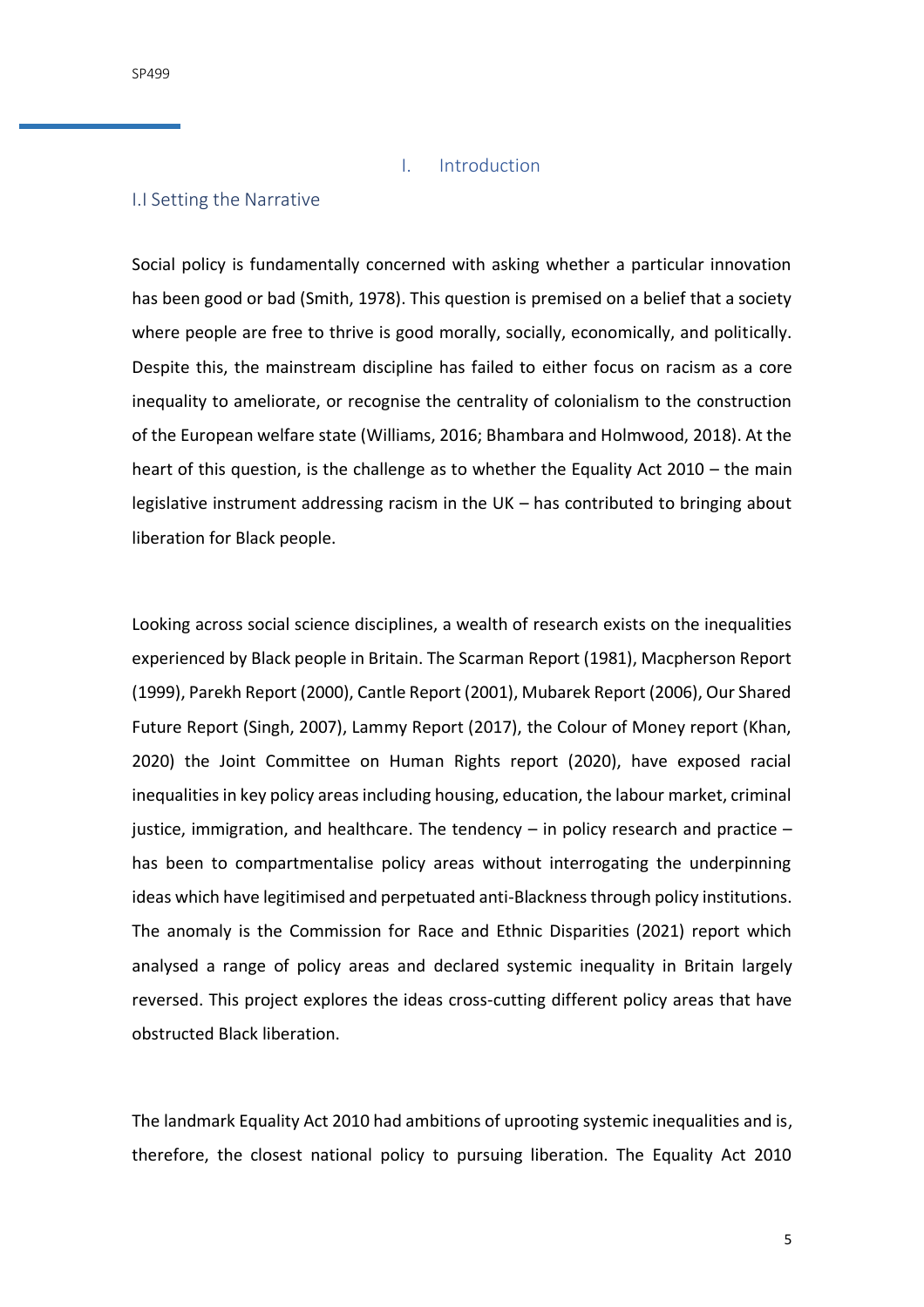# I. Introduction

## I.I Setting the Narrative

Social policy is fundamentally concerned with asking whether a particular innovation has been good or bad (Smith, 1978). This question is premised on a belief that a society where people are free to thrive is good morally, socially, economically, and politically. Despite this, the mainstream discipline has failed to either focus on racism as a core inequality to ameliorate, or recognise the centrality of colonialism to the construction of the European welfare state (Williams, 2016; Bhambara and Holmwood, 2018). At the heart of this question, is the challenge as to whether the Equality Act 2010 – the main legislative instrument addressing racism in the UK – has contributed to bringing about liberation for Black people.

Looking across social science disciplines, a wealth of research exists on the inequalities experienced by Black people in Britain. The Scarman Report (1981), Macpherson Report (1999), Parekh Report (2000), Cantle Report (2001), Mubarek Report (2006), Our Shared Future Report (Singh, 2007), Lammy Report (2017), the Colour of Money report (Khan, 2020) the Joint Committee on Human Rights report (2020), have exposed racial inequalities in key policy areas including housing, education, the labour market, criminal justice, immigration, and healthcare. The tendency – in policy research and practice – has been to compartmentalise policy areas without interrogating the underpinning ideas which have legitimised and perpetuated anti-Blackness through policy institutions. The anomaly is the Commission for Race and Ethnic Disparities (2021) report which analysed a range of policy areas and declared systemic inequality in Britain largely reversed. This project explores the ideas cross-cutting different policy areas that have obstructed Black liberation.

The landmark Equality Act 2010 had ambitions of uprooting systemic inequalities and is, therefore, the closest national policy to pursuing liberation. The Equality Act 2010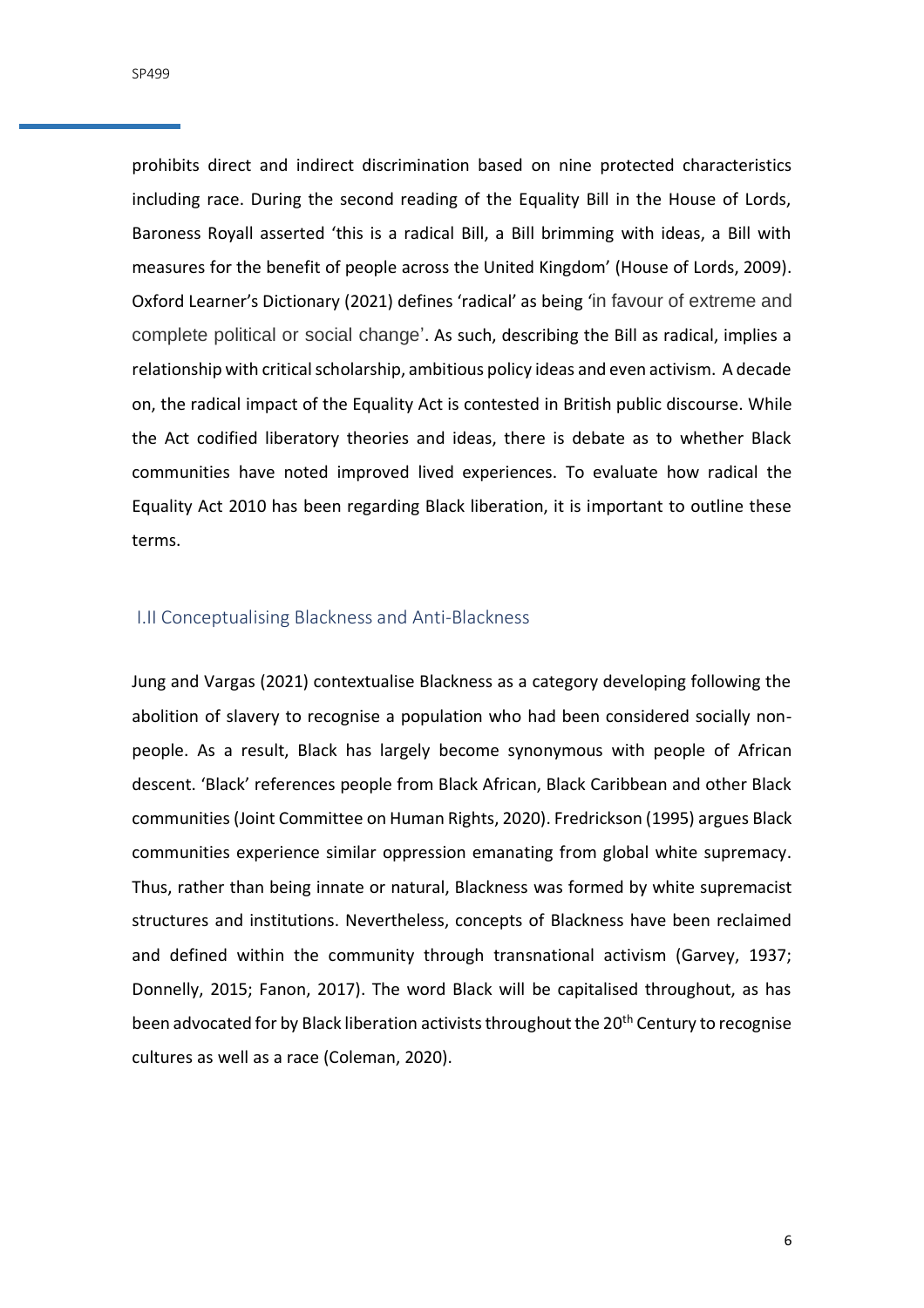prohibits direct and indirect discrimination based on nine protected characteristics including race. During the second reading of the Equality Bill in the House of Lords, Baroness Royall asserted 'this is a radical Bill, a Bill brimming with ideas, a Bill with measures for the benefit of people across the United Kingdom' (House of Lords, 2009). Oxford Learner's Dictionary (2021) defines 'radical' as being 'in favour of extreme and complete political or social change'. As such, describing the Bill as radical, implies a relationship with critical scholarship, ambitious policy ideas and even activism. A decade on, the radical impact of the Equality Act is contested in British public discourse. While the Act codified liberatory theories and ideas, there is debate as to whether Black communities have noted improved lived experiences. To evaluate how radical the Equality Act 2010 has been regarding Black liberation, it is important to outline these terms.

### I.II Conceptualising Blackness and Anti-Blackness

Jung and Vargas (2021) contextualise Blackness as a category developing following the abolition of slavery to recognise a population who had been considered socially non-people. As a result, Black has largely become synonymous with people of African descent. 'Black' references people from Black African, Black Caribbean and other Black communities (Joint Committee on Human Rights, 2020). Fredrickson (1995) argues Black communities experience similar oppression emanating from global white supremacy. Thus, rather than being innate or natural, Blackness was formed by white supremacist structures and institutions. Nevertheless, concepts of Blackness have been reclaimed and defined within the community through transnational activism (Garvey, 1937; Donnelly, 2015; Fanon, 2017). The word Black will be capitalised throughout, as has been advocated for by Black liberation activists throughout the 20th Century to recognise cultures as well as a race (Coleman, 2020).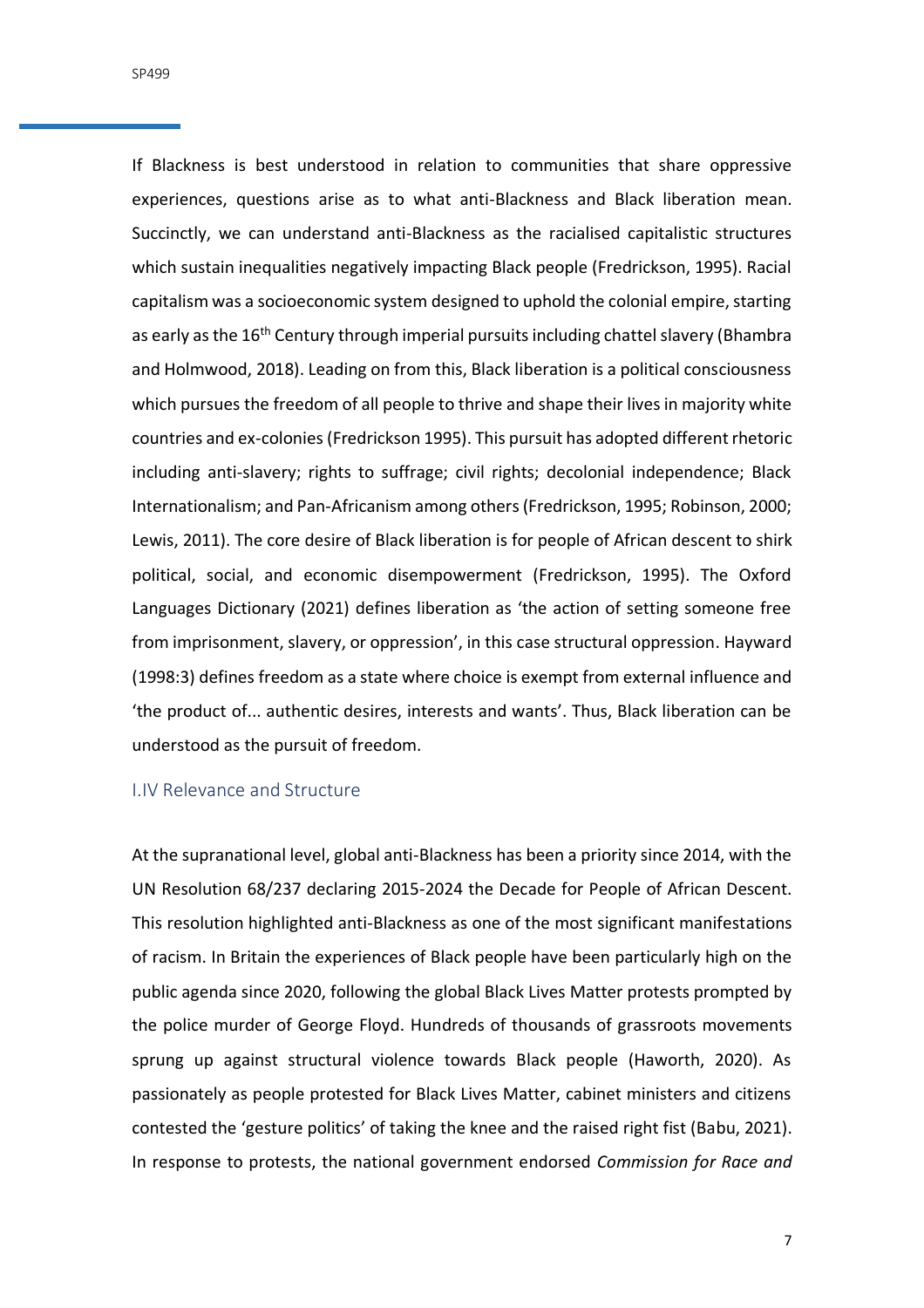If Blackness is best understood in relation to communities that share oppressive experiences, questions arise as to what anti-Blackness and Black liberation mean. Succinctly, we can understand anti-Blackness as the racialised capitalistic structures which sustain inequalities negatively impacting Black people (Fredrickson, 1995). Racial capitalism was a socioeconomic system designed to uphold the colonial empire, starting as early as the 16th Century through imperial pursuits including chattel slavery (Bhambra and Holmwood, 2018). Leading on from this, Black liberation is a political consciousness which pursues the freedom of all people to thrive and shape their lives in majority white countries and ex-colonies (Fredrickson 1995). This pursuit has adopted different rhetoric including anti-slavery; rights to suffrage; civil rights; decolonial independence; Black Internationalism; and Pan-Africanism among others (Fredrickson, 1995; Robinson, 2000; Lewis, 2011). The core desire of Black liberation is for people of African descent to shirk political, social, and economic disempowerment (Fredrickson, 1995). The Oxford Languages Dictionary (2021) defines liberation as 'the action of setting someone free from imprisonment, slavery, or oppression', in this case structural oppression. Hayward (1998:3) defines freedom as a state where choice is exempt from external influence and 'the product of... authentic desires, interests and wants'. Thus, Black liberation can be understood as the pursuit of freedom.

### I.IV Relevance and Structure

At the supranational level, global anti-Blackness has been a priority since 2014, with the UN Resolution 68/237 declaring 2015-2024 the Decade for People of African Descent. This resolution highlighted anti-Blackness as one of the most significant manifestations of racism. In Britain the experiences of Black people have been particularly high on the public agenda since 2020, following the global Black Lives Matter protests prompted by the police murder of George Floyd. Hundreds of thousands of grassroots movements sprung up against structural violence towards Black people (Haworth, 2020). As passionately as people protested for Black Lives Matter, cabinet ministers and citizens contested the 'gesture politics' of taking the knee and the raised right fist (Babu, 2021). In response to protests, the national government endorsed *Commission for Race and*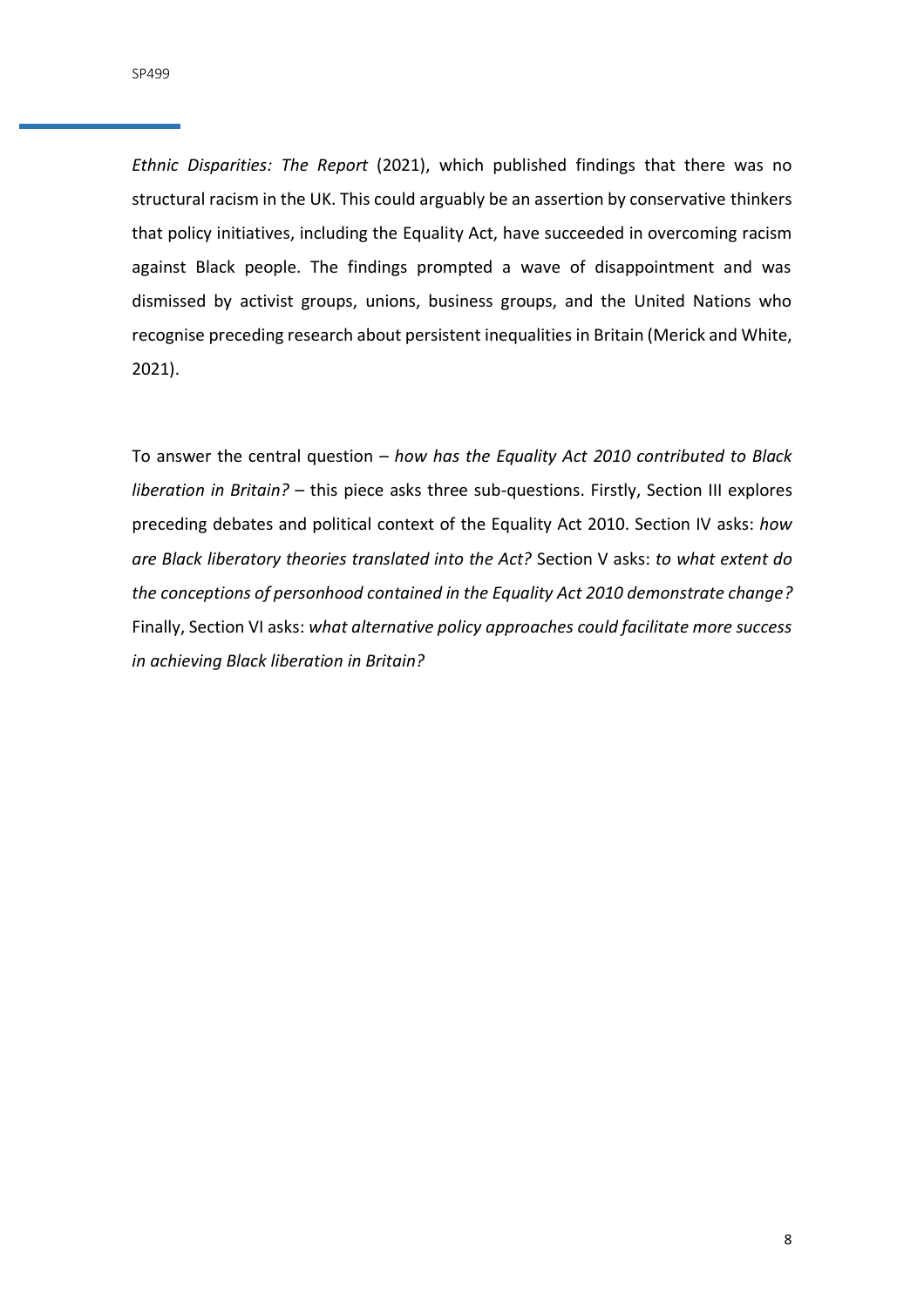*Ethnic Disparities: The Report* (2021), which published findings that there was no structural racism in the UK. This could arguably be an assertion by conservative thinkers that policy initiatives, including the Equality Act, have succeeded in overcoming racism against Black people. The findings prompted a wave of disappointment and was dismissed by activist groups, unions, business groups, and the United Nations who recognise preceding research about persistent inequalities in Britain (Merick and White, 2021).

To answer the central question – *how has the Equality Act 2010 contributed to Black liberation in Britain?* – this piece asks three sub-questions. Firstly, Section III explores preceding debates and political context of the Equality Act 2010. Section IV asks: *how are Black liberatory theories translated into the Act?* Section V asks: *to what extent do the conceptions of personhood contained in the Equality Act 2010 demonstrate change?* Finally, Section VI asks: *what alternative policy approaches could facilitate more success in achieving Black liberation in Britain?*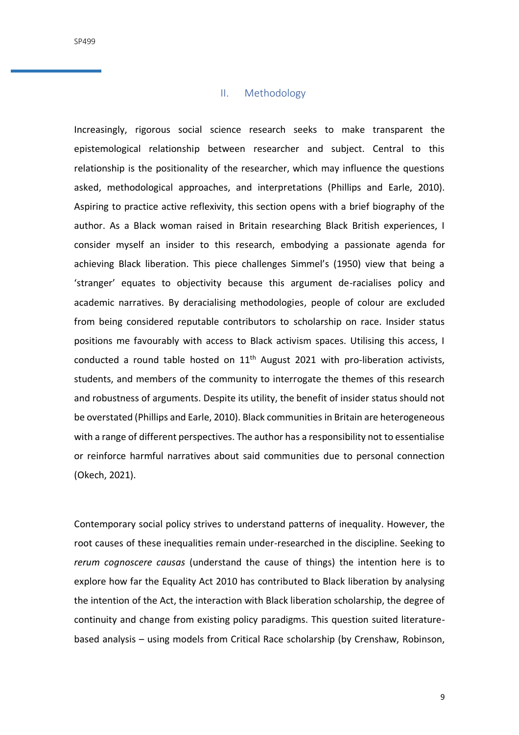## II. Methodology

Increasingly, rigorous social science research seeks to make transparent the epistemological relationship between researcher and subject. Central to this relationship is the positionality of the researcher, which may influence the questions asked, methodological approaches, and interpretations (Phillips and Earle, 2010). Aspiring to practice active reflexivity, this section opens with a brief biography of the author. As a Black woman raised in Britain researching Black British experiences, I consider myself an insider to this research, embodying a passionate agenda for achieving Black liberation. This piece challenges Simmel's (1950) view that being a 'stranger' equates to objectivity because this argument de-racialises policy and academic narratives. By deracialising methodologies, people of colour are excluded from being considered reputable contributors to scholarship on race. Insider status positions me favourably with access to Black activism spaces. Utilising this access, I conducted a round table hosted on 11th August 2021 with pro-liberation activists, students, and members of the community to interrogate the themes of this research and robustness of arguments. Despite its utility, the benefit of insider status should not be overstated (Phillips and Earle, 2010). Black communities in Britain are heterogeneous with a range of different perspectives. The author has a responsibility not to essentialise or reinforce harmful narratives about said communities due to personal connection (Okech, 2021).

Contemporary social policy strives to understand patterns of inequality. However, the root causes of these inequalities remain under-researched in the discipline. Seeking to *rerum cognoscere causas* (understand the cause of things) the intention here is to explore how far the Equality Act 2010 has contributed to Black liberation by analysing the intention of the Act, the interaction with Black liberation scholarship, the degree of continuity and change from existing policy paradigms. This question suited literature-based analysis – using models from Critical Race scholarship (by Crenshaw, Robinson,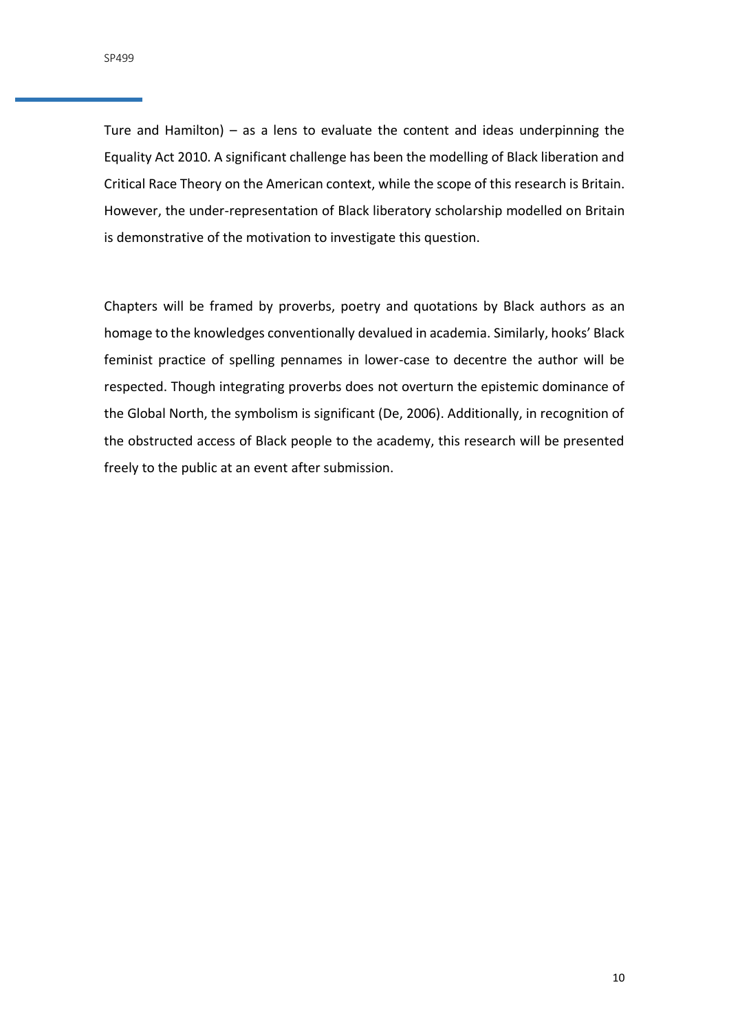Ture and Hamilton) – as a lens to evaluate the content and ideas underpinning the Equality Act 2010. A significant challenge has been the modelling of Black liberation and Critical Race Theory on the American context, while the scope of this research is Britain. However, the under-representation of Black liberatory scholarship modelled on Britain is demonstrative of the motivation to investigate this question.

Chapters will be framed by proverbs, poetry and quotations by Black authors as an homage to the knowledges conventionally devalued in academia. Similarly, hooks' Black feminist practice of spelling pennames in lower-case to decentre the author will be respected. Though integrating proverbs does not overturn the epistemic dominance of the Global North, the symbolism is significant (De, 2006). Additionally, in recognition of the obstructed access of Black people to the academy, this research will be presented freely to the public at an event after submission.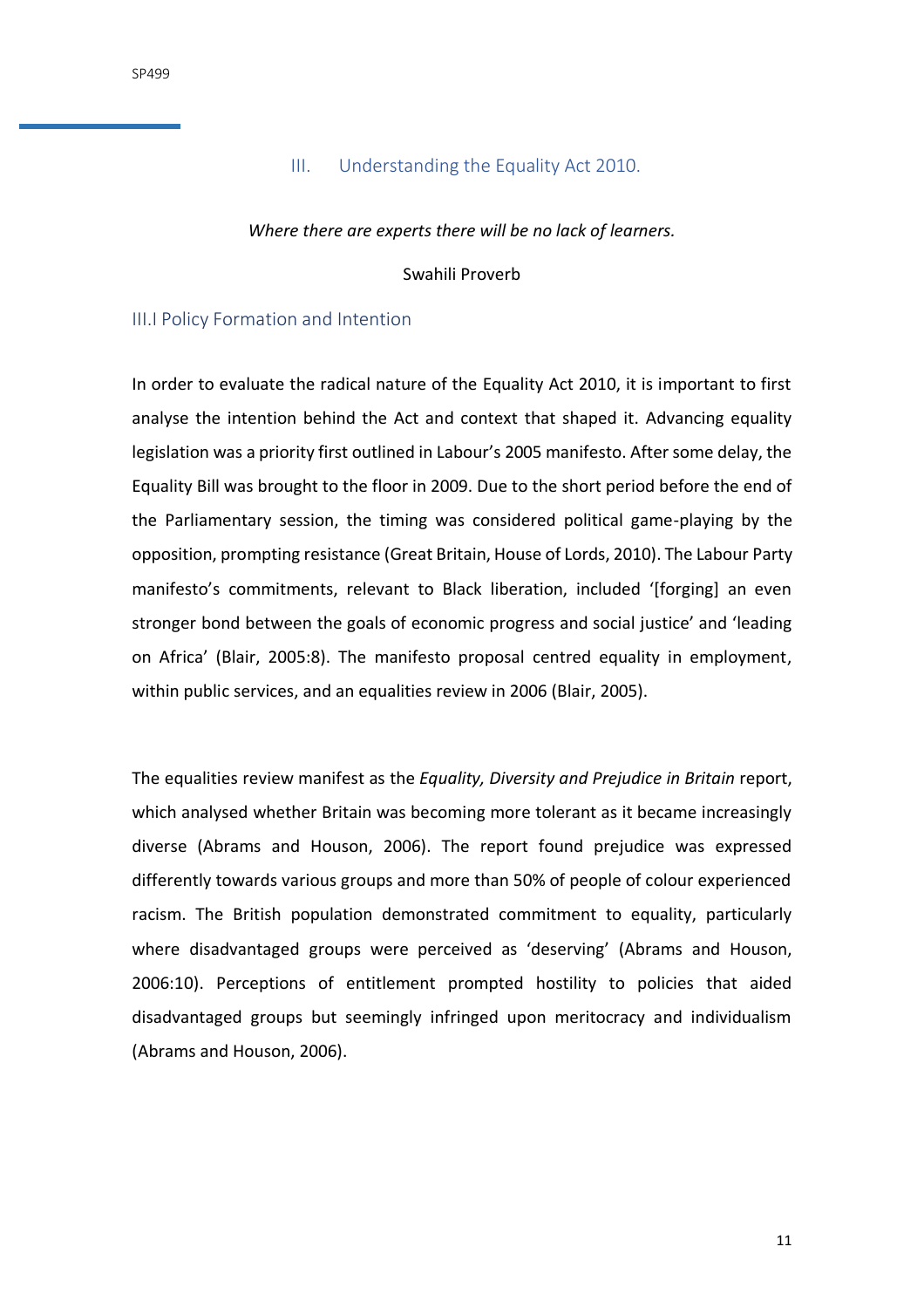## III. Understanding the Equality Act 2010.

*Where there are experts there will be no lack of learners.*

Swahili Proverb

### III.I Policy Formation and Intention

In order to evaluate the radical nature of the Equality Act 2010, it is important to first analyse the intention behind the Act and context that shaped it. Advancing equality legislation was a priority first outlined in Labour's 2005 manifesto. After some delay, the Equality Bill was brought to the floor in 2009. Due to the short period before the end of the Parliamentary session, the timing was considered political game-playing by the opposition, prompting resistance (Great Britain, House of Lords, 2010). The Labour Party manifesto's commitments, relevant to Black liberation, included '[forging] an even stronger bond between the goals of economic progress and social justice' and 'leading on Africa' (Blair, 2005:8). The manifesto proposal centred equality in employment, within public services, and an equalities review in 2006 (Blair, 2005).

The equalities review manifest as the *Equality, Diversity and Prejudice in Britain* report, which analysed whether Britain was becoming more tolerant as it became increasingly diverse (Abrams and Houson, 2006). The report found prejudice was expressed differently towards various groups and more than 50% of people of colour experienced racism. The British population demonstrated commitment to equality, particularly where disadvantaged groups were perceived as 'deserving' (Abrams and Houson, 2006:10). Perceptions of entitlement prompted hostility to policies that aided disadvantaged groups but seemingly infringed upon meritocracy and individualism (Abrams and Houson, 2006).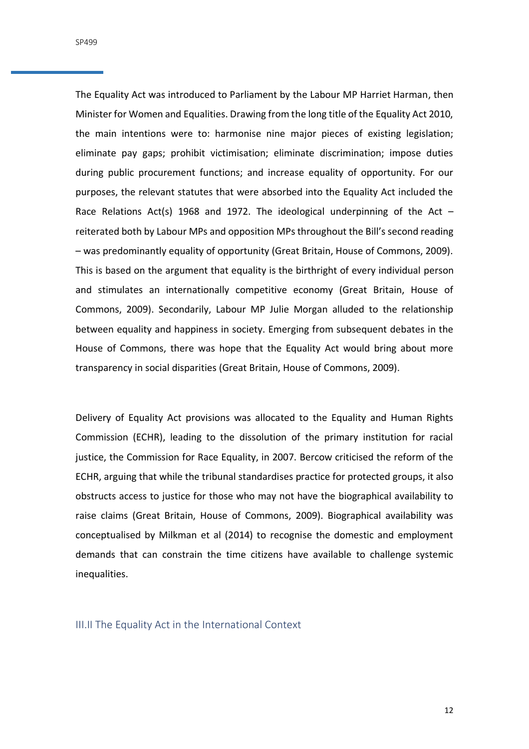The Equality Act was introduced to Parliament by the Labour MP Harriet Harman, then Minister for Women and Equalities. Drawing from the long title of the Equality Act 2010, the main intentions were to: harmonise nine major pieces of existing legislation; eliminate pay gaps; prohibit victimisation; eliminate discrimination; impose duties during public procurement functions; and increase equality of opportunity. For our purposes, the relevant statutes that were absorbed into the Equality Act included the Race Relations Act(s) 1968 and 1972. The ideological underpinning of the Act – reiterated both by Labour MPs and opposition MPs throughout the Bill's second reading – was predominantly equality of opportunity (Great Britain, House of Commons, 2009). This is based on the argument that equality is the birthright of every individual person and stimulates an internationally competitive economy (Great Britain, House of Commons, 2009). Secondarily, Labour MP Julie Morgan alluded to the relationship between equality and happiness in society. Emerging from subsequent debates in the House of Commons, there was hope that the Equality Act would bring about more transparency in social disparities (Great Britain, House of Commons, 2009).

Delivery of Equality Act provisions was allocated to the Equality and Human Rights Commission (ECHR), leading to the dissolution of the primary institution for racial justice, the Commission for Race Equality, in 2007. Bercow criticised the reform of the ECHR, arguing that while the tribunal standardises practice for protected groups, it also obstructs access to justice for those who may not have the biographical availability to raise claims (Great Britain, House of Commons, 2009). Biographical availability was conceptualised by Milkman et al (2014) to recognise the domestic and employment demands that can constrain the time citizens have available to challenge systemic inequalities.

## III.II The Equality Act in the International Context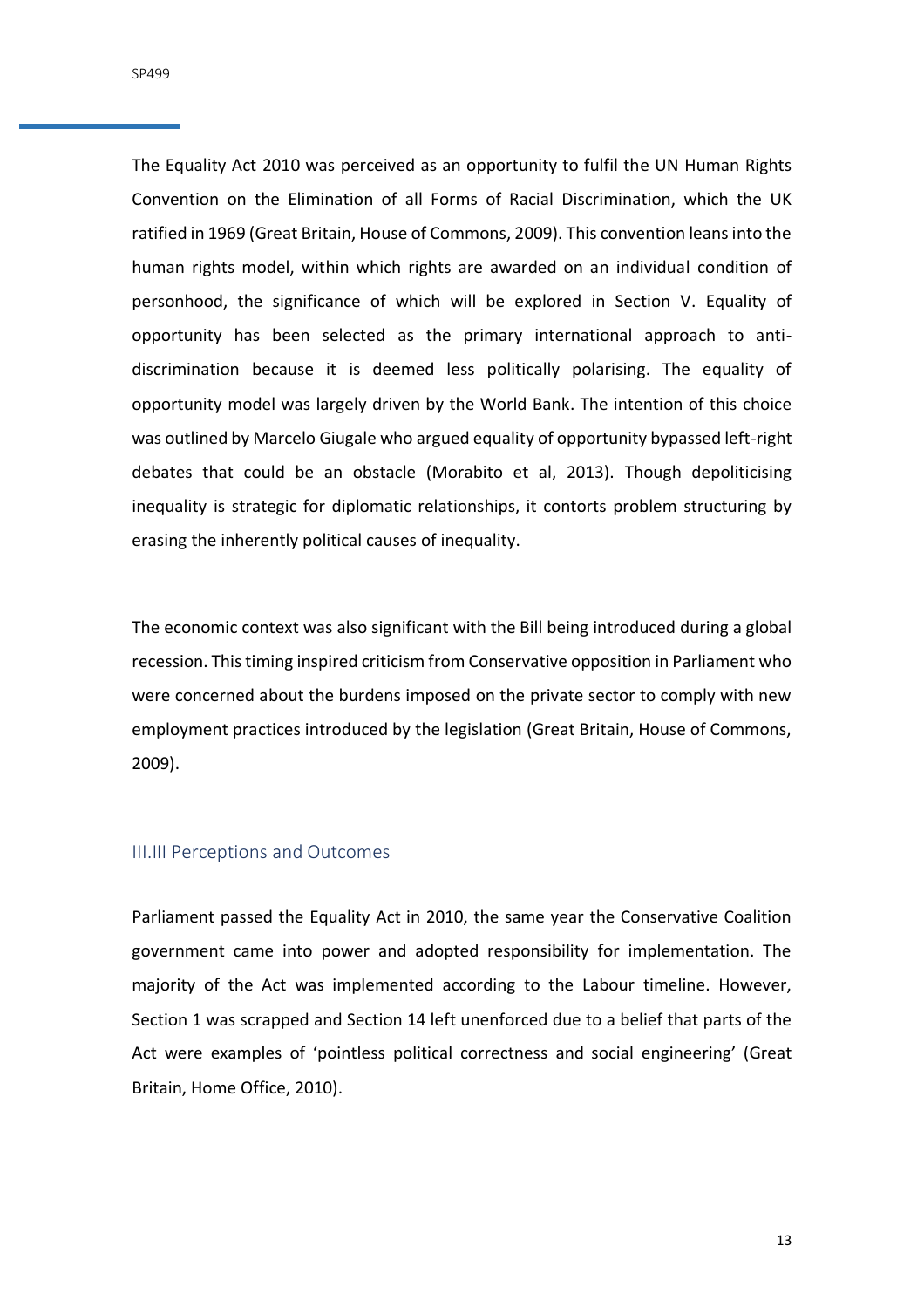The Equality Act 2010 was perceived as an opportunity to fulfil the UN Human Rights Convention on the Elimination of all Forms of Racial Discrimination, which the UK ratified in 1969 (Great Britain, House of Commons, 2009). This convention leans into the human rights model, within which rights are awarded on an individual condition of personhood, the significance of which will be explored in Section V. Equality of opportunity has been selected as the primary international approach to anti-discrimination because it is deemed less politically polarising. The equality of opportunity model was largely driven by the World Bank. The intention of this choice was outlined by Marcelo Giugale who argued equality of opportunity bypassed left-right debates that could be an obstacle (Morabito et al, 2013). Though depoliticising inequality is strategic for diplomatic relationships, it contorts problem structuring by erasing the inherently political causes of inequality.

The economic context was also significant with the Bill being introduced during a global recession. This timing inspired criticism from Conservative opposition in Parliament who were concerned about the burdens imposed on the private sector to comply with new employment practices introduced by the legislation (Great Britain, House of Commons, 2009).

### III.III Perceptions and Outcomes

Parliament passed the Equality Act in 2010, the same year the Conservative Coalition government came into power and adopted responsibility for implementation. The majority of the Act was implemented according to the Labour timeline. However, Section 1 was scrapped and Section 14 left unenforced due to a belief that parts of the Act were examples of 'pointless political correctness and social engineering' (Great Britain, Home Office, 2010).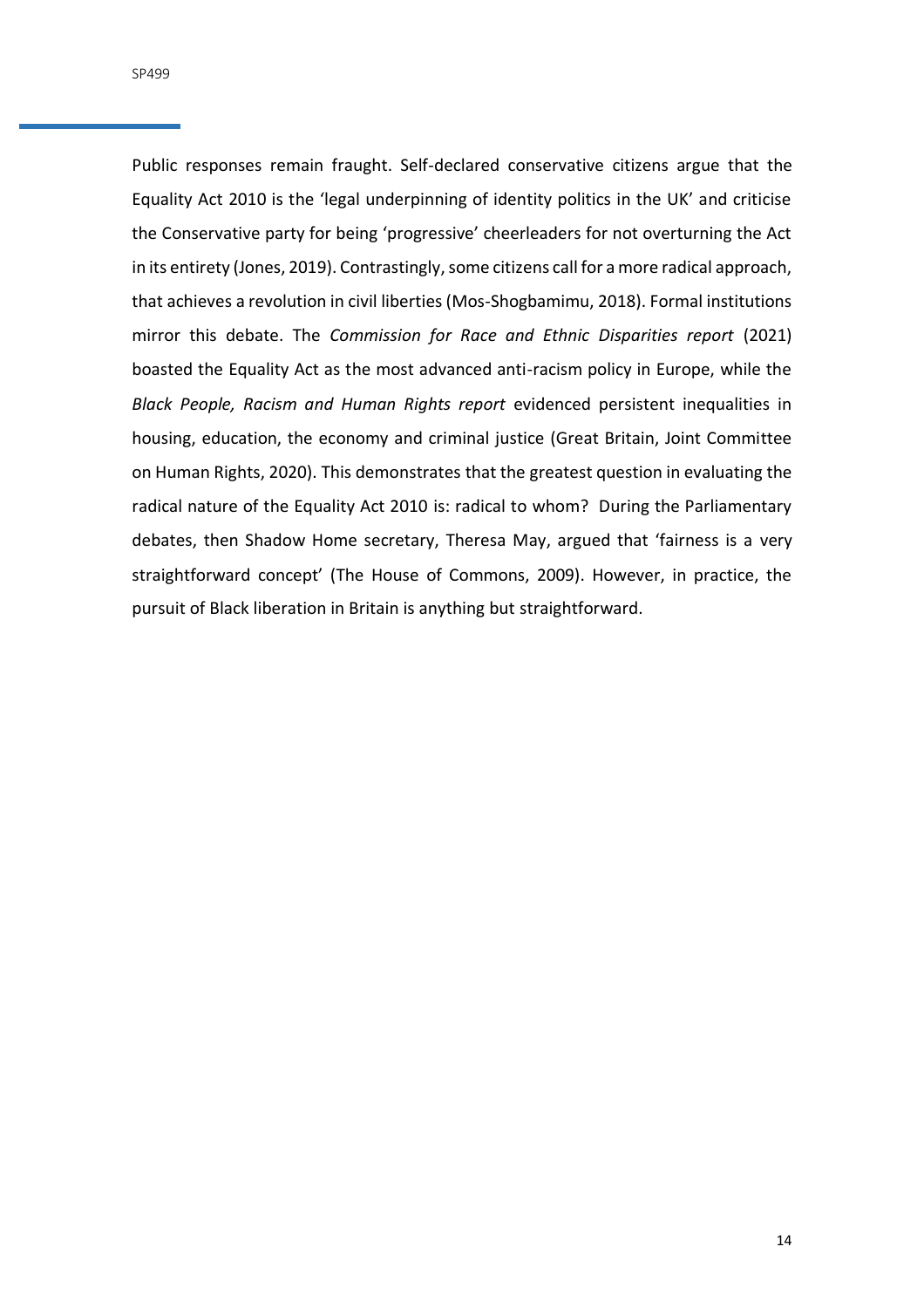Public responses remain fraught. Self-declared conservative citizens argue that the Equality Act 2010 is the 'legal underpinning of identity politics in the UK' and criticise the Conservative party for being 'progressive' cheerleaders for not overturning the Act in its entirety (Jones, 2019). Contrastingly, some citizens call for a more radical approach, that achieves a revolution in civil liberties (Mos-Shogbamimu, 2018). Formal institutions mirror this debate. The *Commission for Race and Ethnic Disparities report* (2021) boasted the Equality Act as the most advanced anti-racism policy in Europe, while the *Black People, Racism and Human Rights report* evidenced persistent inequalities in housing, education, the economy and criminal justice (Great Britain, Joint Committee on Human Rights, 2020). This demonstrates that the greatest question in evaluating the radical nature of the Equality Act 2010 is: radical to whom? During the Parliamentary debates, then Shadow Home secretary, Theresa May, argued that 'fairness is a very straightforward concept' (The House of Commons, 2009). However, in practice, the pursuit of Black liberation in Britain is anything but straightforward.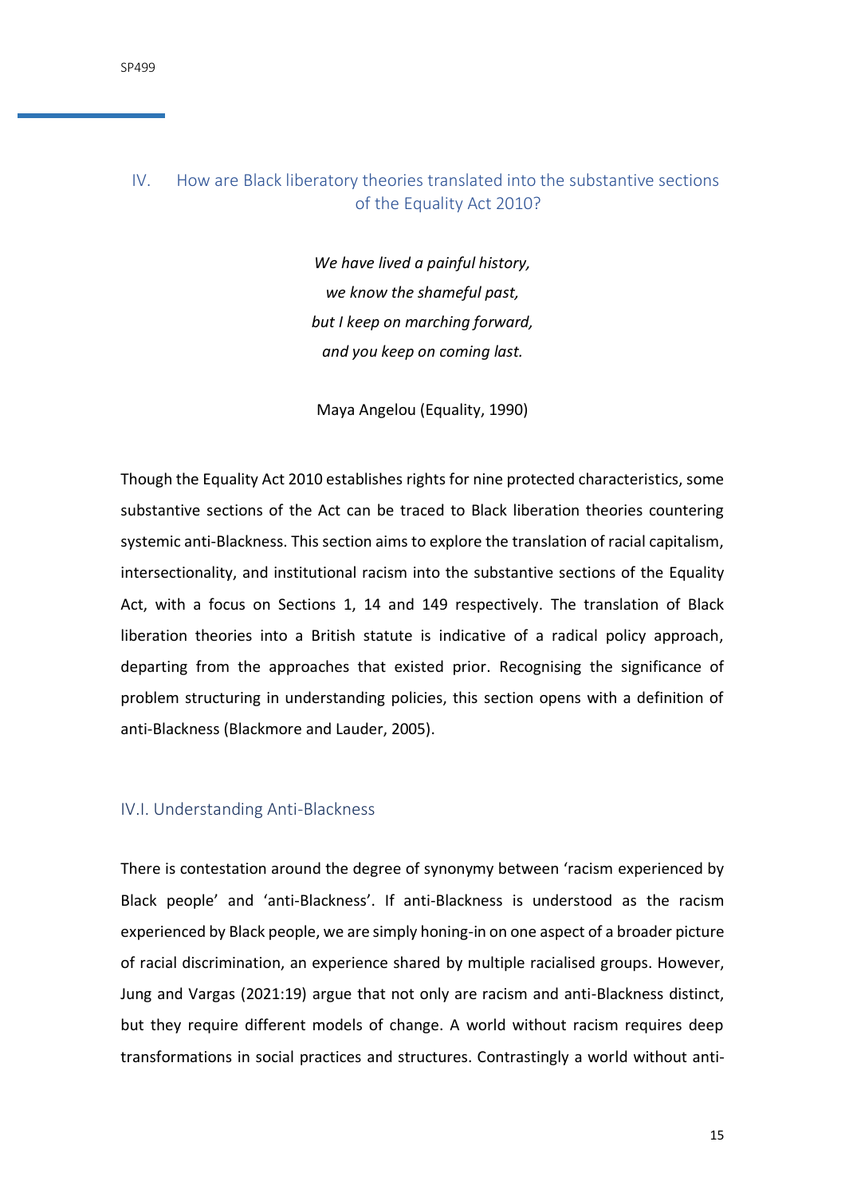## IV. How are Black liberatory theories translated into the substantive sections of the Equality Act 2010?

*We have lived a painful history,*
*we know the shameful past,*
*but I keep on marching forward,*
*and you keep on coming last.*

Maya Angelou (Equality, 1990)

Though the Equality Act 2010 establishes rights for nine protected characteristics, some substantive sections of the Act can be traced to Black liberation theories countering systemic anti-Blackness. This section aims to explore the translation of racial capitalism, intersectionality, and institutional racism into the substantive sections of the Equality Act, with a focus on Sections 1, 14 and 149 respectively. The translation of Black liberation theories into a British statute is indicative of a radical policy approach, departing from the approaches that existed prior. Recognising the significance of problem structuring in understanding policies, this section opens with a definition of anti-Blackness (Blackmore and Lauder, 2005).

### IV.I. Understanding Anti-Blackness

There is contestation around the degree of synonymy between 'racism experienced by Black people' and 'anti-Blackness'. If anti-Blackness is understood as the racism experienced by Black people, we are simply honing-in on one aspect of a broader picture of racial discrimination, an experience shared by multiple racialised groups. However, Jung and Vargas (2021:19) argue that not only are racism and anti-Blackness distinct, but they require different models of change. A world without racism requires deep transformations in social practices and structures. Contrastingly a world without anti-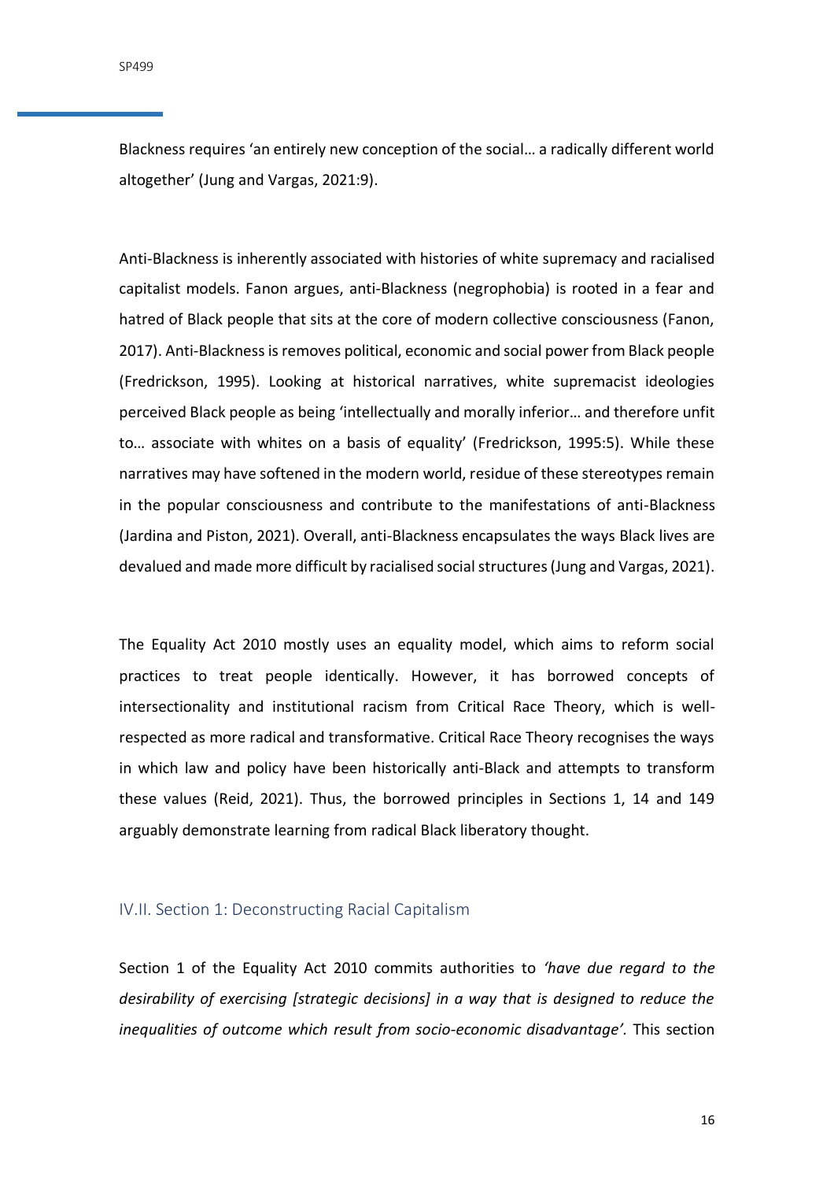Blackness requires 'an entirely new conception of the social… a radically different world altogether' (Jung and Vargas, 2021:9).

Anti-Blackness is inherently associated with histories of white supremacy and racialised capitalist models. Fanon argues, anti-Blackness (negrophobia) is rooted in a fear and hatred of Black people that sits at the core of modern collective consciousness (Fanon, 2017). Anti-Blackness is removes political, economic and social power from Black people (Fredrickson, 1995). Looking at historical narratives, white supremacist ideologies perceived Black people as being 'intellectually and morally inferior… and therefore unfit to… associate with whites on a basis of equality' (Fredrickson, 1995:5). While these narratives may have softened in the modern world, residue of these stereotypes remain in the popular consciousness and contribute to the manifestations of anti-Blackness (Jardina and Piston, 2021). Overall, anti-Blackness encapsulates the ways Black lives are devalued and made more difficult by racialised social structures (Jung and Vargas, 2021).

The Equality Act 2010 mostly uses an equality model, which aims to reform social practices to treat people identically. However, it has borrowed concepts of intersectionality and institutional racism from Critical Race Theory, which is well-respected as more radical and transformative. Critical Race Theory recognises the ways in which law and policy have been historically anti-Black and attempts to transform these values (Reid, 2021). Thus, the borrowed principles in Sections 1, 14 and 149 arguably demonstrate learning from radical Black liberatory thought.

### IV.II. Section 1: Deconstructing Racial Capitalism

Section 1 of the Equality Act 2010 commits authorities to *'have due regard to the desirability of exercising [strategic decisions] in a way that is designed to reduce the inequalities of outcome which result from socio-economic disadvantage'.* This section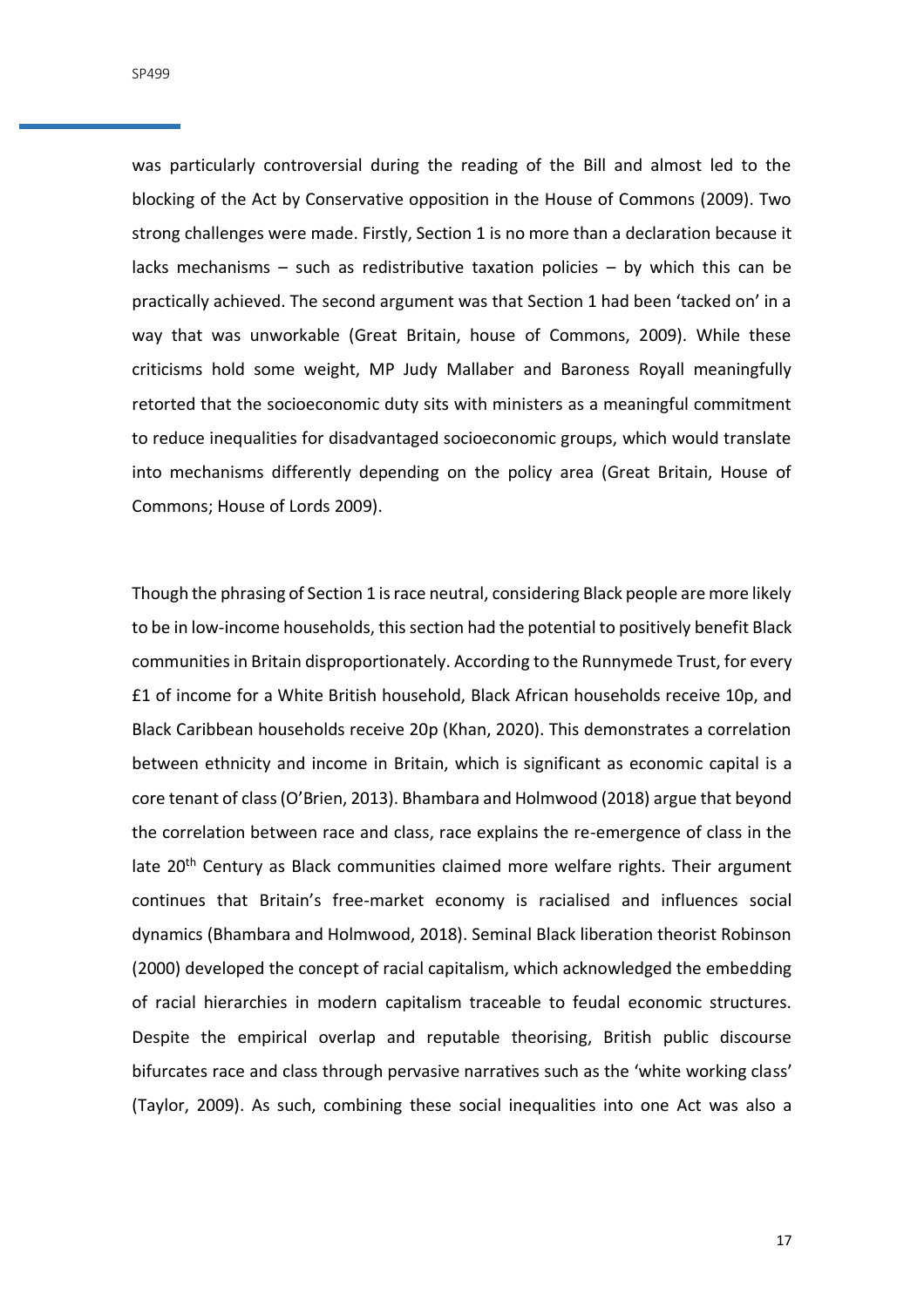was particularly controversial during the reading of the Bill and almost led to the blocking of the Act by Conservative opposition in the House of Commons (2009). Two strong challenges were made. Firstly, Section 1 is no more than a declaration because it lacks mechanisms – such as redistributive taxation policies – by which this can be practically achieved. The second argument was that Section 1 had been 'tacked on' in a way that was unworkable (Great Britain, house of Commons, 2009). While these criticisms hold some weight, MP Judy Mallaber and Baroness Royall meaningfully retorted that the socioeconomic duty sits with ministers as a meaningful commitment to reduce inequalities for disadvantaged socioeconomic groups, which would translate into mechanisms differently depending on the policy area (Great Britain, House of Commons; House of Lords 2009).

Though the phrasing of Section 1 is race neutral, considering Black people are more likely to be in low-income households, this section had the potential to positively benefit Black communities in Britain disproportionately. According to the Runnymede Trust, for every £1 of income for a White British household, Black African households receive 10p, and Black Caribbean households receive 20p (Khan, 2020). This demonstrates a correlation between ethnicity and income in Britain, which is significant as economic capital is a core tenant of class (O'Brien, 2013). Bhambara and Holmwood (2018) argue that beyond the correlation between race and class, race explains the re-emergence of class in the late 20th Century as Black communities claimed more welfare rights. Their argument continues that Britain's free-market economy is racialised and influences social dynamics (Bhambara and Holmwood, 2018). Seminal Black liberation theorist Robinson (2000) developed the concept of racial capitalism, which acknowledged the embedding of racial hierarchies in modern capitalism traceable to feudal economic structures. Despite the empirical overlap and reputable theorising, British public discourse bifurcates race and class through pervasive narratives such as the 'white working class' (Taylor, 2009). As such, combining these social inequalities into one Act was also a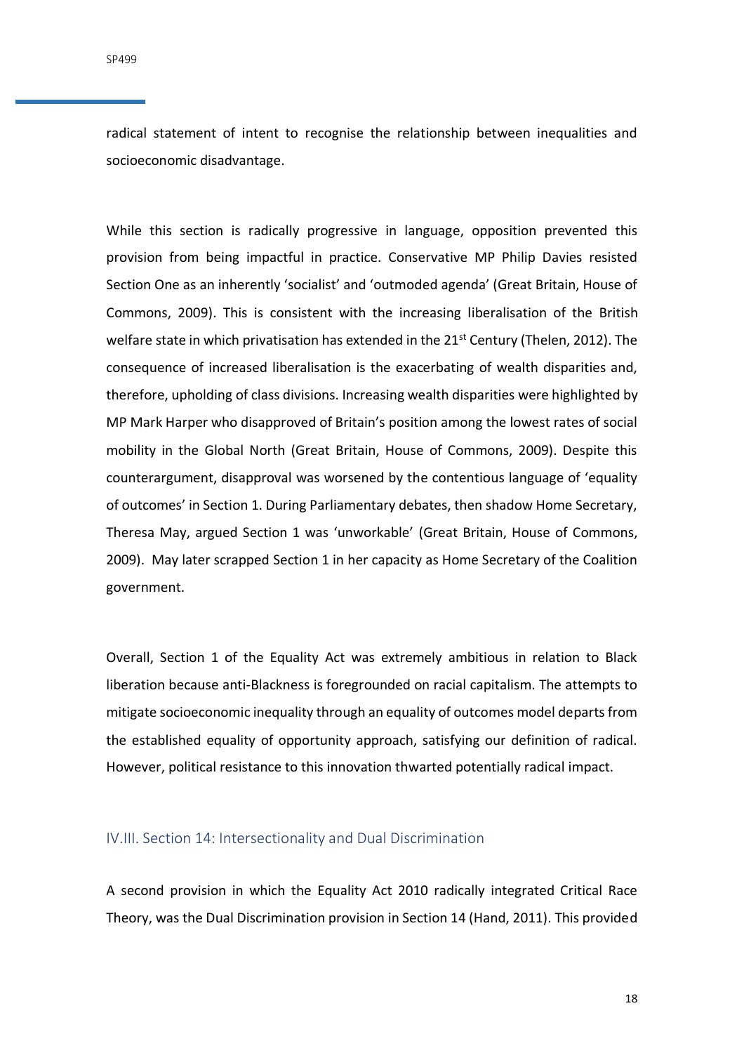radical statement of intent to recognise the relationship between inequalities and socioeconomic disadvantage.

While this section is radically progressive in language, opposition prevented this provision from being impactful in practice. Conservative MP Philip Davies resisted Section One as an inherently 'socialist' and 'outmoded agenda' (Great Britain, House of Commons, 2009). This is consistent with the increasing liberalisation of the British welfare state in which privatisation has extended in the 21st Century (Thelen, 2012). The consequence of increased liberalisation is the exacerbating of wealth disparities and, therefore, upholding of class divisions. Increasing wealth disparities were highlighted by MP Mark Harper who disapproved of Britain's position among the lowest rates of social mobility in the Global North (Great Britain, House of Commons, 2009). Despite this counterargument, disapproval was worsened by the contentious language of 'equality of outcomes' in Section 1. During Parliamentary debates, then shadow Home Secretary, Theresa May, argued Section 1 was 'unworkable' (Great Britain, House of Commons, 2009). May later scrapped Section 1 in her capacity as Home Secretary of the Coalition government.

Overall, Section 1 of the Equality Act was extremely ambitious in relation to Black liberation because anti-Blackness is foregrounded on racial capitalism. The attempts to mitigate socioeconomic inequality through an equality of outcomes model departs from the established equality of opportunity approach, satisfying our definition of radical. However, political resistance to this innovation thwarted potentially radical impact.

### IV.III. Section 14: Intersectionality and Dual Discrimination

A second provision in which the Equality Act 2010 radically integrated Critical Race Theory, was the Dual Discrimination provision in Section 14 (Hand, 2011). This provided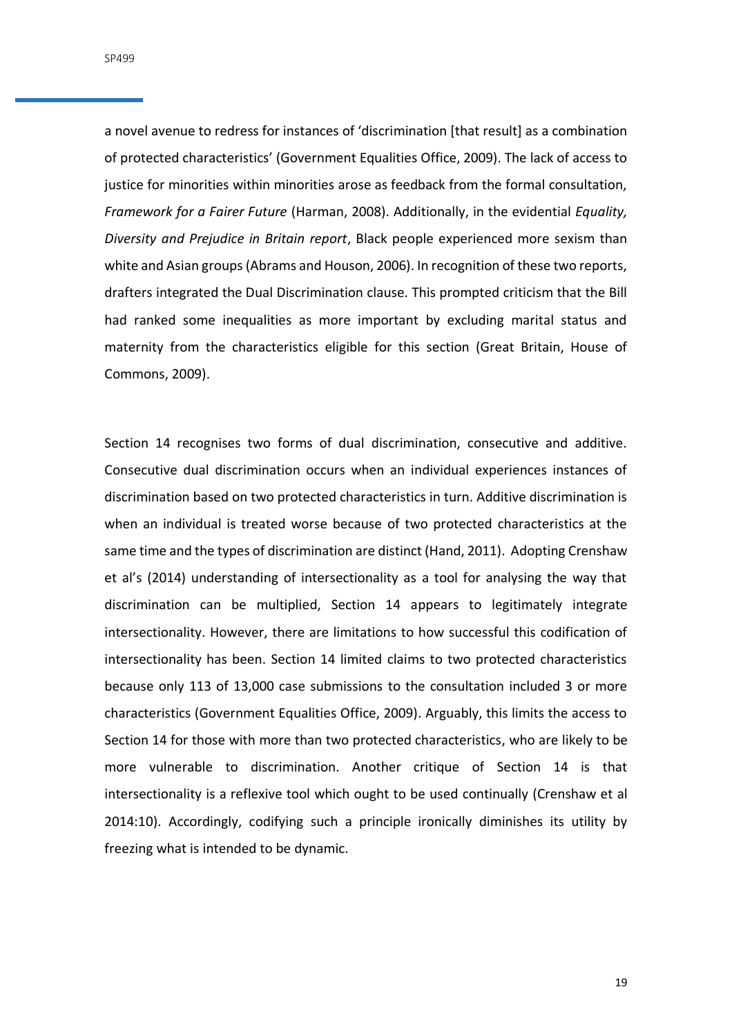a novel avenue to redress for instances of 'discrimination [that result] as a combination of protected characteristics' (Government Equalities Office, 2009). The lack of access to justice for minorities within minorities arose as feedback from the formal consultation, *Framework for a Fairer Future* (Harman, 2008). Additionally, in the evidential *Equality, Diversity and Prejudice in Britain report*, Black people experienced more sexism than white and Asian groups (Abrams and Houson, 2006). In recognition of these two reports, drafters integrated the Dual Discrimination clause. This prompted criticism that the Bill had ranked some inequalities as more important by excluding marital status and maternity from the characteristics eligible for this section (Great Britain, House of Commons, 2009).

Section 14 recognises two forms of dual discrimination, consecutive and additive. Consecutive dual discrimination occurs when an individual experiences instances of discrimination based on two protected characteristics in turn. Additive discrimination is when an individual is treated worse because of two protected characteristics at the same time and the types of discrimination are distinct (Hand, 2011). Adopting Crenshaw et al's (2014) understanding of intersectionality as a tool for analysing the way that discrimination can be multiplied, Section 14 appears to legitimately integrate intersectionality. However, there are limitations to how successful this codification of intersectionality has been. Section 14 limited claims to two protected characteristics because only 113 of 13,000 case submissions to the consultation included 3 or more characteristics (Government Equalities Office, 2009). Arguably, this limits the access to Section 14 for those with more than two protected characteristics, who are likely to be more vulnerable to discrimination. Another critique of Section 14 is that intersectionality is a reflexive tool which ought to be used continually (Crenshaw et al 2014:10). Accordingly, codifying such a principle ironically diminishes its utility by freezing what is intended to be dynamic.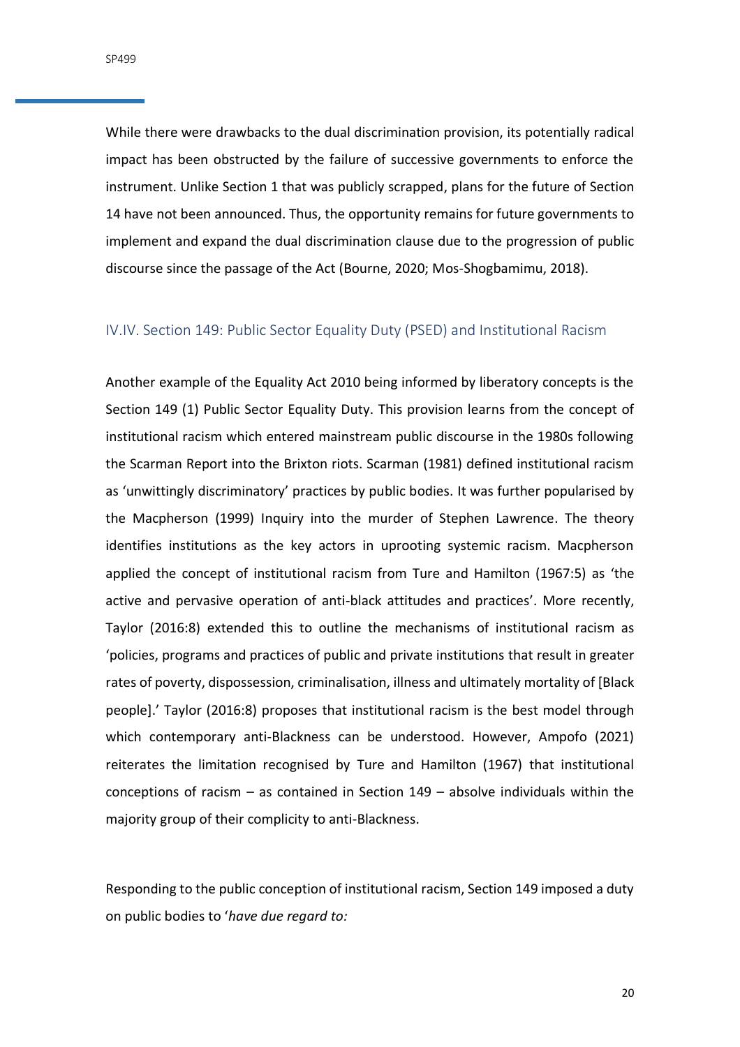While there were drawbacks to the dual discrimination provision, its potentially radical impact has been obstructed by the failure of successive governments to enforce the instrument. Unlike Section 1 that was publicly scrapped, plans for the future of Section 14 have not been announced. Thus, the opportunity remains for future governments to implement and expand the dual discrimination clause due to the progression of public discourse since the passage of the Act (Bourne, 2020; Mos-Shogbamimu, 2018).

### IV.IV. Section 149: Public Sector Equality Duty (PSED) and Institutional Racism

Another example of the Equality Act 2010 being informed by liberatory concepts is the Section 149 (1) Public Sector Equality Duty. This provision learns from the concept of institutional racism which entered mainstream public discourse in the 1980s following the Scarman Report into the Brixton riots. Scarman (1981) defined institutional racism as 'unwittingly discriminatory' practices by public bodies. It was further popularised by the Macpherson (1999) Inquiry into the murder of Stephen Lawrence. The theory identifies institutions as the key actors in uprooting systemic racism. Macpherson applied the concept of institutional racism from Ture and Hamilton (1967:5) as 'the active and pervasive operation of anti-black attitudes and practices'. More recently, Taylor (2016:8) extended this to outline the mechanisms of institutional racism as 'policies, programs and practices of public and private institutions that result in greater rates of poverty, dispossession, criminalisation, illness and ultimately mortality of [Black people].' Taylor (2016:8) proposes that institutional racism is the best model through which contemporary anti-Blackness can be understood. However, Ampofo (2021) reiterates the limitation recognised by Ture and Hamilton (1967) that institutional conceptions of racism – as contained in Section 149 – absolve individuals within the majority group of their complicity to anti-Blackness.

Responding to the public conception of institutional racism, Section 149 imposed a duty on public bodies to '*have due regard to:*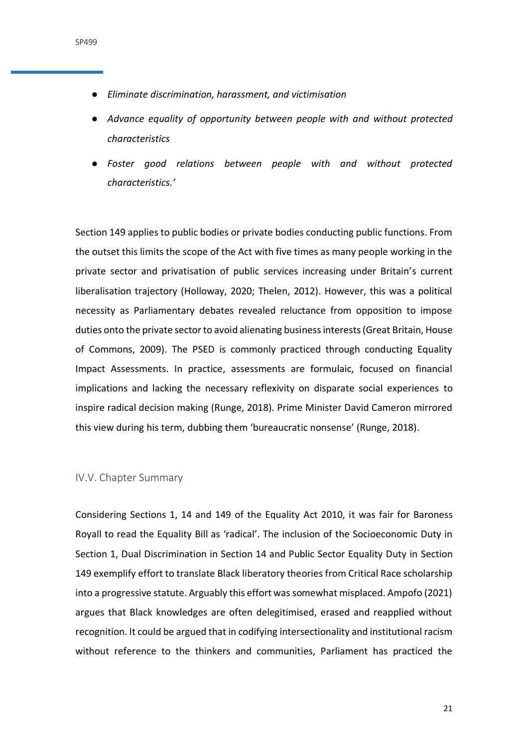- *Eliminate discrimination, harassment, and victimisation*
- *Advance equality of opportunity between people with and without protected characteristics*
- *Foster good relations between people with and without protected characteristics.'*

Section 149 applies to public bodies or private bodies conducting public functions. From the outset this limits the scope of the Act with five times as many people working in the private sector and privatisation of public services increasing under Britain's current liberalisation trajectory (Holloway, 2020; Thelen, 2012). However, this was a political necessity as Parliamentary debates revealed reluctance from opposition to impose duties onto the private sector to avoid alienating business interests (Great Britain, House of Commons, 2009). The PSED is commonly practiced through conducting Equality Impact Assessments. In practice, assessments are formulaic, focused on financial implications and lacking the necessary reflexivity on disparate social experiences to inspire radical decision making (Runge, 2018). Prime Minister David Cameron mirrored this view during his term, dubbing them 'bureaucratic nonsense' (Runge, 2018).

## IV.V. Chapter Summary

Considering Sections 1, 14 and 149 of the Equality Act 2010, it was fair for Baroness Royall to read the Equality Bill as 'radical'. The inclusion of the Socioeconomic Duty in Section 1, Dual Discrimination in Section 14 and Public Sector Equality Duty in Section 149 exemplify effort to translate Black liberatory theories from Critical Race scholarship into a progressive statute. Arguably this effort was somewhat misplaced. Ampofo (2021) argues that Black knowledges are often delegitimised, erased and reapplied without recognition. It could be argued that in codifying intersectionality and institutional racism without reference to the thinkers and communities, Parliament has practiced the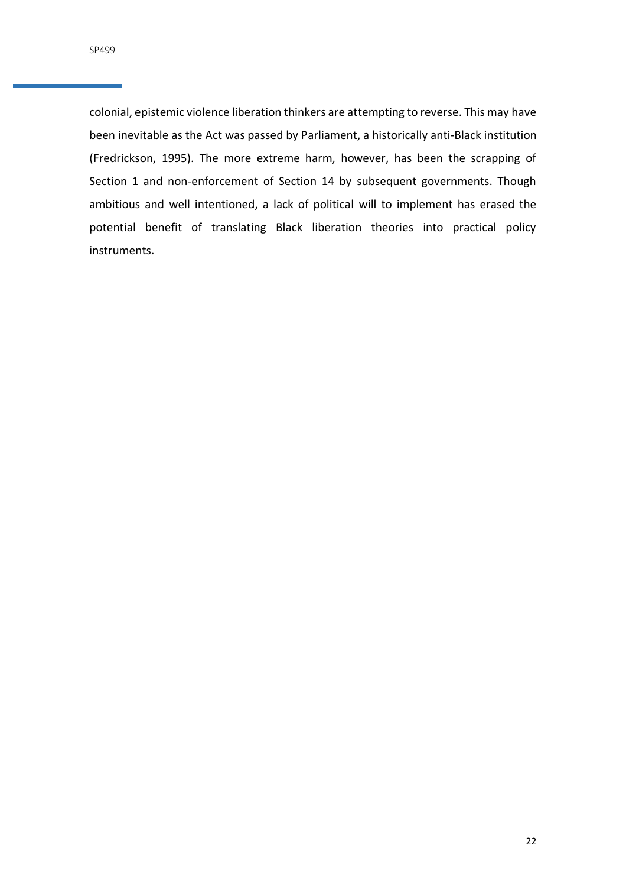colonial, epistemic violence liberation thinkers are attempting to reverse. This may have been inevitable as the Act was passed by Parliament, a historically anti-Black institution (Fredrickson, 1995). The more extreme harm, however, has been the scrapping of Section 1 and non-enforcement of Section 14 by subsequent governments. Though ambitious and well intentioned, a lack of political will to implement has erased the potential benefit of translating Black liberation theories into practical policy instruments.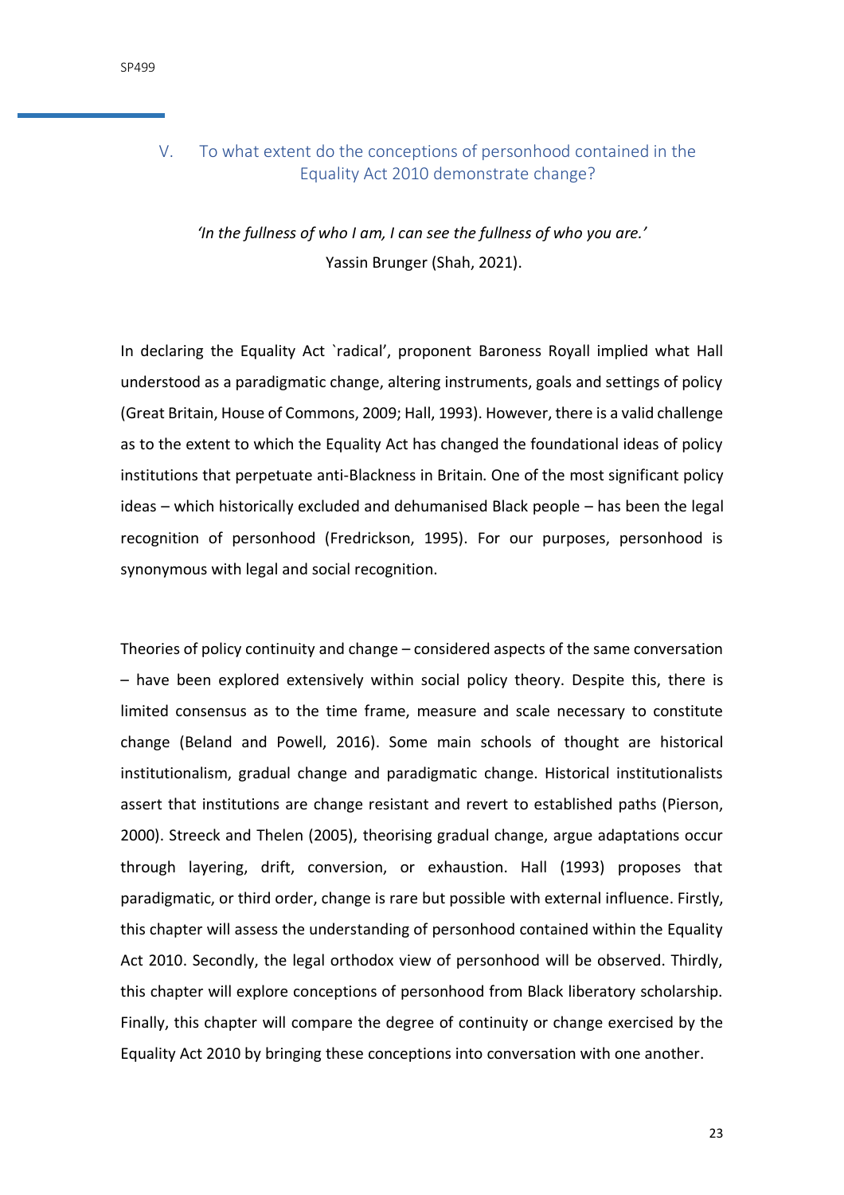## V. To what extent do the conceptions of personhood contained in the Equality Act 2010 demonstrate change?

*'In the fullness of who I am, I can see the fullness of who you are.'*
Yassin Brunger (Shah, 2021).

In declaring the Equality Act `radical', proponent Baroness Royall implied what Hall understood as a paradigmatic change, altering instruments, goals and settings of policy (Great Britain, House of Commons, 2009; Hall, 1993). However, there is a valid challenge as to the extent to which the Equality Act has changed the foundational ideas of policy institutions that perpetuate anti-Blackness in Britain. One of the most significant policy ideas – which historically excluded and dehumanised Black people – has been the legal recognition of personhood (Fredrickson, 1995). For our purposes, personhood is synonymous with legal and social recognition.

Theories of policy continuity and change – considered aspects of the same conversation – have been explored extensively within social policy theory. Despite this, there is limited consensus as to the time frame, measure and scale necessary to constitute change (Beland and Powell, 2016). Some main schools of thought are historical institutionalism, gradual change and paradigmatic change. Historical institutionalists assert that institutions are change resistant and revert to established paths (Pierson, 2000). Streeck and Thelen (2005), theorising gradual change, argue adaptations occur through layering, drift, conversion, or exhaustion. Hall (1993) proposes that paradigmatic, or third order, change is rare but possible with external influence. Firstly, this chapter will assess the understanding of personhood contained within the Equality Act 2010. Secondly, the legal orthodox view of personhood will be observed. Thirdly, this chapter will explore conceptions of personhood from Black liberatory scholarship. Finally, this chapter will compare the degree of continuity or change exercised by the Equality Act 2010 by bringing these conceptions into conversation with one another.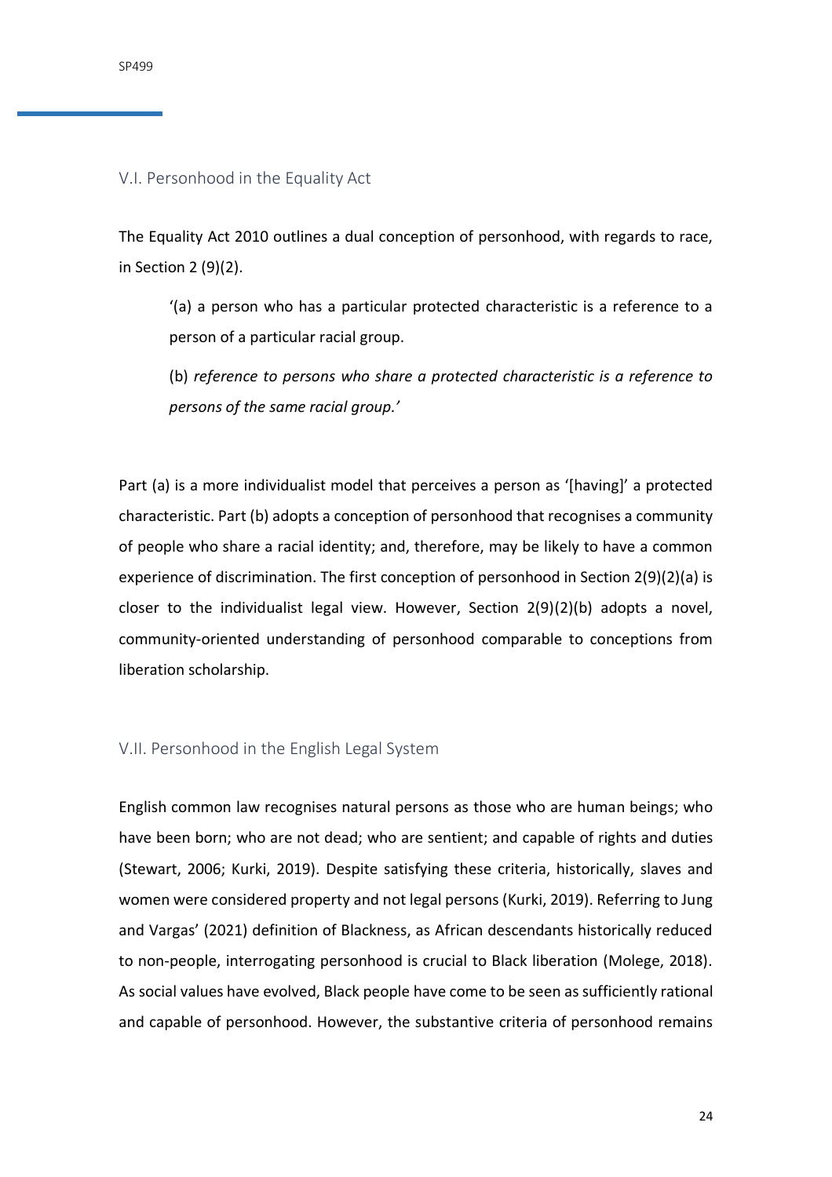## V.I. Personhood in the Equality Act

The Equality Act 2010 outlines a dual conception of personhood, with regards to race, in Section 2 (9)(2).

> '(a) a person who has a particular protected characteristic is a reference to a person of a particular racial group.
>
> (b) *reference to persons who share a protected characteristic is a reference to persons of the same racial group.'*

Part (a) is a more individualist model that perceives a person as '[having]' a protected characteristic. Part (b) adopts a conception of personhood that recognises a community of people who share a racial identity; and, therefore, may be likely to have a common experience of discrimination. The first conception of personhood in Section 2(9)(2)(a) is closer to the individualist legal view. However, Section 2(9)(2)(b) adopts a novel, community-oriented understanding of personhood comparable to conceptions from liberation scholarship.

## V.II. Personhood in the English Legal System

English common law recognises natural persons as those who are human beings; who have been born; who are not dead; who are sentient; and capable of rights and duties (Stewart, 2006; Kurki, 2019). Despite satisfying these criteria, historically, slaves and women were considered property and not legal persons (Kurki, 2019). Referring to Jung and Vargas' (2021) definition of Blackness, as African descendants historically reduced to non-people, interrogating personhood is crucial to Black liberation (Molege, 2018). As social values have evolved, Black people have come to be seen as sufficiently rational and capable of personhood. However, the substantive criteria of personhood remains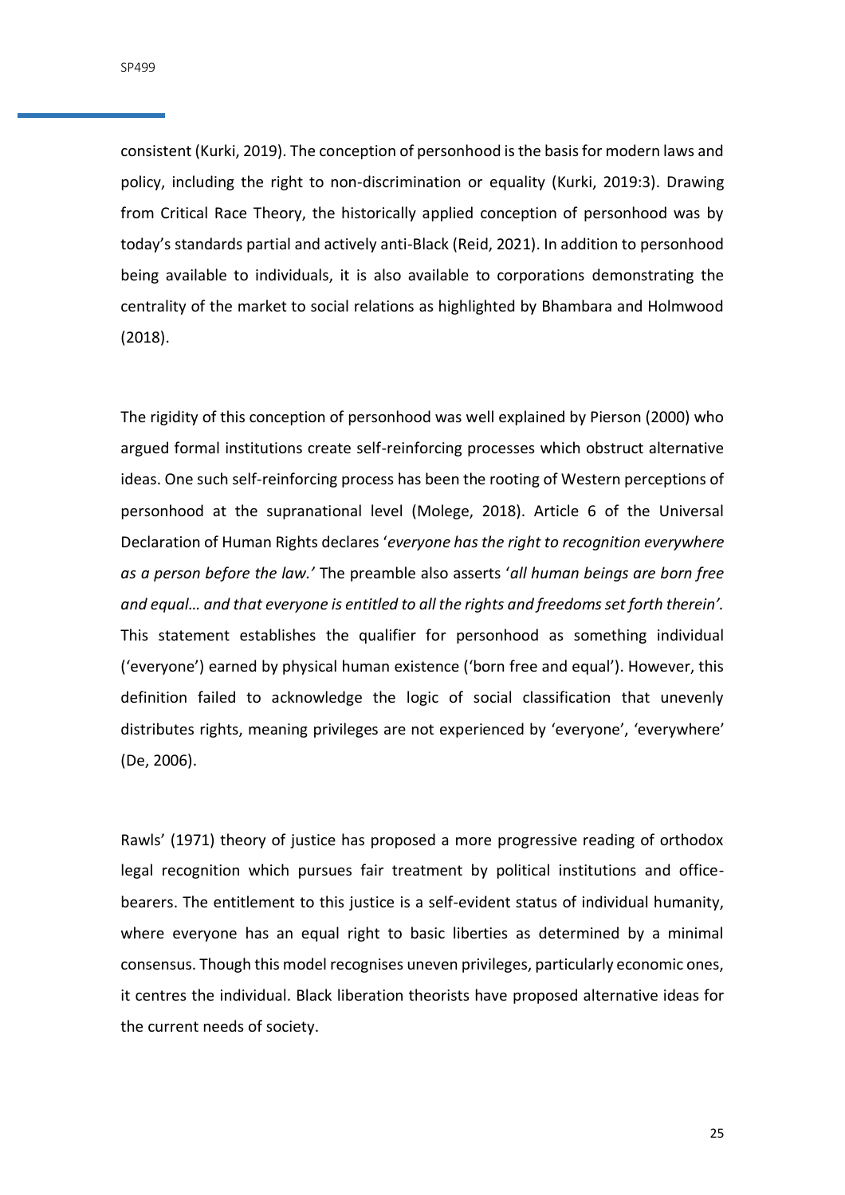consistent (Kurki, 2019). The conception of personhood is the basis for modern laws and policy, including the right to non-discrimination or equality (Kurki, 2019:3). Drawing from Critical Race Theory, the historically applied conception of personhood was by today's standards partial and actively anti-Black (Reid, 2021). In addition to personhood being available to individuals, it is also available to corporations demonstrating the centrality of the market to social relations as highlighted by Bhambara and Holmwood (2018).

The rigidity of this conception of personhood was well explained by Pierson (2000) who argued formal institutions create self-reinforcing processes which obstruct alternative ideas. One such self-reinforcing process has been the rooting of Western perceptions of personhood at the supranational level (Molege, 2018). Article 6 of the Universal Declaration of Human Rights declares '*everyone has the right to recognition everywhere as a person before the law.*' The preamble also asserts '*all human beings are born free and equal… and that everyone is entitled to all the rights and freedoms set forth therein'.* This statement establishes the qualifier for personhood as something individual ('everyone') earned by physical human existence ('born free and equal'). However, this definition failed to acknowledge the logic of social classification that unevenly distributes rights, meaning privileges are not experienced by 'everyone', 'everywhere' (De, 2006).

Rawls' (1971) theory of justice has proposed a more progressive reading of orthodox legal recognition which pursues fair treatment by political institutions and office-bearers. The entitlement to this justice is a self-evident status of individual humanity, where everyone has an equal right to basic liberties as determined by a minimal consensus. Though this model recognises uneven privileges, particularly economic ones, it centres the individual. Black liberation theorists have proposed alternative ideas for the current needs of society.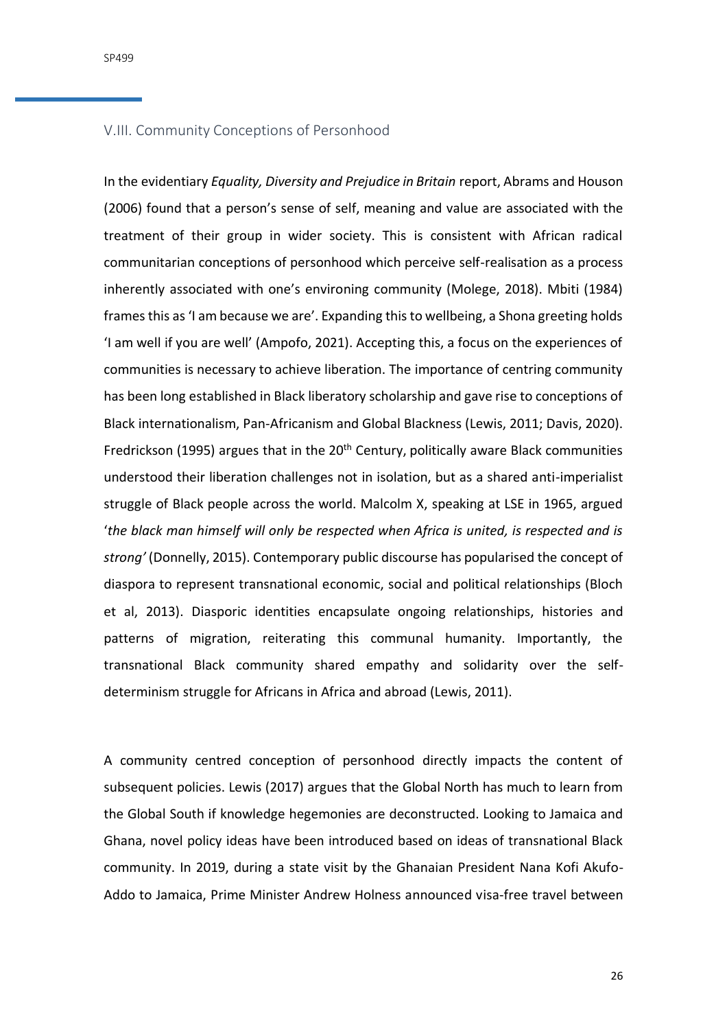## V.III. Community Conceptions of Personhood

In the evidentiary *Equality, Diversity and Prejudice in Britain* report, Abrams and Houson (2006) found that a person's sense of self, meaning and value are associated with the treatment of their group in wider society. This is consistent with African radical communitarian conceptions of personhood which perceive self-realisation as a process inherently associated with one's environing community (Molege, 2018). Mbiti (1984) frames this as 'I am because we are'. Expanding this to wellbeing, a Shona greeting holds 'I am well if you are well' (Ampofo, 2021). Accepting this, a focus on the experiences of communities is necessary to achieve liberation. The importance of centring community has been long established in Black liberatory scholarship and gave rise to conceptions of Black internationalism, Pan-Africanism and Global Blackness (Lewis, 2011; Davis, 2020). Fredrickson (1995) argues that in the 20th Century, politically aware Black communities understood their liberation challenges not in isolation, but as a shared anti-imperialist struggle of Black people across the world. Malcolm X, speaking at LSE in 1965, argued '*the black man himself will only be respected when Africa is united, is respected and is strong'* (Donnelly, 2015). Contemporary public discourse has popularised the concept of diaspora to represent transnational economic, social and political relationships (Bloch et al, 2013). Diasporic identities encapsulate ongoing relationships, histories and patterns of migration, reiterating this communal humanity. Importantly, the transnational Black community shared empathy and solidarity over the self-determinism struggle for Africans in Africa and abroad (Lewis, 2011).

A community centred conception of personhood directly impacts the content of subsequent policies. Lewis (2017) argues that the Global North has much to learn from the Global South if knowledge hegemonies are deconstructed. Looking to Jamaica and Ghana, novel policy ideas have been introduced based on ideas of transnational Black community. In 2019, during a state visit by the Ghanaian President Nana Kofi Akufo-Addo to Jamaica, Prime Minister Andrew Holness announced visa-free travel between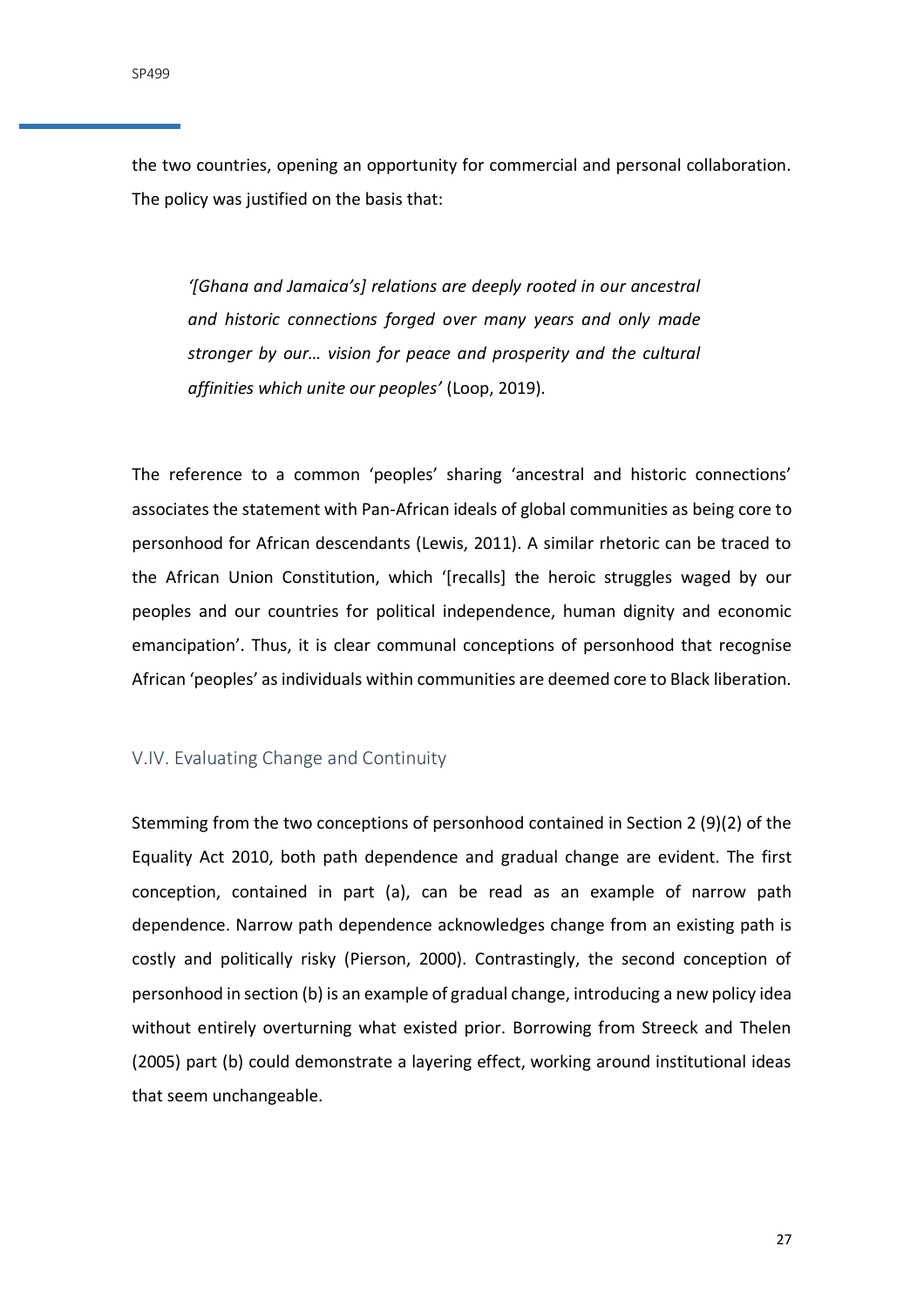the two countries, opening an opportunity for commercial and personal collaboration. The policy was justified on the basis that:

> *'[Ghana and Jamaica's] relations are deeply rooted in our ancestral and historic connections forged over many years and only made stronger by our… vision for peace and prosperity and the cultural affinities which unite our peoples'* (Loop, 2019).

The reference to a common 'peoples' sharing 'ancestral and historic connections' associates the statement with Pan-African ideals of global communities as being core to personhood for African descendants (Lewis, 2011). A similar rhetoric can be traced to the African Union Constitution, which '[recalls] the heroic struggles waged by our peoples and our countries for political independence, human dignity and economic emancipation'. Thus, it is clear communal conceptions of personhood that recognise African 'peoples' as individuals within communities are deemed core to Black liberation.

### V.IV. Evaluating Change and Continuity

Stemming from the two conceptions of personhood contained in Section 2 (9)(2) of the Equality Act 2010, both path dependence and gradual change are evident. The first conception, contained in part (a), can be read as an example of narrow path dependence. Narrow path dependence acknowledges change from an existing path is costly and politically risky (Pierson, 2000). Contrastingly, the second conception of personhood in section (b) is an example of gradual change, introducing a new policy idea without entirely overturning what existed prior. Borrowing from Streeck and Thelen (2005) part (b) could demonstrate a layering effect, working around institutional ideas that seem unchangeable.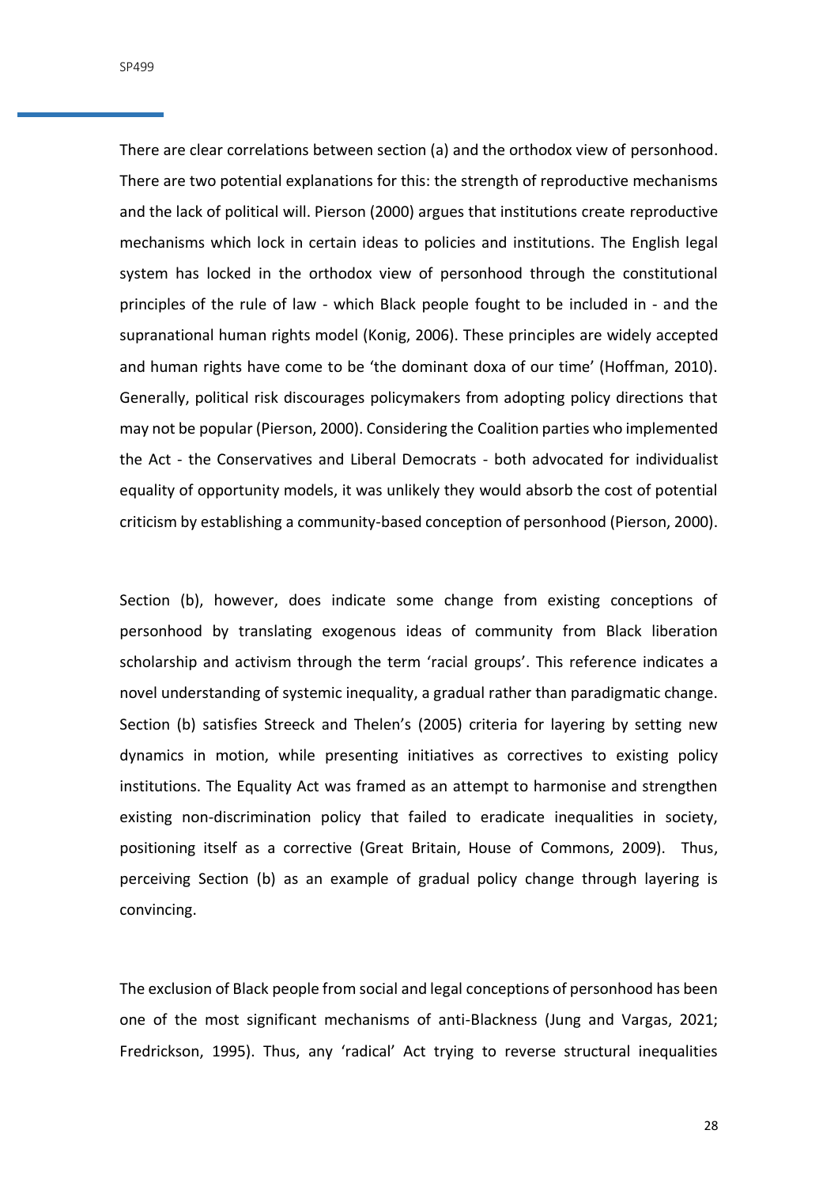There are clear correlations between section (a) and the orthodox view of personhood. There are two potential explanations for this: the strength of reproductive mechanisms and the lack of political will. Pierson (2000) argues that institutions create reproductive mechanisms which lock in certain ideas to policies and institutions. The English legal system has locked in the orthodox view of personhood through the constitutional principles of the rule of law - which Black people fought to be included in - and the supranational human rights model (Konig, 2006). These principles are widely accepted and human rights have come to be 'the dominant doxa of our time' (Hoffman, 2010). Generally, political risk discourages policymakers from adopting policy directions that may not be popular (Pierson, 2000). Considering the Coalition parties who implemented the Act - the Conservatives and Liberal Democrats - both advocated for individualist equality of opportunity models, it was unlikely they would absorb the cost of potential criticism by establishing a community-based conception of personhood (Pierson, 2000).

Section (b), however, does indicate some change from existing conceptions of personhood by translating exogenous ideas of community from Black liberation scholarship and activism through the term 'racial groups'. This reference indicates a novel understanding of systemic inequality, a gradual rather than paradigmatic change. Section (b) satisfies Streeck and Thelen's (2005) criteria for layering by setting new dynamics in motion, while presenting initiatives as correctives to existing policy institutions. The Equality Act was framed as an attempt to harmonise and strengthen existing non-discrimination policy that failed to eradicate inequalities in society, positioning itself as a corrective (Great Britain, House of Commons, 2009). Thus, perceiving Section (b) as an example of gradual policy change through layering is convincing.

The exclusion of Black people from social and legal conceptions of personhood has been one of the most significant mechanisms of anti-Blackness (Jung and Vargas, 2021; Fredrickson, 1995). Thus, any 'radical' Act trying to reverse structural inequalities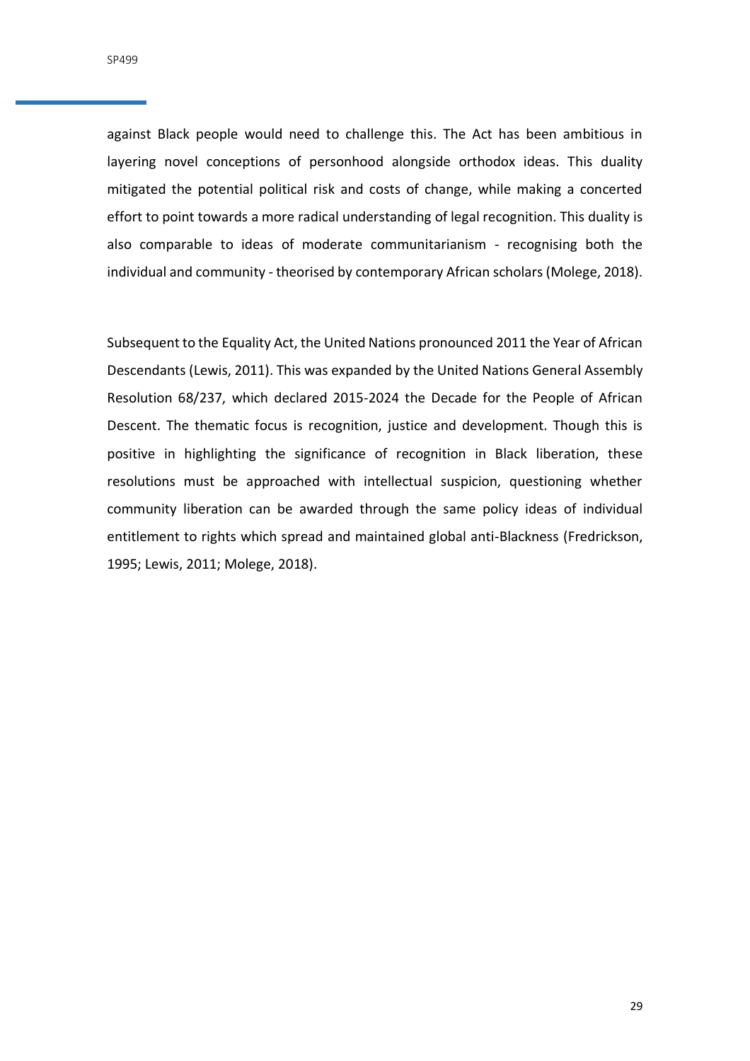against Black people would need to challenge this. The Act has been ambitious in layering novel conceptions of personhood alongside orthodox ideas. This duality mitigated the potential political risk and costs of change, while making a concerted effort to point towards a more radical understanding of legal recognition. This duality is also comparable to ideas of moderate communitarianism - recognising both the individual and community - theorised by contemporary African scholars (Molege, 2018).

Subsequent to the Equality Act, the United Nations pronounced 2011 the Year of African Descendants (Lewis, 2011). This was expanded by the United Nations General Assembly Resolution 68/237, which declared 2015-2024 the Decade for the People of African Descent. The thematic focus is recognition, justice and development. Though this is positive in highlighting the significance of recognition in Black liberation, these resolutions must be approached with intellectual suspicion, questioning whether community liberation can be awarded through the same policy ideas of individual entitlement to rights which spread and maintained global anti-Blackness (Fredrickson, 1995; Lewis, 2011; Molege, 2018).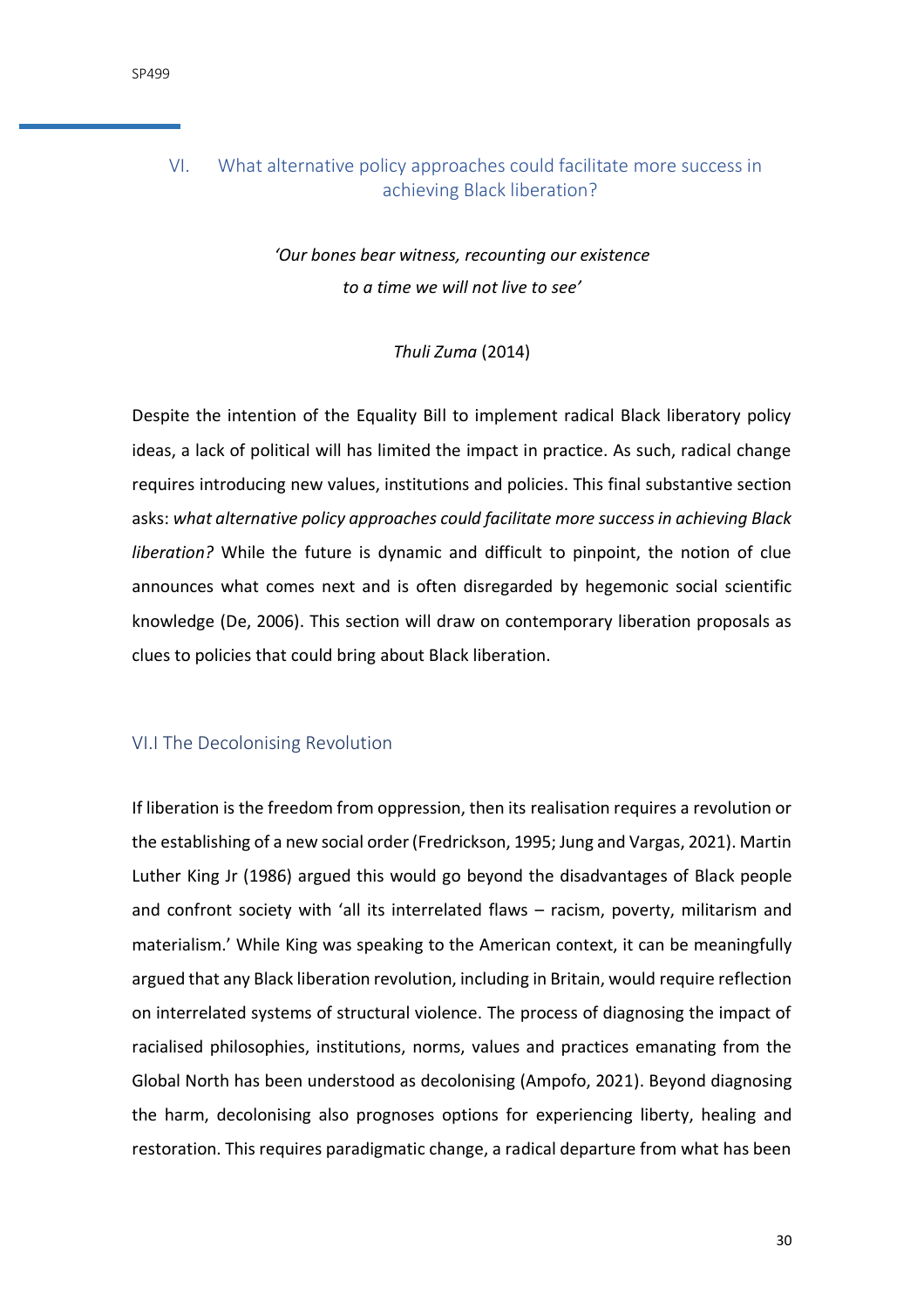## VI. What alternative policy approaches could facilitate more success in achieving Black liberation?

*'Our bones bear witness, recounting our existence*
*to a time we will not live to see'*

*Thuli Zuma* (2014)

Despite the intention of the Equality Bill to implement radical Black liberatory policy ideas, a lack of political will has limited the impact in practice. As such, radical change requires introducing new values, institutions and policies. This final substantive section asks: *what alternative policy approaches could facilitate more success in achieving Black liberation?* While the future is dynamic and difficult to pinpoint, the notion of clue announces what comes next and is often disregarded by hegemonic social scientific knowledge (De, 2006). This section will draw on contemporary liberation proposals as clues to policies that could bring about Black liberation.

### VI.I The Decolonising Revolution

If liberation is the freedom from oppression, then its realisation requires a revolution or the establishing of a new social order (Fredrickson, 1995; Jung and Vargas, 2021). Martin Luther King Jr (1986) argued this would go beyond the disadvantages of Black people and confront society with 'all its interrelated flaws – racism, poverty, militarism and materialism.' While King was speaking to the American context, it can be meaningfully argued that any Black liberation revolution, including in Britain, would require reflection on interrelated systems of structural violence. The process of diagnosing the impact of racialised philosophies, institutions, norms, values and practices emanating from the Global North has been understood as decolonising (Ampofo, 2021). Beyond diagnosing the harm, decolonising also prognoses options for experiencing liberty, healing and restoration. This requires paradigmatic change, a radical departure from what has been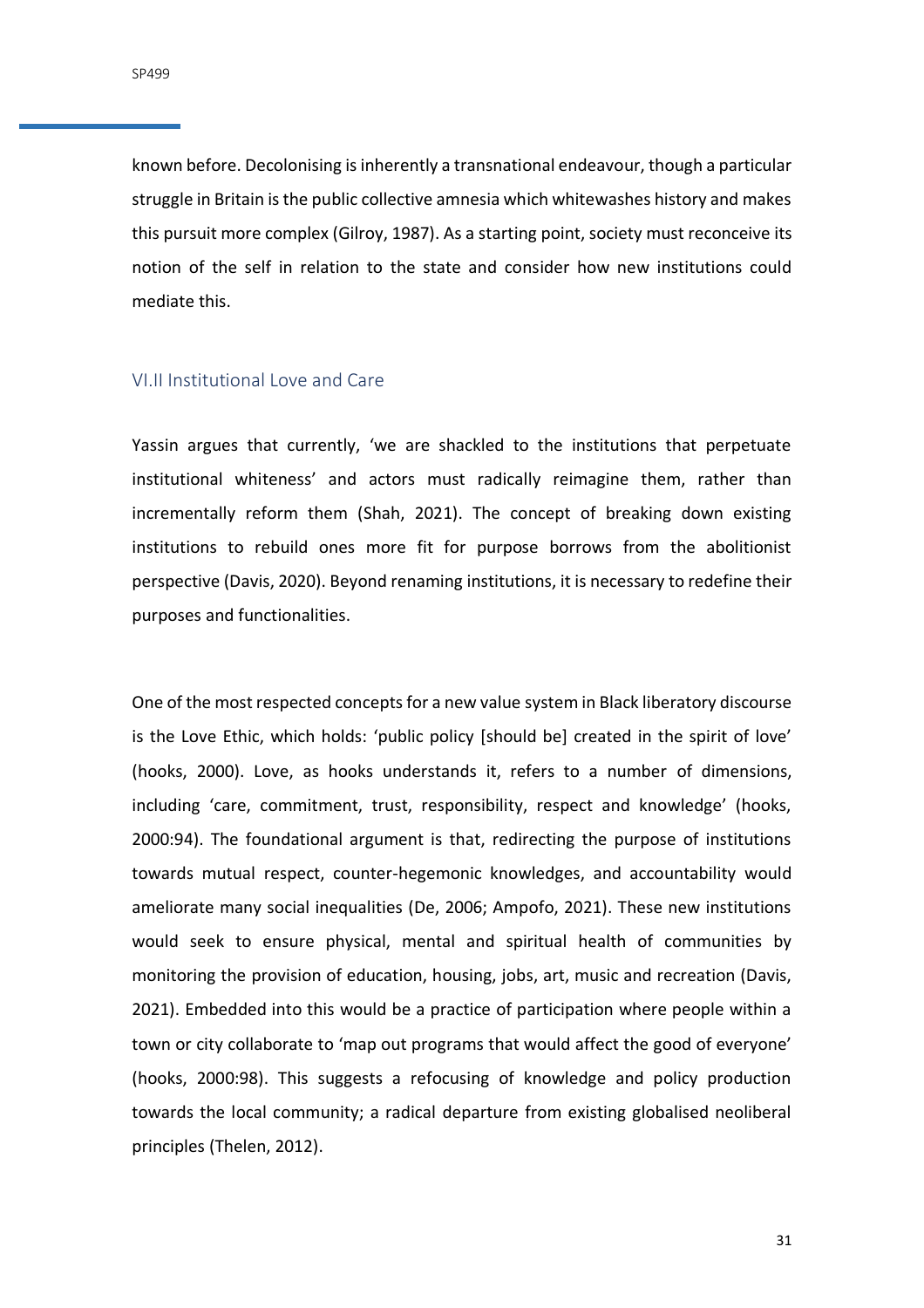known before. Decolonising is inherently a transnational endeavour, though a particular struggle in Britain is the public collective amnesia which whitewashes history and makes this pursuit more complex (Gilroy, 1987). As a starting point, society must reconceive its notion of the self in relation to the state and consider how new institutions could mediate this.

### VI.II Institutional Love and Care

Yassin argues that currently, 'we are shackled to the institutions that perpetuate institutional whiteness' and actors must radically reimagine them, rather than incrementally reform them (Shah, 2021). The concept of breaking down existing institutions to rebuild ones more fit for purpose borrows from the abolitionist perspective (Davis, 2020). Beyond renaming institutions, it is necessary to redefine their purposes and functionalities.

One of the most respected concepts for a new value system in Black liberatory discourse is the Love Ethic, which holds: 'public policy [should be] created in the spirit of love' (hooks, 2000). Love, as hooks understands it, refers to a number of dimensions, including 'care, commitment, trust, responsibility, respect and knowledge' (hooks, 2000:94). The foundational argument is that, redirecting the purpose of institutions towards mutual respect, counter-hegemonic knowledges, and accountability would ameliorate many social inequalities (De, 2006; Ampofo, 2021). These new institutions would seek to ensure physical, mental and spiritual health of communities by monitoring the provision of education, housing, jobs, art, music and recreation (Davis, 2021). Embedded into this would be a practice of participation where people within a town or city collaborate to 'map out programs that would affect the good of everyone' (hooks, 2000:98). This suggests a refocusing of knowledge and policy production towards the local community; a radical departure from existing globalised neoliberal principles (Thelen, 2012).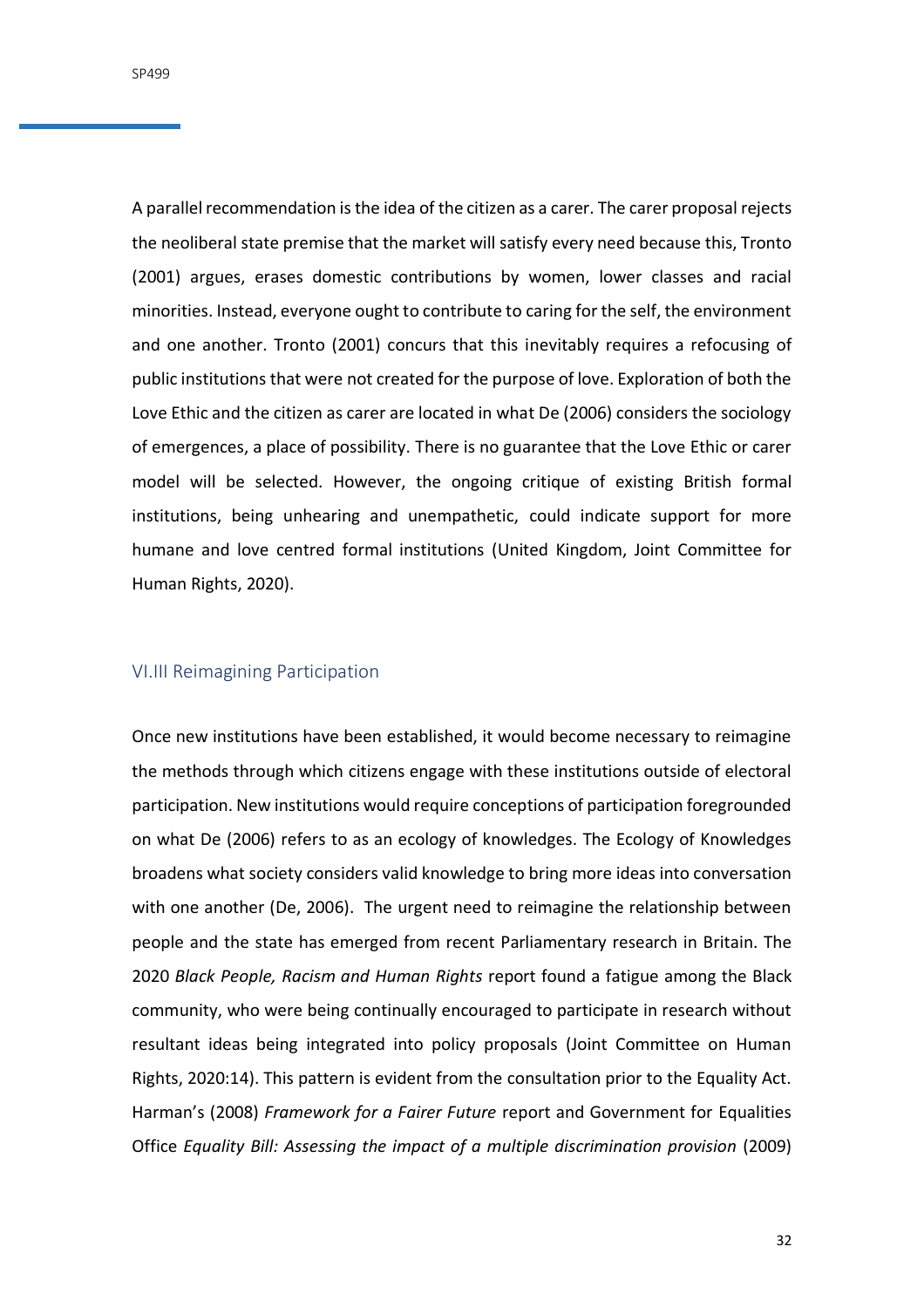A parallel recommendation is the idea of the citizen as a carer. The carer proposal rejects the neoliberal state premise that the market will satisfy every need because this, Tronto (2001) argues, erases domestic contributions by women, lower classes and racial minorities. Instead, everyone ought to contribute to caring for the self, the environment and one another. Tronto (2001) concurs that this inevitably requires a refocusing of public institutions that were not created for the purpose of love. Exploration of both the Love Ethic and the citizen as carer are located in what De (2006) considers the sociology of emergences, a place of possibility. There is no guarantee that the Love Ethic or carer model will be selected. However, the ongoing critique of existing British formal institutions, being unhearing and unempathetic, could indicate support for more humane and love centred formal institutions (United Kingdom, Joint Committee for Human Rights, 2020).

### VI.III Reimagining Participation

Once new institutions have been established, it would become necessary to reimagine the methods through which citizens engage with these institutions outside of electoral participation. New institutions would require conceptions of participation foregrounded on what De (2006) refers to as an ecology of knowledges. The Ecology of Knowledges broadens what society considers valid knowledge to bring more ideas into conversation with one another (De, 2006). The urgent need to reimagine the relationship between people and the state has emerged from recent Parliamentary research in Britain. The 2020 *Black People, Racism and Human Rights* report found a fatigue among the Black community, who were being continually encouraged to participate in research without resultant ideas being integrated into policy proposals (Joint Committee on Human Rights, 2020:14). This pattern is evident from the consultation prior to the Equality Act. Harman's (2008) *Framework for a Fairer Future* report and Government for Equalities Office *Equality Bill: Assessing the impact of a multiple discrimination provision* (2009)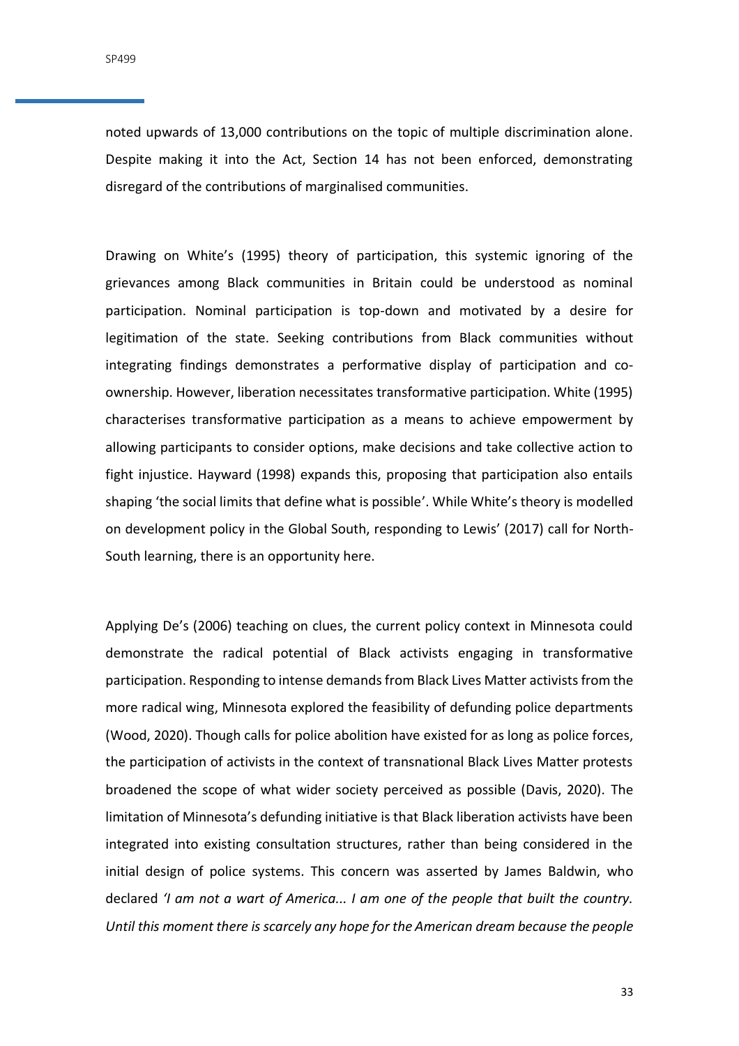noted upwards of 13,000 contributions on the topic of multiple discrimination alone. Despite making it into the Act, Section 14 has not been enforced, demonstrating disregard of the contributions of marginalised communities.

Drawing on White's (1995) theory of participation, this systemic ignoring of the grievances among Black communities in Britain could be understood as nominal participation. Nominal participation is top-down and motivated by a desire for legitimation of the state. Seeking contributions from Black communities without integrating findings demonstrates a performative display of participation and co-ownership. However, liberation necessitates transformative participation. White (1995) characterises transformative participation as a means to achieve empowerment by allowing participants to consider options, make decisions and take collective action to fight injustice. Hayward (1998) expands this, proposing that participation also entails shaping 'the social limits that define what is possible'. While White's theory is modelled on development policy in the Global South, responding to Lewis' (2017) call for North-South learning, there is an opportunity here.

Applying De's (2006) teaching on clues, the current policy context in Minnesota could demonstrate the radical potential of Black activists engaging in transformative participation. Responding to intense demands from Black Lives Matter activists from the more radical wing, Minnesota explored the feasibility of defunding police departments (Wood, 2020). Though calls for police abolition have existed for as long as police forces, the participation of activists in the context of transnational Black Lives Matter protests broadened the scope of what wider society perceived as possible (Davis, 2020). The limitation of Minnesota's defunding initiative is that Black liberation activists have been integrated into existing consultation structures, rather than being considered in the initial design of police systems. This concern was asserted by James Baldwin, who declared *'I am not a wart of America... I am one of the people that built the country. Until this moment there is scarcely any hope for the American dream because the people*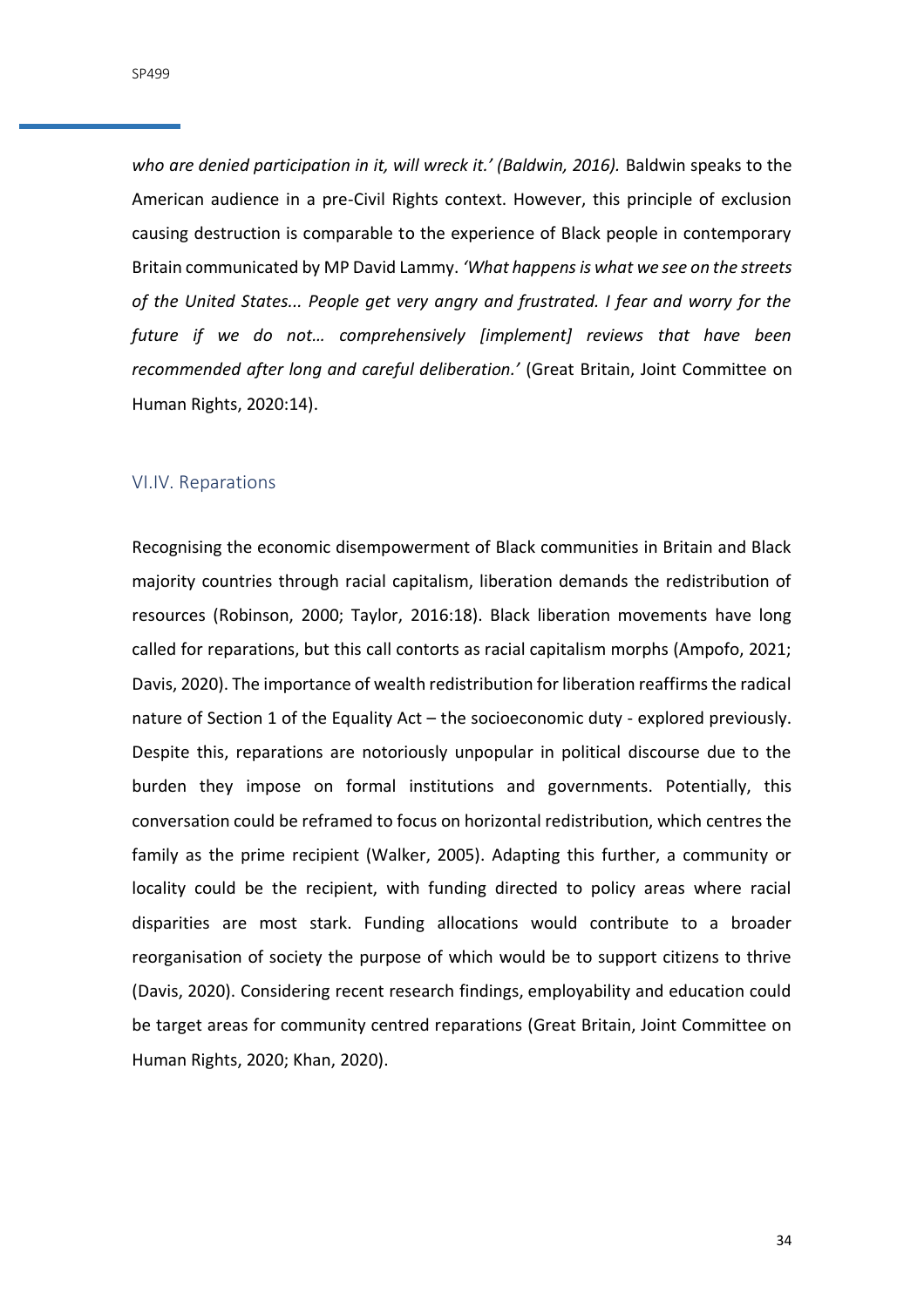*who are denied participation in it, will wreck it.' (Baldwin, 2016).* Baldwin speaks to the American audience in a pre-Civil Rights context. However, this principle of exclusion causing destruction is comparable to the experience of Black people in contemporary Britain communicated by MP David Lammy. *'What happens is what we see on the streets of the United States... People get very angry and frustrated. I fear and worry for the future if we do not… comprehensively [implement] reviews that have been recommended after long and careful deliberation.'* (Great Britain, Joint Committee on Human Rights, 2020:14).

## VI.IV. Reparations

Recognising the economic disempowerment of Black communities in Britain and Black majority countries through racial capitalism, liberation demands the redistribution of resources (Robinson, 2000; Taylor, 2016:18). Black liberation movements have long called for reparations, but this call contorts as racial capitalism morphs (Ampofo, 2021; Davis, 2020). The importance of wealth redistribution for liberation reaffirms the radical nature of Section 1 of the Equality Act – the socioeconomic duty - explored previously. Despite this, reparations are notoriously unpopular in political discourse due to the burden they impose on formal institutions and governments. Potentially, this conversation could be reframed to focus on horizontal redistribution, which centres the family as the prime recipient (Walker, 2005). Adapting this further, a community or locality could be the recipient, with funding directed to policy areas where racial disparities are most stark. Funding allocations would contribute to a broader reorganisation of society the purpose of which would be to support citizens to thrive (Davis, 2020). Considering recent research findings, employability and education could be target areas for community centred reparations (Great Britain, Joint Committee on Human Rights, 2020; Khan, 2020).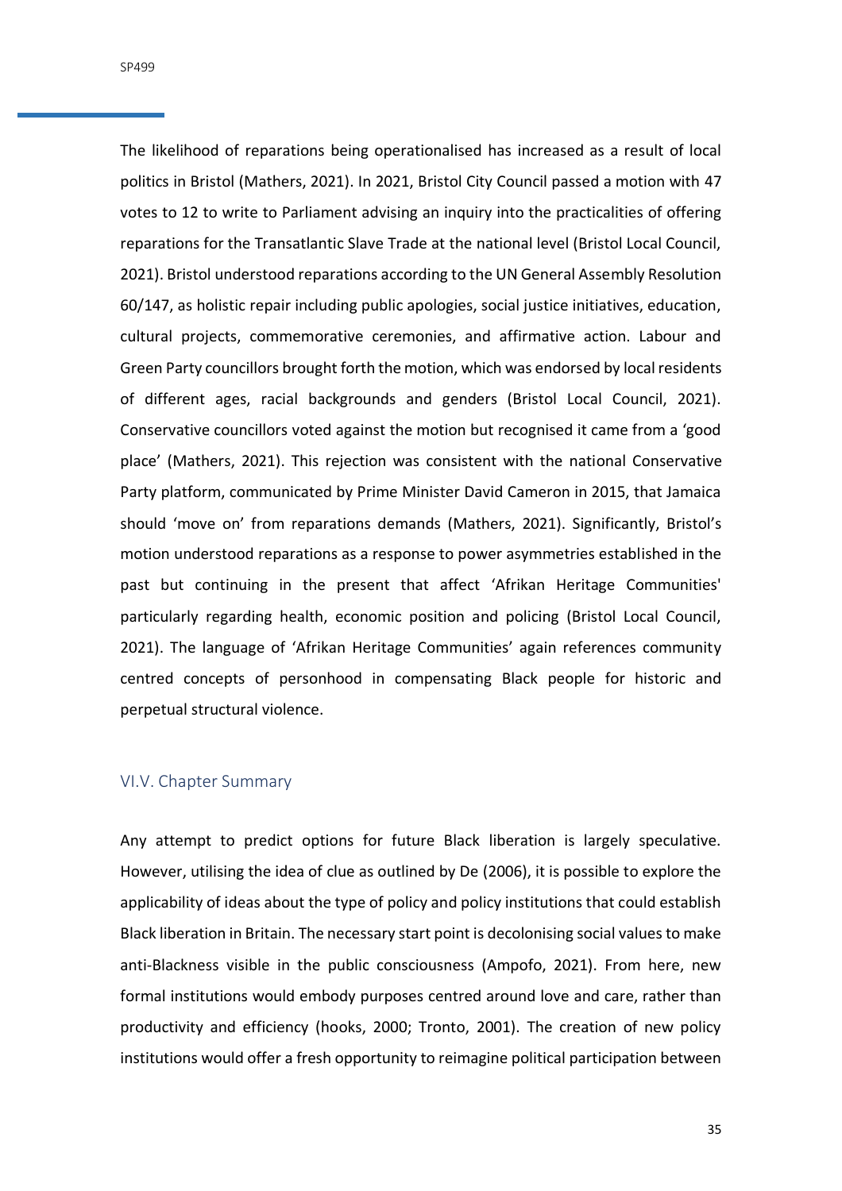The likelihood of reparations being operationalised has increased as a result of local politics in Bristol (Mathers, 2021). In 2021, Bristol City Council passed a motion with 47 votes to 12 to write to Parliament advising an inquiry into the practicalities of offering reparations for the Transatlantic Slave Trade at the national level (Bristol Local Council, 2021). Bristol understood reparations according to the UN General Assembly Resolution 60/147, as holistic repair including public apologies, social justice initiatives, education, cultural projects, commemorative ceremonies, and affirmative action. Labour and Green Party councillors brought forth the motion, which was endorsed by local residents of different ages, racial backgrounds and genders (Bristol Local Council, 2021). Conservative councillors voted against the motion but recognised it came from a 'good place' (Mathers, 2021). This rejection was consistent with the national Conservative Party platform, communicated by Prime Minister David Cameron in 2015, that Jamaica should 'move on' from reparations demands (Mathers, 2021). Significantly, Bristol's motion understood reparations as a response to power asymmetries established in the past but continuing in the present that affect 'Afrikan Heritage Communities' particularly regarding health, economic position and policing (Bristol Local Council, 2021). The language of 'Afrikan Heritage Communities' again references community centred concepts of personhood in compensating Black people for historic and perpetual structural violence.

## VI.V. Chapter Summary

Any attempt to predict options for future Black liberation is largely speculative. However, utilising the idea of clue as outlined by De (2006), it is possible to explore the applicability of ideas about the type of policy and policy institutions that could establish Black liberation in Britain. The necessary start point is decolonising social values to make anti-Blackness visible in the public consciousness (Ampofo, 2021). From here, new formal institutions would embody purposes centred around love and care, rather than productivity and efficiency (hooks, 2000; Tronto, 2001). The creation of new policy institutions would offer a fresh opportunity to reimagine political participation between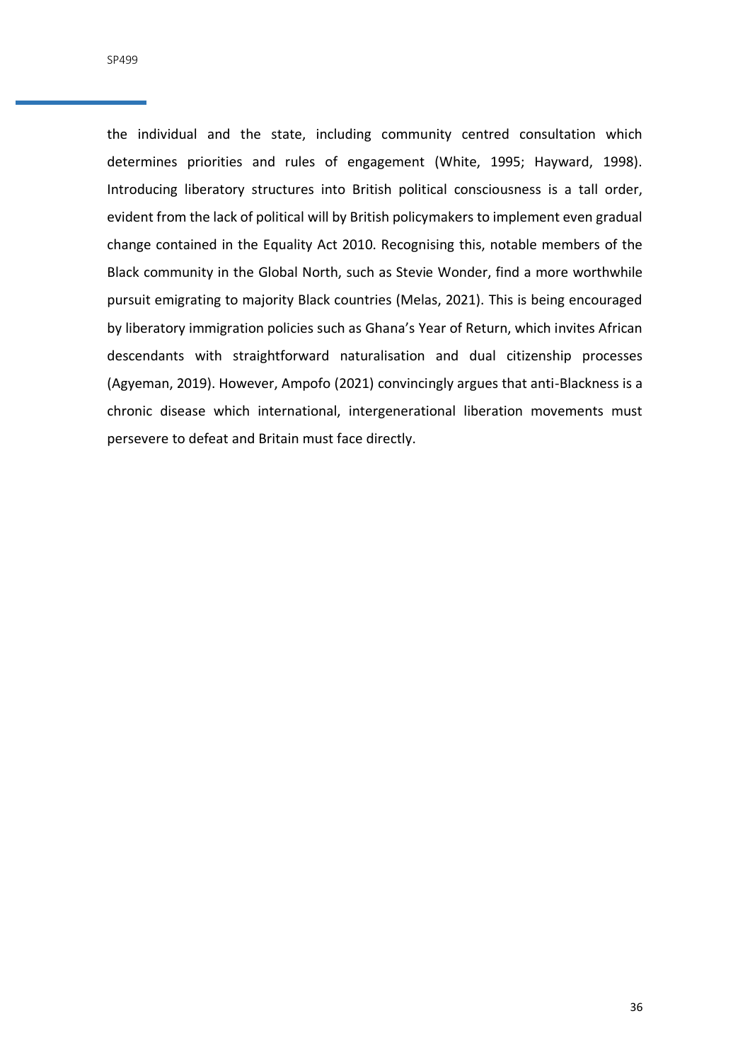the individual and the state, including community centred consultation which determines priorities and rules of engagement (White, 1995; Hayward, 1998). Introducing liberatory structures into British political consciousness is a tall order, evident from the lack of political will by British policymakers to implement even gradual change contained in the Equality Act 2010. Recognising this, notable members of the Black community in the Global North, such as Stevie Wonder, find a more worthwhile pursuit emigrating to majority Black countries (Melas, 2021). This is being encouraged by liberatory immigration policies such as Ghana's Year of Return, which invites African descendants with straightforward naturalisation and dual citizenship processes (Agyeman, 2019). However, Ampofo (2021) convincingly argues that anti-Blackness is a chronic disease which international, intergenerational liberation movements must persevere to defeat and Britain must face directly.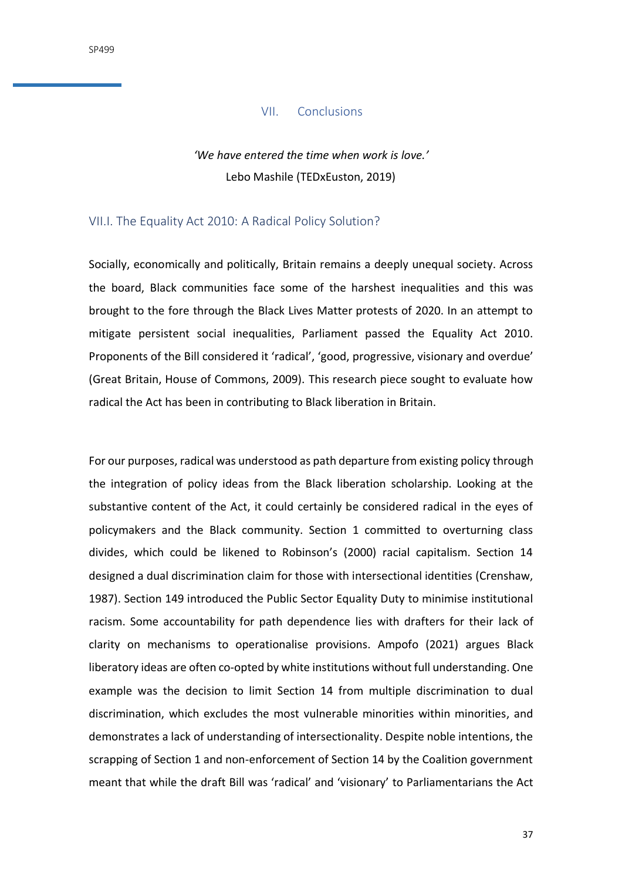## VII. Conclusions

*'We have entered the time when work is love.'*
Lebo Mashile (TEDxEuston, 2019)

### VII.I. The Equality Act 2010: A Radical Policy Solution?

Socially, economically and politically, Britain remains a deeply unequal society. Across the board, Black communities face some of the harshest inequalities and this was brought to the fore through the Black Lives Matter protests of 2020. In an attempt to mitigate persistent social inequalities, Parliament passed the Equality Act 2010. Proponents of the Bill considered it 'radical', 'good, progressive, visionary and overdue' (Great Britain, House of Commons, 2009). This research piece sought to evaluate how radical the Act has been in contributing to Black liberation in Britain.

For our purposes, radical was understood as path departure from existing policy through the integration of policy ideas from the Black liberation scholarship. Looking at the substantive content of the Act, it could certainly be considered radical in the eyes of policymakers and the Black community. Section 1 committed to overturning class divides, which could be likened to Robinson's (2000) racial capitalism. Section 14 designed a dual discrimination claim for those with intersectional identities (Crenshaw, 1987). Section 149 introduced the Public Sector Equality Duty to minimise institutional racism. Some accountability for path dependence lies with drafters for their lack of clarity on mechanisms to operationalise provisions. Ampofo (2021) argues Black liberatory ideas are often co-opted by white institutions without full understanding. One example was the decision to limit Section 14 from multiple discrimination to dual discrimination, which excludes the most vulnerable minorities within minorities, and demonstrates a lack of understanding of intersectionality. Despite noble intentions, the scrapping of Section 1 and non-enforcement of Section 14 by the Coalition government meant that while the draft Bill was 'radical' and 'visionary' to Parliamentarians the Act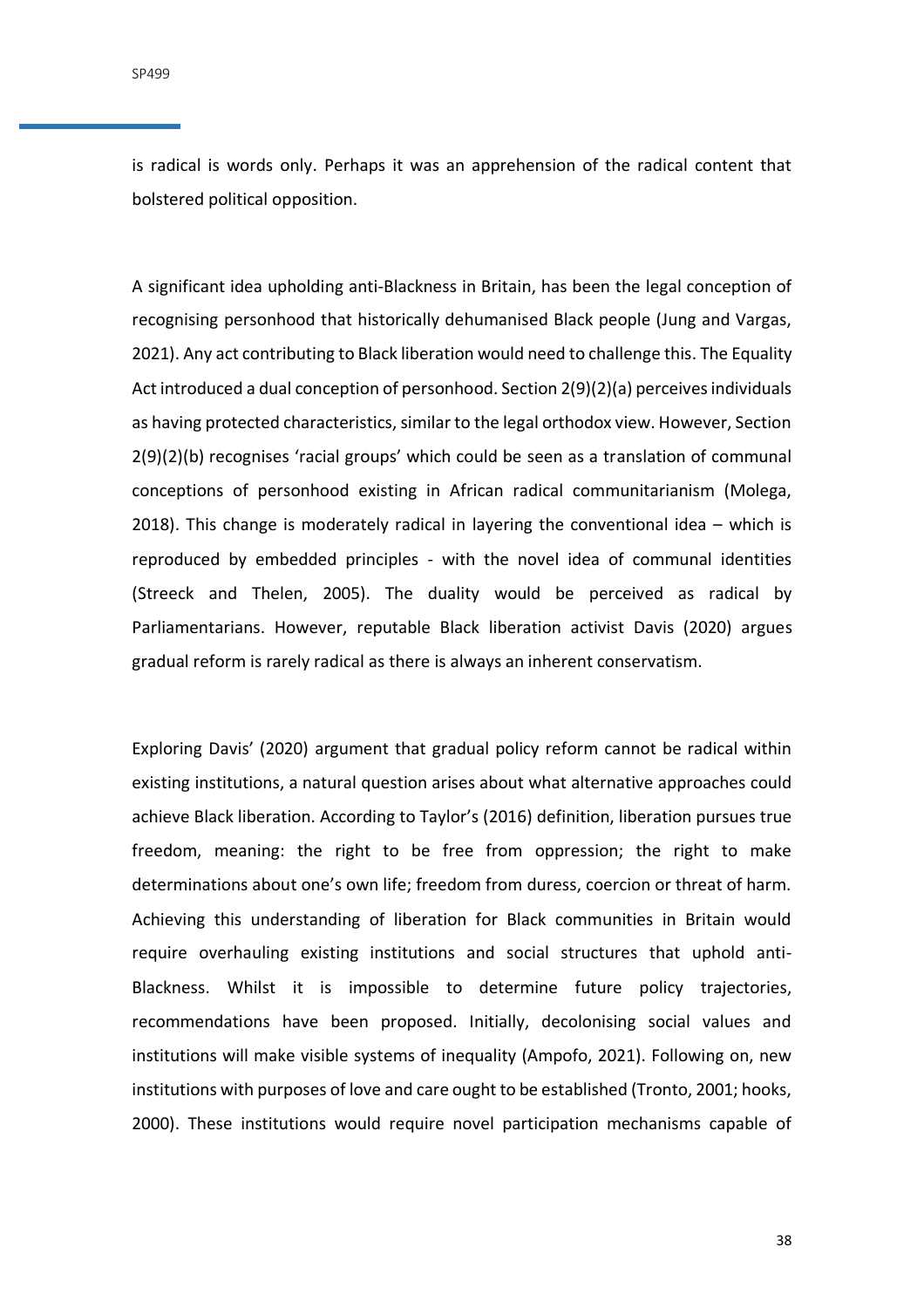is radical is words only. Perhaps it was an apprehension of the radical content that bolstered political opposition.

A significant idea upholding anti-Blackness in Britain, has been the legal conception of recognising personhood that historically dehumanised Black people (Jung and Vargas, 2021). Any act contributing to Black liberation would need to challenge this. The Equality Act introduced a dual conception of personhood. Section 2(9)(2)(a) perceives individuals as having protected characteristics, similar to the legal orthodox view. However, Section 2(9)(2)(b) recognises 'racial groups' which could be seen as a translation of communal conceptions of personhood existing in African radical communitarianism (Molega, 2018). This change is moderately radical in layering the conventional idea – which is reproduced by embedded principles - with the novel idea of communal identities (Streeck and Thelen, 2005). The duality would be perceived as radical by Parliamentarians. However, reputable Black liberation activist Davis (2020) argues gradual reform is rarely radical as there is always an inherent conservatism.

Exploring Davis' (2020) argument that gradual policy reform cannot be radical within existing institutions, a natural question arises about what alternative approaches could achieve Black liberation. According to Taylor's (2016) definition, liberation pursues true freedom, meaning: the right to be free from oppression; the right to make determinations about one's own life; freedom from duress, coercion or threat of harm. Achieving this understanding of liberation for Black communities in Britain would require overhauling existing institutions and social structures that uphold anti-Blackness. Whilst it is impossible to determine future policy trajectories, recommendations have been proposed. Initially, decolonising social values and institutions will make visible systems of inequality (Ampofo, 2021). Following on, new institutions with purposes of love and care ought to be established (Tronto, 2001; hooks, 2000). These institutions would require novel participation mechanisms capable of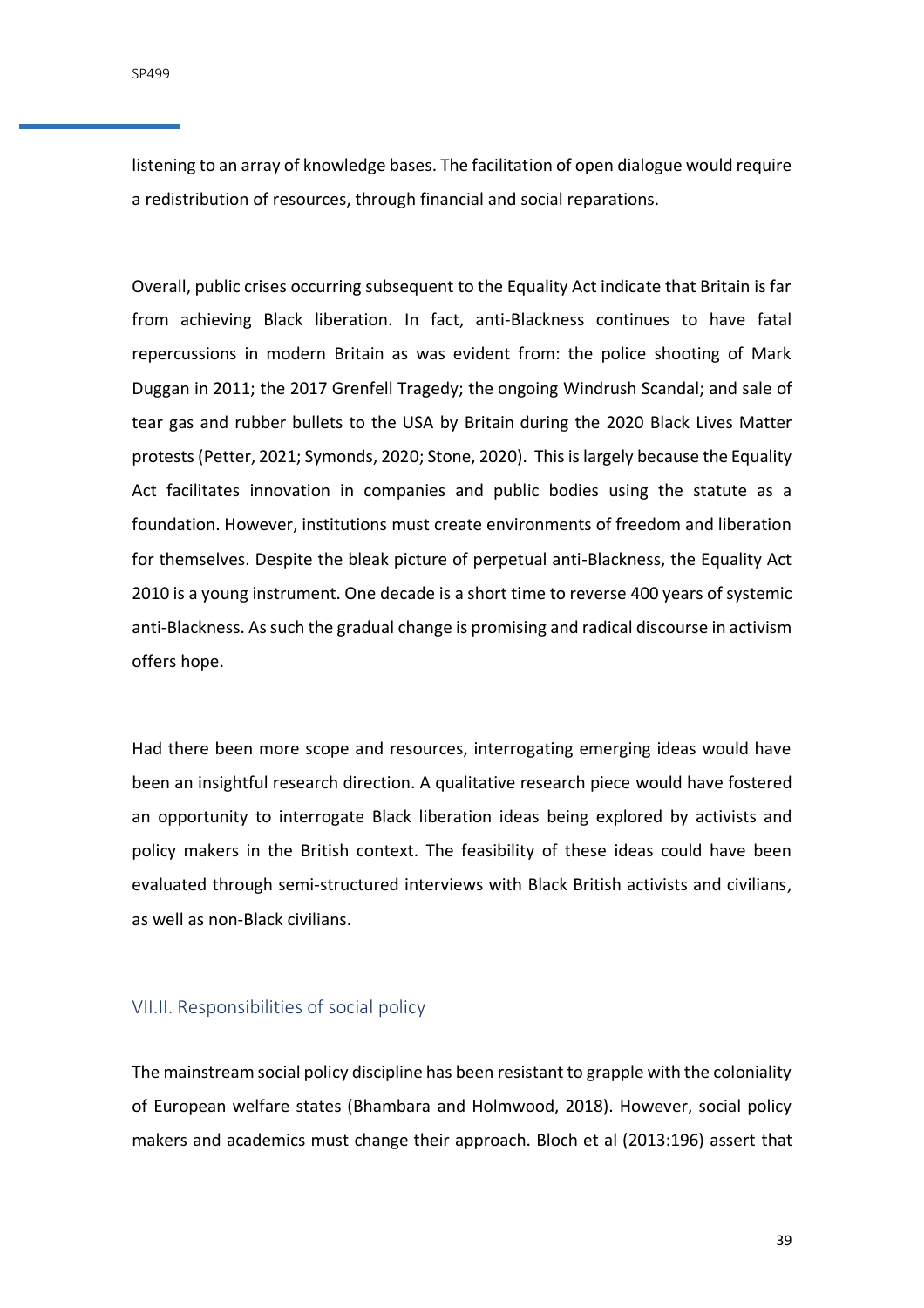listening to an array of knowledge bases. The facilitation of open dialogue would require a redistribution of resources, through financial and social reparations.

Overall, public crises occurring subsequent to the Equality Act indicate that Britain is far from achieving Black liberation. In fact, anti-Blackness continues to have fatal repercussions in modern Britain as was evident from: the police shooting of Mark Duggan in 2011; the 2017 Grenfell Tragedy; the ongoing Windrush Scandal; and sale of tear gas and rubber bullets to the USA by Britain during the 2020 Black Lives Matter protests (Petter, 2021; Symonds, 2020; Stone, 2020). This is largely because the Equality Act facilitates innovation in companies and public bodies using the statute as a foundation. However, institutions must create environments of freedom and liberation for themselves. Despite the bleak picture of perpetual anti-Blackness, the Equality Act 2010 is a young instrument. One decade is a short time to reverse 400 years of systemic anti-Blackness. As such the gradual change is promising and radical discourse in activism offers hope.

Had there been more scope and resources, interrogating emerging ideas would have been an insightful research direction. A qualitative research piece would have fostered an opportunity to interrogate Black liberation ideas being explored by activists and policy makers in the British context. The feasibility of these ideas could have been evaluated through semi-structured interviews with Black British activists and civilians, as well as non-Black civilians.

## VII.II. Responsibilities of social policy

The mainstream social policy discipline has been resistant to grapple with the coloniality of European welfare states (Bhambara and Holmwood, 2018). However, social policy makers and academics must change their approach. Bloch et al (2013:196) assert that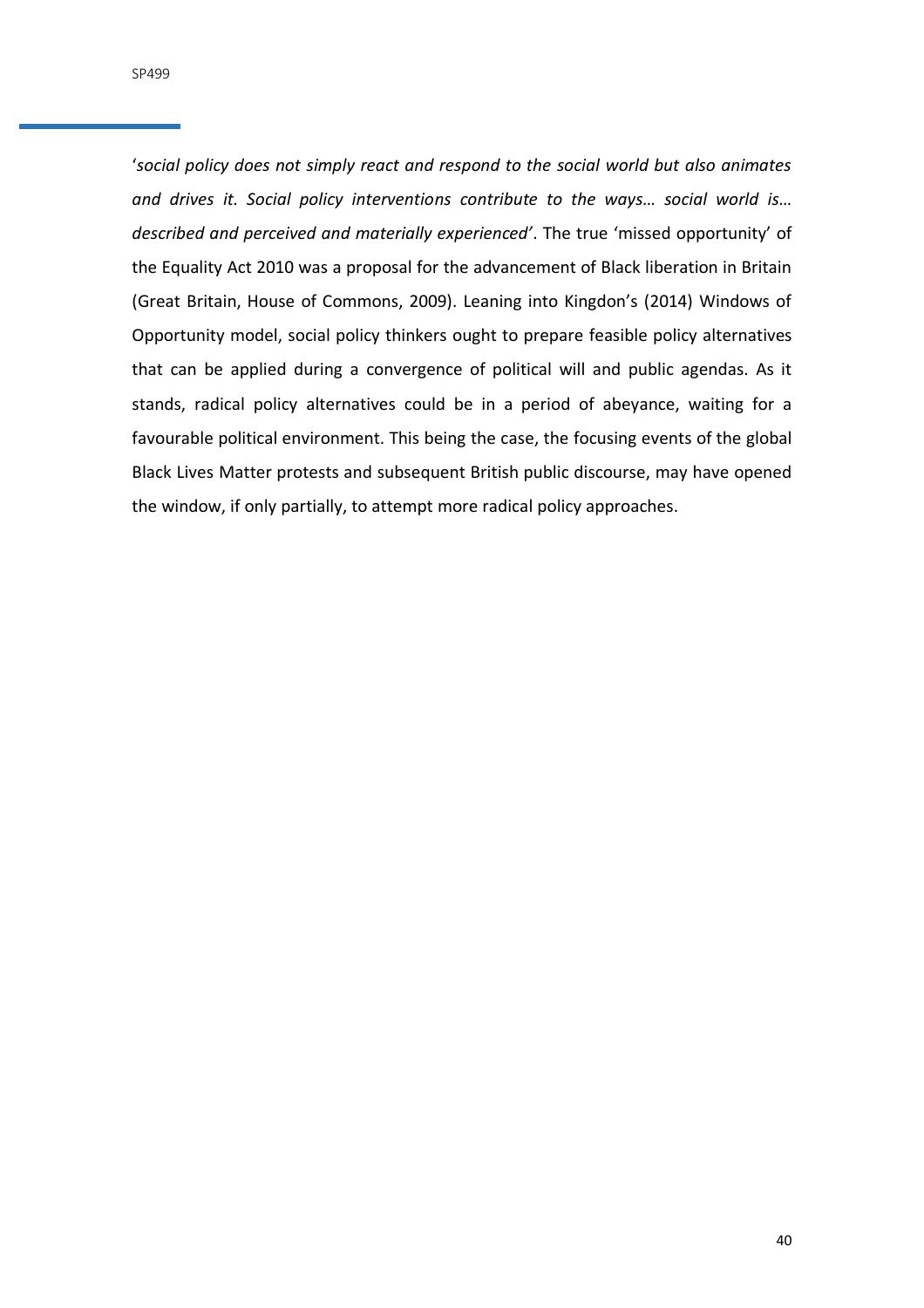'*social policy does not simply react and respond to the social world but also animates and drives it. Social policy interventions contribute to the ways… social world is… described and perceived and materially experienced'*. The true 'missed opportunity' of the Equality Act 2010 was a proposal for the advancement of Black liberation in Britain (Great Britain, House of Commons, 2009). Leaning into Kingdon's (2014) Windows of Opportunity model, social policy thinkers ought to prepare feasible policy alternatives that can be applied during a convergence of political will and public agendas. As it stands, radical policy alternatives could be in a period of abeyance, waiting for a favourable political environment. This being the case, the focusing events of the global Black Lives Matter protests and subsequent British public discourse, may have opened the window, if only partially, to attempt more radical policy approaches.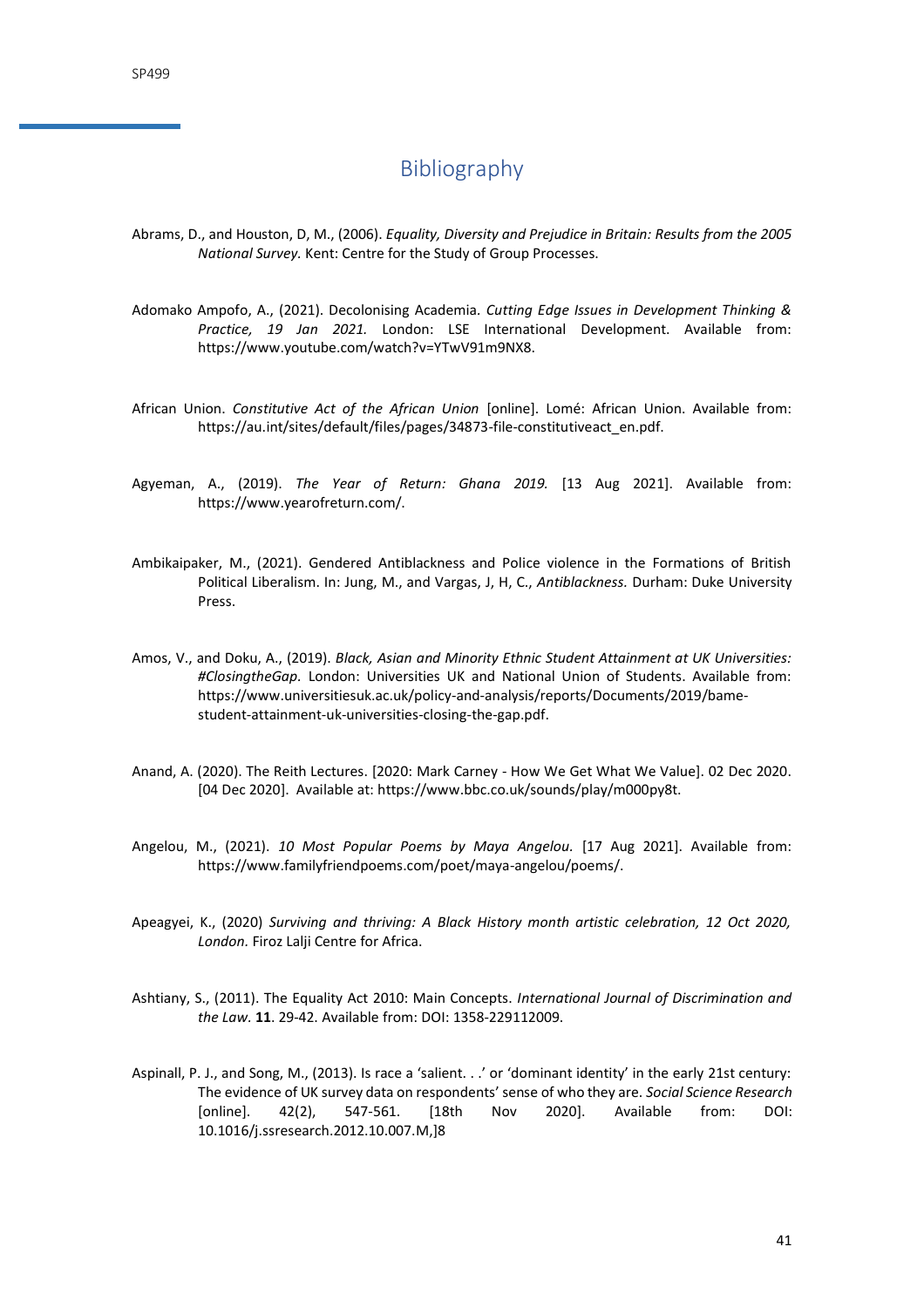# Bibliography

Abrams, D., and Houston, D, M., (2006). *Equality, Diversity and Prejudice in Britain: Results from the 2005 National Survey.* Kent: Centre for the Study of Group Processes.

Adomako Ampofo, A., (2021). Decolonising Academia. *Cutting Edge Issues in Development Thinking & Practice, 19 Jan 2021.* London: LSE International Development. Available from: https://www.youtube.com/watch?v=YTwV91m9NX8.

African Union. *Constitutive Act of the African Union* [online]. Lomé: African Union. Available from: https://au.int/sites/default/files/pages/34873-file-constitutiveact_en.pdf.

Agyeman, A., (2019). *The Year of Return: Ghana 2019.* [13 Aug 2021]. Available from: https://www.yearofreturn.com/.

Ambikaipaker, M., (2021). Gendered Antiblackness and Police violence in the Formations of British Political Liberalism. In: Jung, M., and Vargas, J, H, C., *Antiblackness.* Durham: Duke University Press.

Amos, V., and Doku, A., (2019). *Black, Asian and Minority Ethnic Student Attainment at UK Universities: #ClosingtheGap.* London: Universities UK and National Union of Students. Available from: https://www.universitiesuk.ac.uk/policy-and-analysis/reports/Documents/2019/bame-student-attainment-uk-universities-closing-the-gap.pdf.

Anand, A. (2020). The Reith Lectures. [2020: Mark Carney - How We Get What We Value]. 02 Dec 2020. [04 Dec 2020]. Available at: https://www.bbc.co.uk/sounds/play/m000py8t.

Angelou, M., (2021). *10 Most Popular Poems by Maya Angelou.* [17 Aug 2021]. Available from: https://www.familyfriendpoems.com/poet/maya-angelou/poems/.

Apeagyei, K., (2020) *Surviving and thriving: A Black History month artistic celebration, 12 Oct 2020, London.* Firoz Lalji Centre for Africa.

Ashtiany, S., (2011). The Equality Act 2010: Main Concepts. *International Journal of Discrimination and the Law.* **11**. 29-42. Available from: DOI: 1358-229112009.

Aspinall, P. J., and Song, M., (2013). Is race a 'salient. . .' or 'dominant identity' in the early 21st century: The evidence of UK survey data on respondents' sense of who they are. *Social Science Research* [online]. 42(2), 547-561. [18th Nov 2020]. Available from: DOI: 10.1016/j.ssresearch.2012.10.007.M,]8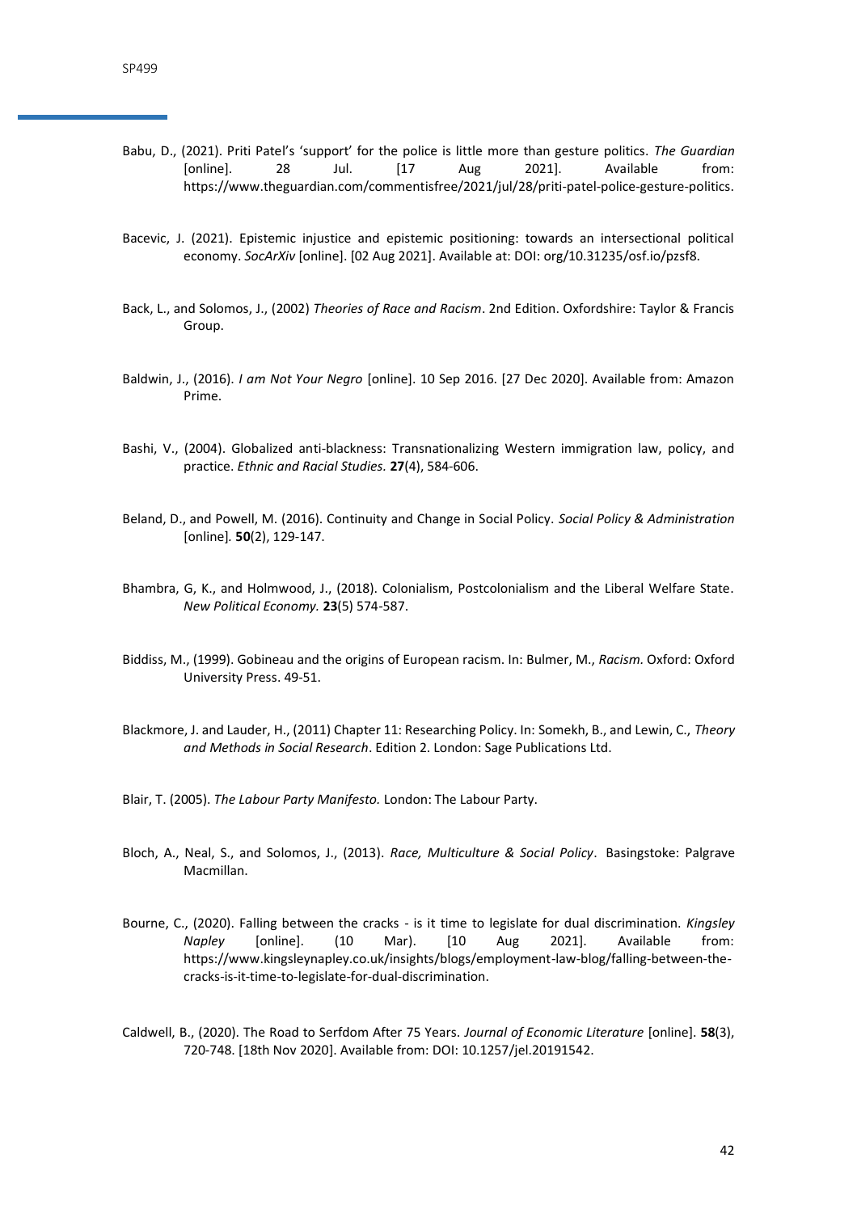Babu, D., (2021). Priti Patel's 'support' for the police is little more than gesture politics. *The Guardian* [online]. 28 Jul. [17 Aug 2021]. Available from: https://www.theguardian.com/commentisfree/2021/jul/28/priti-patel-police-gesture-politics.

Bacevic, J. (2021). Epistemic injustice and epistemic positioning: towards an intersectional political economy. *SocArXiv* [online]. [02 Aug 2021]. Available at: DOI: org/10.31235/osf.io/pzsf8.

Back, L., and Solomos, J., (2002) *Theories of Race and Racism*. 2nd Edition. Oxfordshire: Taylor & Francis Group.

Baldwin, J., (2016). *I am Not Your Negro* [online]. 10 Sep 2016. [27 Dec 2020]. Available from: Amazon Prime.

Bashi, V., (2004). Globalized anti-blackness: Transnationalizing Western immigration law, policy, and practice. *Ethnic and Racial Studies.* **27**(4), 584-606.

Beland, D., and Powell, M. (2016). Continuity and Change in Social Policy. *Social Policy & Administration* [online]. **50**(2), 129-147.

Bhambra, G, K., and Holmwood, J., (2018). Colonialism, Postcolonialism and the Liberal Welfare State. *New Political Economy.* **23**(5) 574-587.

Biddiss, M., (1999). Gobineau and the origins of European racism. In: Bulmer, M., *Racism.* Oxford: Oxford University Press. 49-51.

Blackmore, J. and Lauder, H., (2011) Chapter 11: Researching Policy. In: Somekh, B., and Lewin, C., *Theory and Methods in Social Research*. Edition 2. London: Sage Publications Ltd.

Blair, T. (2005). *The Labour Party Manifesto.* London: The Labour Party.

Bloch, A., Neal, S., and Solomos, J., (2013). *Race, Multiculture & Social Policy*. Basingstoke: Palgrave Macmillan.

Bourne, C., (2020). Falling between the cracks - is it time to legislate for dual discrimination. *Kingsley Napley* [online]. (10 Mar). [10 Aug 2021]. Available from: https://www.kingsleynapley.co.uk/insights/blogs/employment-law-blog/falling-between-the-cracks-is-it-time-to-legislate-for-dual-discrimination.

Caldwell, B., (2020). The Road to Serfdom After 75 Years. *Journal of Economic Literature* [online]. **58**(3), 720-748. [18th Nov 2020]. Available from: DOI: 10.1257/jel.20191542.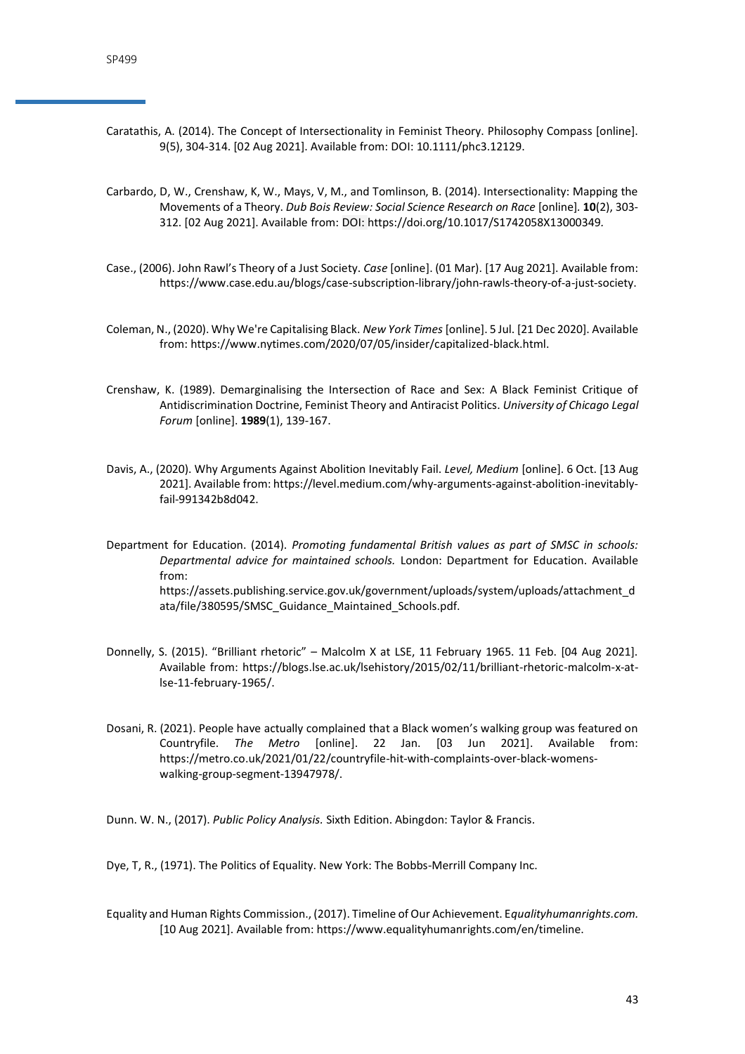Caratathis, A. (2014). The Concept of Intersectionality in Feminist Theory. Philosophy Compass [online]. 9(5), 304-314. [02 Aug 2021]. Available from: DOI: 10.1111/phc3.12129.

Carbardo, D, W., Crenshaw, K, W., Mays, V, M., and Tomlinson, B. (2014). Intersectionality: Mapping the Movements of a Theory. *Dub Bois Review: Social Science Research on Race* [online]. **10**(2), 303-312. [02 Aug 2021]. Available from: DOI: https://doi.org/10.1017/S1742058X13000349.

Case., (2006). John Rawl's Theory of a Just Society. *Case* [online]. (01 Mar). [17 Aug 2021]. Available from: https://www.case.edu.au/blogs/case-subscription-library/john-rawls-theory-of-a-just-society.

Coleman, N., (2020). Why We're Capitalising Black. *New York Times* [online]. 5 Jul. [21 Dec 2020]. Available from: https://www.nytimes.com/2020/07/05/insider/capitalized-black.html.

Crenshaw, K. (1989). Demarginalising the Intersection of Race and Sex: A Black Feminist Critique of Antidiscrimination Doctrine, Feminist Theory and Antiracist Politics. *University of Chicago Legal Forum* [online]. **1989**(1), 139-167.

Davis, A., (2020). Why Arguments Against Abolition Inevitably Fail. *Level, Medium* [online]. 6 Oct. [13 Aug 2021]. Available from: https://level.medium.com/why-arguments-against-abolition-inevitably-fail-991342b8d042.

Department for Education. (2014). *Promoting fundamental British values as part of SMSC in schools: Departmental advice for maintained schools.* London: Department for Education. Available from: https://assets.publishing.service.gov.uk/government/uploads/system/uploads/attachment_data/file/380595/SMSC_Guidance_Maintained_Schools.pdf.

Donnelly, S. (2015). "Brilliant rhetoric" – Malcolm X at LSE, 11 February 1965. 11 Feb. [04 Aug 2021]. Available from: https://blogs.lse.ac.uk/lsehistory/2015/02/11/brilliant-rhetoric-malcolm-x-at-lse-11-february-1965/.

Dosani, R. (2021). People have actually complained that a Black women's walking group was featured on Countryfile. *The Metro* [online]. 22 Jan. [03 Jun 2021]. Available from: https://metro.co.uk/2021/01/22/countryfile-hit-with-complaints-over-black-womens-walking-group-segment-13947978/.

Dunn. W. N., (2017). *Public Policy Analysis.* Sixth Edition. Abingdon: Taylor & Francis.

Dye, T, R., (1971). The Politics of Equality. New York: The Bobbs-Merrill Company Inc.

Equality and Human Rights Commission., (2017). Timeline of Our Achievement. E*qualityhumanrights.com.* [10 Aug 2021]. Available from: https://www.equalityhumanrights.com/en/timeline.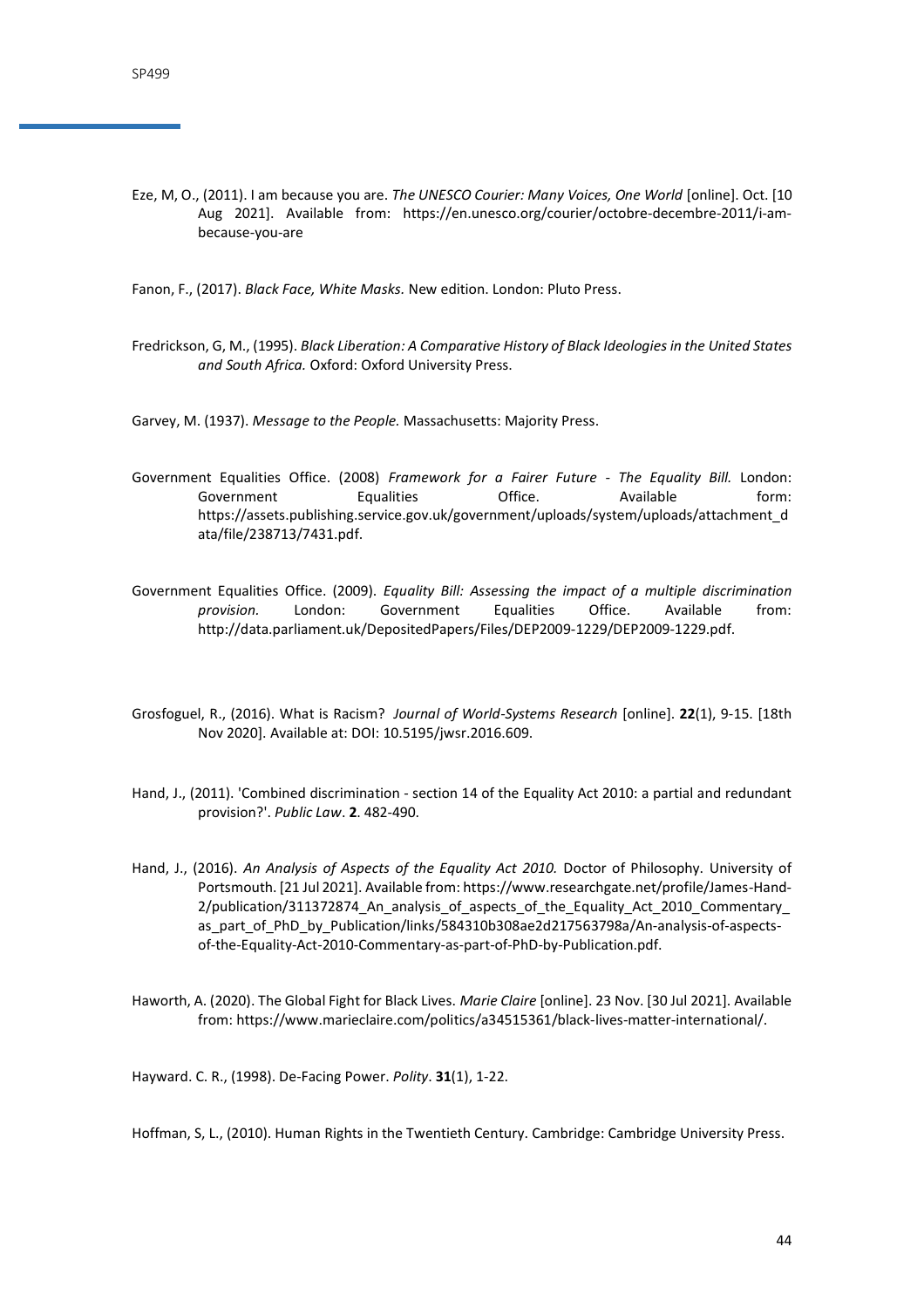Eze, M, O., (2011). I am because you are. *The UNESCO Courier: Many Voices, One World* [online]. Oct. [10 Aug 2021]. Available from: https://en.unesco.org/courier/octobre-decembre-2011/i-am-because-you-are

Fanon, F., (2017). *Black Face, White Masks.* New edition. London: Pluto Press.

Fredrickson, G, M., (1995). *Black Liberation: A Comparative History of Black Ideologies in the United States and South Africa.* Oxford: Oxford University Press.

Garvey, M. (1937). *Message to the People.* Massachusetts: Majority Press.

Government Equalities Office. (2008) *Framework for a Fairer Future - The Equality Bill.* London: Government Equalities Office. Available form: https://assets.publishing.service.gov.uk/government/uploads/system/uploads/attachment_data/file/238713/7431.pdf.

Government Equalities Office. (2009). *Equality Bill: Assessing the impact of a multiple discrimination provision.* London: Government Equalities Office. Available from: http://data.parliament.uk/DepositedPapers/Files/DEP2009-1229/DEP2009-1229.pdf.

Grosfoguel, R., (2016). What is Racism? *Journal of World-Systems Research* [online]. **22**(1), 9-15. [18th Nov 2020]. Available at: DOI: 10.5195/jwsr.2016.609.

Hand, J., (2011). 'Combined discrimination - section 14 of the Equality Act 2010: a partial and redundant provision?'. *Public Law*. **2**. 482-490.

Hand, J., (2016). *An Analysis of Aspects of the Equality Act 2010.* Doctor of Philosophy. University of Portsmouth. [21 Jul 2021]. Available from: https://www.researchgate.net/profile/James-Hand-2/publication/311372874_An_analysis_of_aspects_of_the_Equality_Act_2010_Commentary_as_part_of_PhD_by_Publication/links/584310b308ae2d217563798a/An-analysis-of-aspects-of-the-Equality-Act-2010-Commentary-as-part-of-PhD-by-Publication.pdf.

Haworth, A. (2020). The Global Fight for Black Lives. *Marie Claire* [online]. 23 Nov. [30 Jul 2021]. Available from: https://www.marieclaire.com/politics/a34515361/black-lives-matter-international/.

Hayward. C. R., (1998). De-Facing Power. *Polity*. **31**(1), 1-22.

Hoffman, S, L., (2010). Human Rights in the Twentieth Century. Cambridge: Cambridge University Press.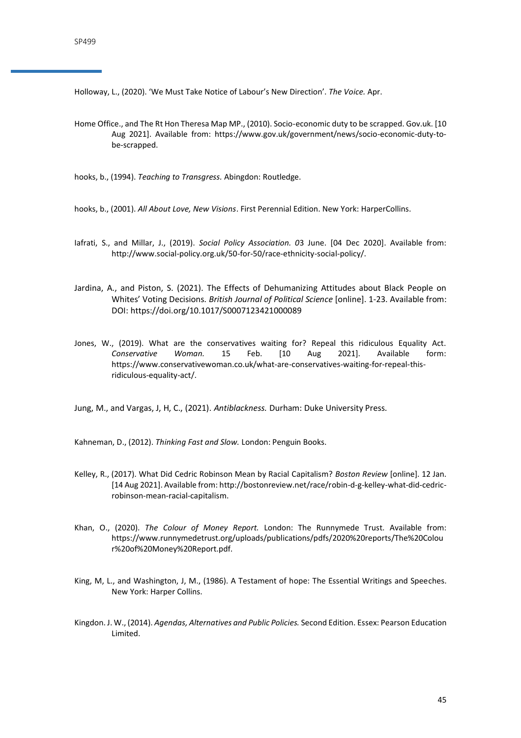Holloway, L., (2020). 'We Must Take Notice of Labour's New Direction'. *The Voice.* Apr.

Home Office., and The Rt Hon Theresa Map MP., (2010). Socio-economic duty to be scrapped. Gov.uk. [10 Aug 2021]. Available from: https://www.gov.uk/government/news/socio-economic-duty-to-be-scrapped.

hooks, b., (1994). *Teaching to Transgress.* Abingdon: Routledge.

hooks, b., (2001). *All About Love, New Visions*. First Perennial Edition. New York: HarperCollins.

Iafrati, S., and Millar, J., (2019). *Social Policy Association. 0*3 June. [04 Dec 2020]. Available from: http://www.social-policy.org.uk/50-for-50/race-ethnicity-social-policy/.

Jardina, A., and Piston, S. (2021). The Effects of Dehumanizing Attitudes about Black People on Whites' Voting Decisions. *British Journal of Political Science* [online]. 1-23. Available from: DOI: https://doi.org/10.1017/S0007123421000089

Jones, W., (2019). What are the conservatives waiting for? Repeal this ridiculous Equality Act. *Conservative Woman.* 15 Feb. [10 Aug 2021]. Available form: https://www.conservativewoman.co.uk/what-are-conservatives-waiting-for-repeal-this-ridiculous-equality-act/.

Jung, M., and Vargas, J, H, C., (2021). *Antiblackness.* Durham: Duke University Press.

Kahneman, D., (2012). *Thinking Fast and Slow.* London: Penguin Books.

Kelley, R., (2017). What Did Cedric Robinson Mean by Racial Capitalism? *Boston Review* [online]. 12 Jan. [14 Aug 2021]. Available from: http://bostonreview.net/race/robin-d-g-kelley-what-did-cedric-robinson-mean-racial-capitalism.

Khan, O., (2020). *The Colour of Money Report.* London: The Runnymede Trust. Available from: https://www.runnymedetrust.org/uploads/publications/pdfs/2020%20reports/The%20Colour%20of%20Money%20Report.pdf.

King, M, L., and Washington, J, M., (1986). A Testament of hope: The Essential Writings and Speeches. New York: Harper Collins.

Kingdon. J. W., (2014). *Agendas, Alternatives and Public Policies.* Second Edition. Essex: Pearson Education Limited.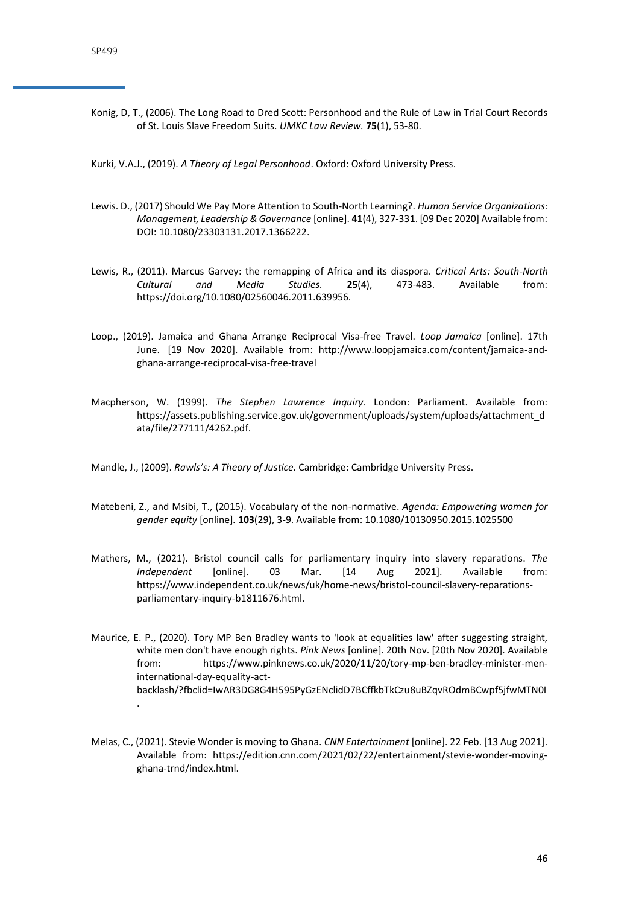Konig, D, T., (2006). The Long Road to Dred Scott: Personhood and the Rule of Law in Trial Court Records of St. Louis Slave Freedom Suits. *UMKC Law Review.* **75**(1), 53-80.

Kurki, V.A.J., (2019). *A Theory of Legal Personhood*. Oxford: Oxford University Press.

Lewis. D., (2017) Should We Pay More Attention to South-North Learning?. *Human Service Organizations: Management, Leadership & Governance* [online]. **41**(4), 327-331. [09 Dec 2020] Available from: DOI: 10.1080/23303131.2017.1366222.

Lewis, R., (2011). Marcus Garvey: the remapping of Africa and its diaspora. *Critical Arts: South-North Cultural and Media Studies.* **25**(4), 473-483. Available from: https://doi.org/10.1080/02560046.2011.639956.

Loop., (2019). Jamaica and Ghana Arrange Reciprocal Visa-free Travel. *Loop Jamaica* [online]. 17th June. [19 Nov 2020]. Available from: http://www.loopjamaica.com/content/jamaica-and-ghana-arrange-reciprocal-visa-free-travel

Macpherson, W. (1999). *The Stephen Lawrence Inquiry*. London: Parliament. Available from: https://assets.publishing.service.gov.uk/government/uploads/system/uploads/attachment_data/file/277111/4262.pdf.

Mandle, J., (2009). *Rawls's: A Theory of Justice.* Cambridge: Cambridge University Press.

Matebeni, Z., and Msibi, T., (2015). Vocabulary of the non-normative. *Agenda: Empowering women for gender equity* [online]. **103**(29), 3-9. Available from: 10.1080/10130950.2015.1025500

Mathers, M., (2021). Bristol council calls for parliamentary inquiry into slavery reparations. *The Independent* [online]. 03 Mar. [14 Aug 2021]. Available from: https://www.independent.co.uk/news/uk/home-news/bristol-council-slavery-reparations-parliamentary-inquiry-b1811676.html.

Maurice, E. P., (2020). Tory MP Ben Bradley wants to 'look at equalities law' after suggesting straight, white men don't have enough rights. *Pink News* [online]. 20th Nov. [20th Nov 2020]. Available from: https://www.pinknews.co.uk/2020/11/20/tory-mp-ben-bradley-minister-men-international-day-equality-act-backlash/?fbclid=IwAR3DG8G4H595PyGzENclidD7BCffkbTkCzu8uBZqvROdmBCwpf5jfwMTN0I.

Melas, C., (2021). Stevie Wonder is moving to Ghana. *CNN Entertainment* [online]. 22 Feb. [13 Aug 2021]. Available from: https://edition.cnn.com/2021/02/22/entertainment/stevie-wonder-moving-ghana-trnd/index.html.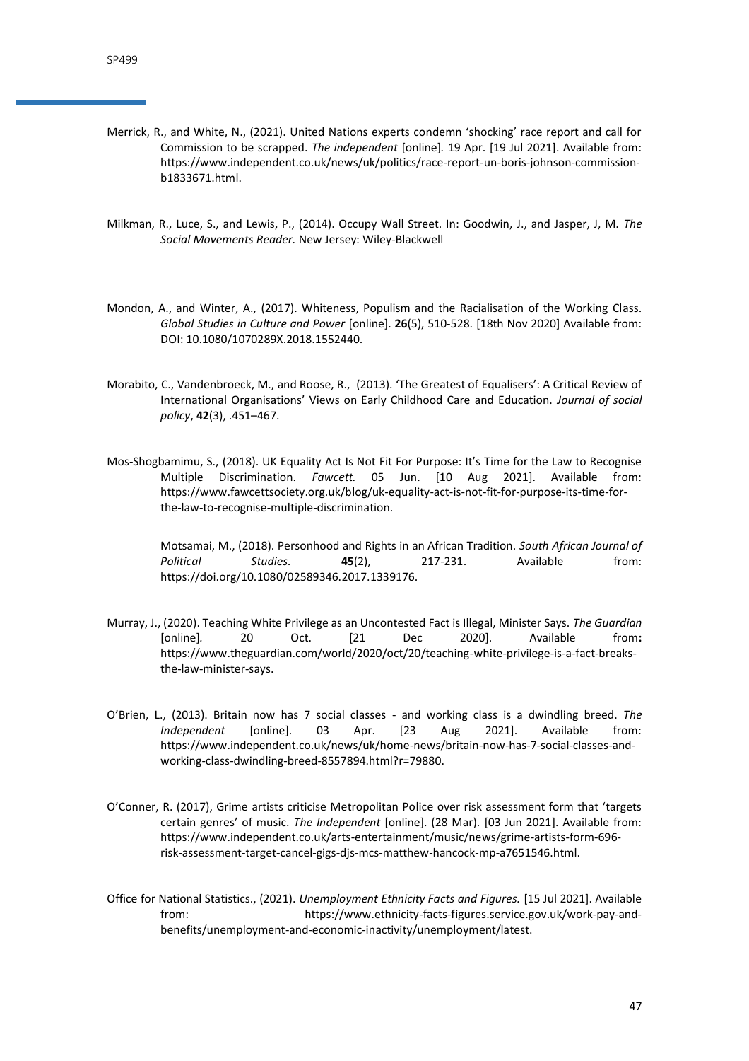Merrick, R., and White, N., (2021). United Nations experts condemn 'shocking' race report and call for Commission to be scrapped. *The independent* [online]*.* 19 Apr. [19 Jul 2021]. Available from: https://www.independent.co.uk/news/uk/politics/race-report-un-boris-johnson-commission-b1833671.html.

Milkman, R., Luce, S., and Lewis, P., (2014). Occupy Wall Street. In: Goodwin, J., and Jasper, J, M. *The Social Movements Reader.* New Jersey: Wiley-Blackwell

Mondon, A., and Winter, A., (2017). Whiteness, Populism and the Racialisation of the Working Class. *Global Studies in Culture and Power* [online]. **26**(5), 510-528. [18th Nov 2020] Available from: DOI: 10.1080/1070289X.2018.1552440.

Morabito, C., Vandenbroeck, M., and Roose, R., (2013). 'The Greatest of Equalisers': A Critical Review of International Organisations' Views on Early Childhood Care and Education. *Journal of social policy*, **42**(3), .451–467.

Mos-Shogbamimu, S., (2018). UK Equality Act Is Not Fit For Purpose: It's Time for the Law to Recognise Multiple Discrimination. *Fawcett.* 05 Jun. [10 Aug 2021]. Available from: https://www.fawcettsociety.org.uk/blog/uk-equality-act-is-not-fit-for-purpose-its-time-for-the-law-to-recognise-multiple-discrimination.

Motsamai, M., (2018). Personhood and Rights in an African Tradition. *South African Journal of Political Studies.* **45**(2), 217-231. Available from: https://doi.org/10.1080/02589346.2017.1339176.

Murray, J., (2020). Teaching White Privilege as an Uncontested Fact is Illegal, Minister Says. *The Guardian* [online]*.* 20 Oct. [21 Dec 2020]. Available from**:** https://www.theguardian.com/world/2020/oct/20/teaching-white-privilege-is-a-fact-breaks-the-law-minister-says.

O'Brien, L., (2013). Britain now has 7 social classes - and working class is a dwindling breed. *The Independent* [online]. 03 Apr. [23 Aug 2021]. Available from: https://www.independent.co.uk/news/uk/home-news/britain-now-has-7-social-classes-and-working-class-dwindling-breed-8557894.html?r=79880.

O'Conner, R. (2017), Grime artists criticise Metropolitan Police over risk assessment form that 'targets certain genres' of music. *The Independent* [online]. (28 Mar). [03 Jun 2021]. Available from: https://www.independent.co.uk/arts-entertainment/music/news/grime-artists-form-696-risk-assessment-target-cancel-gigs-djs-mcs-matthew-hancock-mp-a7651546.html.

Office for National Statistics., (2021). *Unemployment Ethnicity Facts and Figures.* [15 Jul 2021]. Available from: https://www.ethnicity-facts-figures.service.gov.uk/work-pay-and-benefits/unemployment-and-economic-inactivity/unemployment/latest.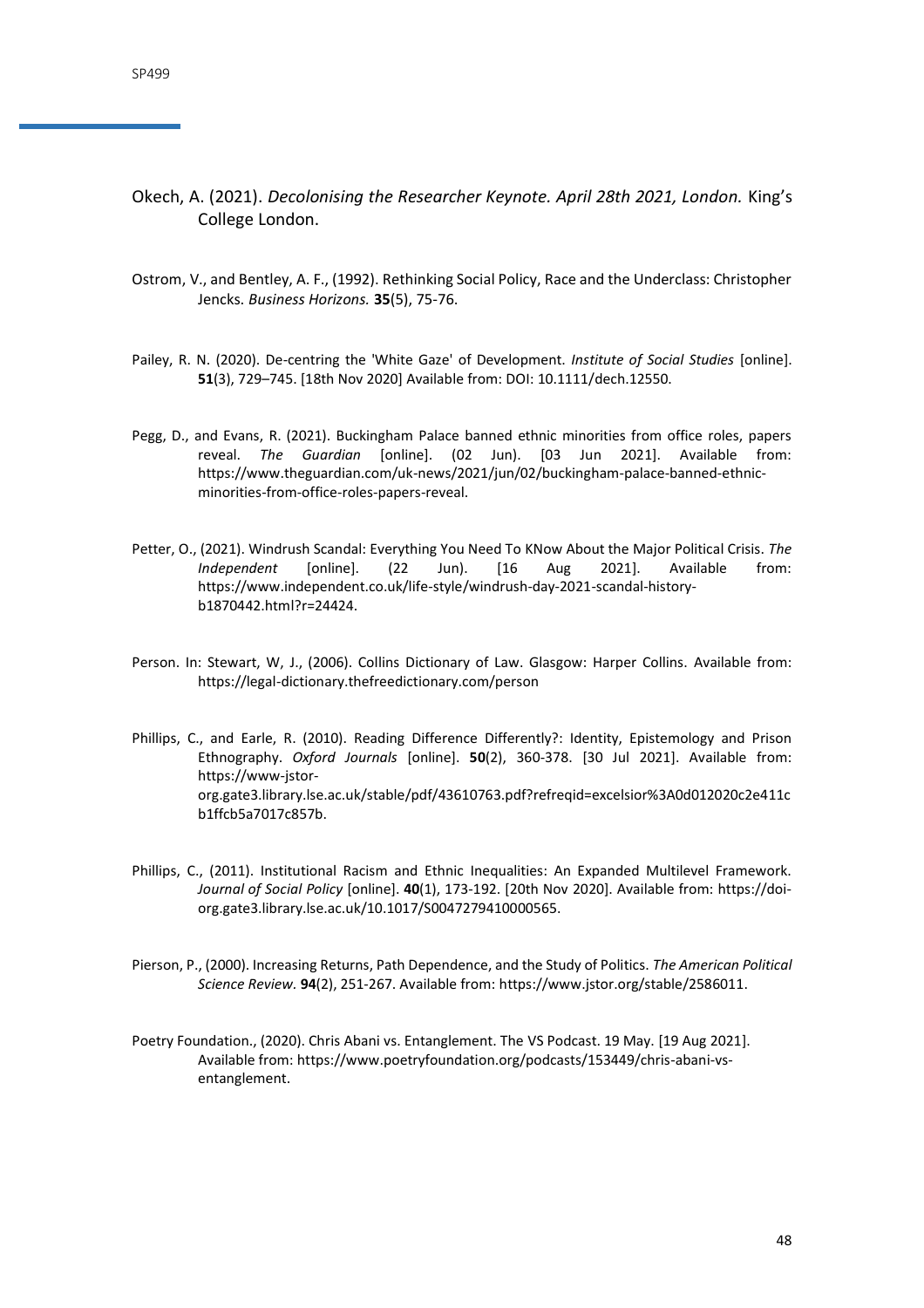Okech, A. (2021). *Decolonising the Researcher Keynote. April 28th 2021, London.* King's College London.

Ostrom, V., and Bentley, A. F., (1992). Rethinking Social Policy, Race and the Underclass: Christopher Jencks. *Business Horizons.* **35**(5), 75-76.

Pailey, R. N. (2020). De-centring the 'White Gaze' of Development. *Institute of Social Studies* [online]. **51**(3), 729–745. [18th Nov 2020] Available from: DOI: 10.1111/dech.12550.

Pegg, D., and Evans, R. (2021). Buckingham Palace banned ethnic minorities from office roles, papers reveal. *The Guardian* [online]. (02 Jun). [03 Jun 2021]. Available from: https://www.theguardian.com/uk-news/2021/jun/02/buckingham-palace-banned-ethnic-minorities-from-office-roles-papers-reveal.

Petter, O., (2021). Windrush Scandal: Everything You Need To KNow About the Major Political Crisis. *The Independent* [online]. (22 Jun). [16 Aug 2021]. Available from: https://www.independent.co.uk/life-style/windrush-day-2021-scandal-history-b1870442.html?r=24424.

Person. In: Stewart, W, J., (2006). Collins Dictionary of Law. Glasgow: Harper Collins. Available from: https://legal-dictionary.thefreedictionary.com/person

Phillips, C., and Earle, R. (2010). Reading Difference Differently?: Identity, Epistemology and Prison Ethnography. *Oxford Journals* [online]. **50**(2), 360-378. [30 Jul 2021]. Available from: https://www-jstor-org.gate3.library.lse.ac.uk/stable/pdf/43610763.pdf?refreqid=excelsior%3A0d012020c2e411cb1ffcb5a7017c857b.

Phillips, C., (2011). Institutional Racism and Ethnic Inequalities: An Expanded Multilevel Framework. *Journal of Social Policy* [online]. **40**(1), 173-192. [20th Nov 2020]. Available from: https://doi-org.gate3.library.lse.ac.uk/10.1017/S0047279410000565.

Pierson, P., (2000). Increasing Returns, Path Dependence, and the Study of Politics. *The American Political Science Review.* **94**(2), 251-267. Available from: https://www.jstor.org/stable/2586011.

Poetry Foundation., (2020). Chris Abani vs. Entanglement. The VS Podcast. 19 May. [19 Aug 2021]. Available from: https://www.poetryfoundation.org/podcasts/153449/chris-abani-vs-entanglement.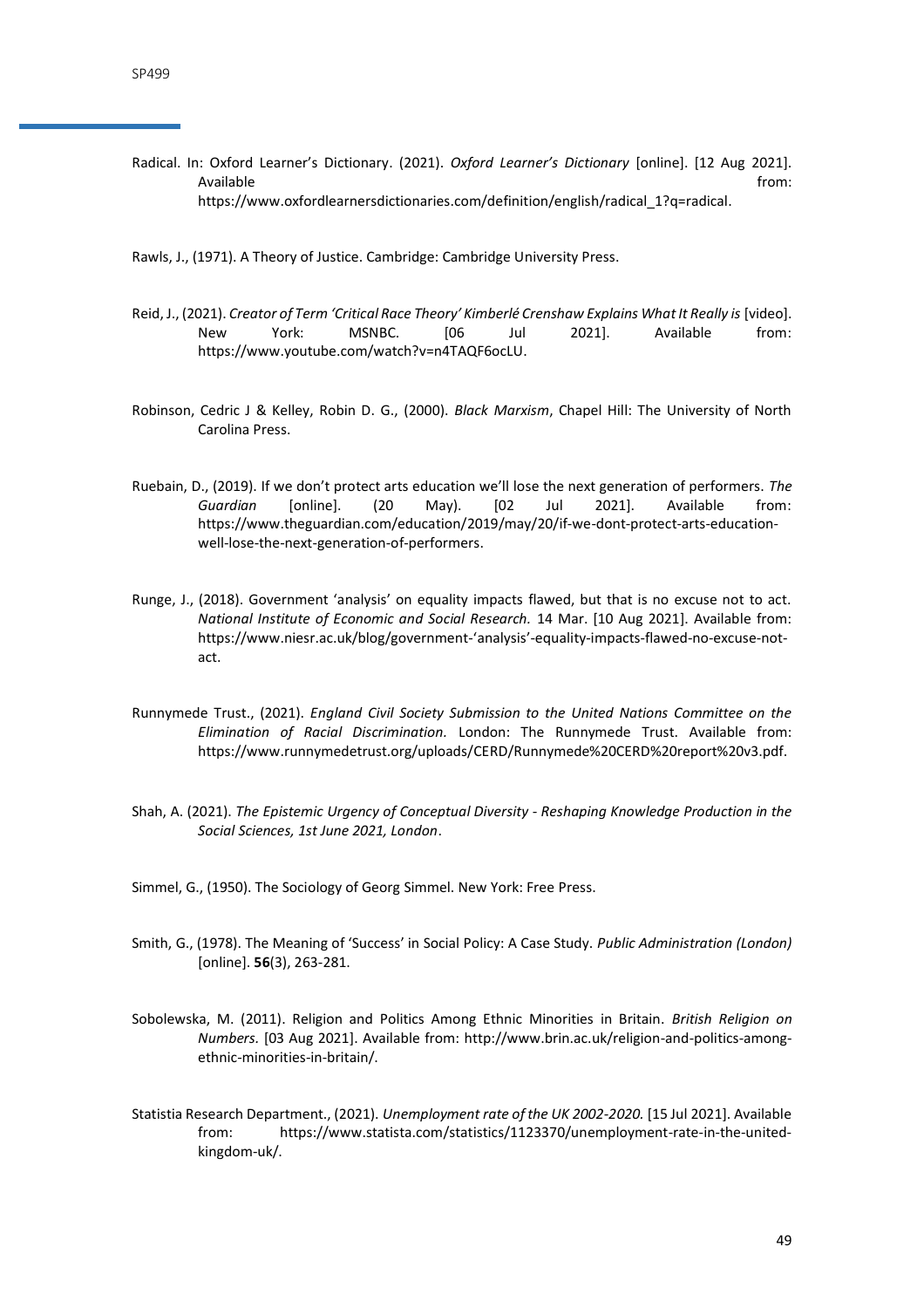Radical. In: Oxford Learner's Dictionary. (2021). *Oxford Learner's Dictionary* [online]. [12 Aug 2021]. Available from: https://www.oxfordlearnersdictionaries.com/definition/english/radical_1?q=radical.

Rawls, J., (1971). A Theory of Justice. Cambridge: Cambridge University Press.

Reid, J., (2021). *Creator of Term 'Critical Race Theory' Kimberlé Crenshaw Explains What It Really is* [video]. New York: MSNBC. [06 Jul 2021]. Available from: https://www.youtube.com/watch?v=n4TAQF6ocLU.

Robinson, Cedric J & Kelley, Robin D. G., (2000). *Black Marxism*, Chapel Hill: The University of North Carolina Press.

Ruebain, D., (2019). If we don't protect arts education we'll lose the next generation of performers. *The Guardian* [online]. (20 May). [02 Jul 2021]. Available from: https://www.theguardian.com/education/2019/may/20/if-we-dont-protect-arts-education-well-lose-the-next-generation-of-performers.

Runge, J., (2018). Government 'analysis' on equality impacts flawed, but that is no excuse not to act. *National Institute of Economic and Social Research.* 14 Mar. [10 Aug 2021]. Available from: https://www.niesr.ac.uk/blog/government-'analysis'-equality-impacts-flawed-no-excuse-not-act.

Runnymede Trust., (2021). *England Civil Society Submission to the United Nations Committee on the Elimination of Racial Discrimination.* London: The Runnymede Trust. Available from: https://www.runnymedetrust.org/uploads/CERD/Runnymede%20CERD%20report%20v3.pdf.

Shah, A. (2021). *The Epistemic Urgency of Conceptual Diversity - Reshaping Knowledge Production in the Social Sciences, 1st June 2021, London*.

Simmel, G., (1950). The Sociology of Georg Simmel. New York: Free Press.

Smith, G., (1978). The Meaning of 'Success' in Social Policy: A Case Study. *Public Administration (London)* [online]. **56**(3), 263-281.

Sobolewska, M. (2011). Religion and Politics Among Ethnic Minorities in Britain. *British Religion on Numbers.* [03 Aug 2021]. Available from: http://www.brin.ac.uk/religion-and-politics-among-ethnic-minorities-in-britain/.

Statistia Research Department., (2021). *Unemployment rate of the UK 2002-2020.* [15 Jul 2021]. Available from: https://www.statista.com/statistics/1123370/unemployment-rate-in-the-united-kingdom-uk/.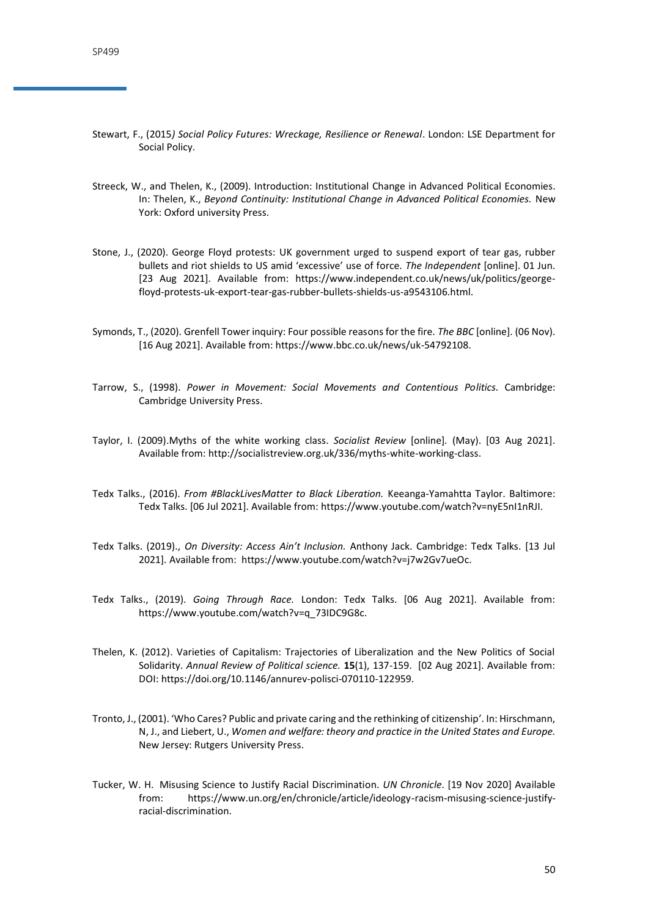Stewart, F., (2015*) Social Policy Futures: Wreckage, Resilience or Renewal*. London: LSE Department for Social Policy.

Streeck, W., and Thelen, K., (2009). Introduction: Institutional Change in Advanced Political Economies. In: Thelen, K., *Beyond Continuity: Institutional Change in Advanced Political Economies.* New York: Oxford university Press.

Stone, J., (2020). George Floyd protests: UK government urged to suspend export of tear gas, rubber bullets and riot shields to US amid 'excessive' use of force. *The Independent* [online]. 01 Jun. [23 Aug 2021]. Available from: https://www.independent.co.uk/news/uk/politics/george-floyd-protests-uk-export-tear-gas-rubber-bullets-shields-us-a9543106.html.

Symonds, T., (2020). Grenfell Tower inquiry: Four possible reasons for the fire. *The BBC* [online]. (06 Nov). [16 Aug 2021]. Available from: https://www.bbc.co.uk/news/uk-54792108.

Tarrow, S., (1998). *Power in Movement: Social Movements and Contentious Politics*. Cambridge: Cambridge University Press.

Taylor, I. (2009).Myths of the white working class. *Socialist Review* [online]. (May). [03 Aug 2021]. Available from: http://socialistreview.org.uk/336/myths-white-working-class.

Tedx Talks., (2016). *From #BlackLivesMatter to Black Liberation.* Keeanga-Yamahtta Taylor. Baltimore: Tedx Talks. [06 Jul 2021]. Available from: https://www.youtube.com/watch?v=nyE5nI1nRJI.

Tedx Talks. (2019)., *On Diversity: Access Ain't Inclusion.* Anthony Jack. Cambridge: Tedx Talks. [13 Jul 2021]. Available from: https://www.youtube.com/watch?v=j7w2Gv7ueOc.

Tedx Talks., (2019). *Going Through Race.* London: Tedx Talks. [06 Aug 2021]. Available from: https://www.youtube.com/watch?v=q_73IDC9G8c.

Thelen, K. (2012). Varieties of Capitalism: Trajectories of Liberalization and the New Politics of Social Solidarity. *Annual Review of Political science.* **15**(1), 137-159. [02 Aug 2021]. Available from: DOI: https://doi.org/10.1146/annurev-polisci-070110-122959.

Tronto, J., (2001). 'Who Cares? Public and private caring and the rethinking of citizenship'. In: Hirschmann, N, J., and Liebert, U., *Women and welfare: theory and practice in the United States and Europe.* New Jersey: Rutgers University Press.

Tucker, W. H. Misusing Science to Justify Racial Discrimination. *UN Chronicle*. [19 Nov 2020] Available from: https://www.un.org/en/chronicle/article/ideology-racism-misusing-science-justify-racial-discrimination.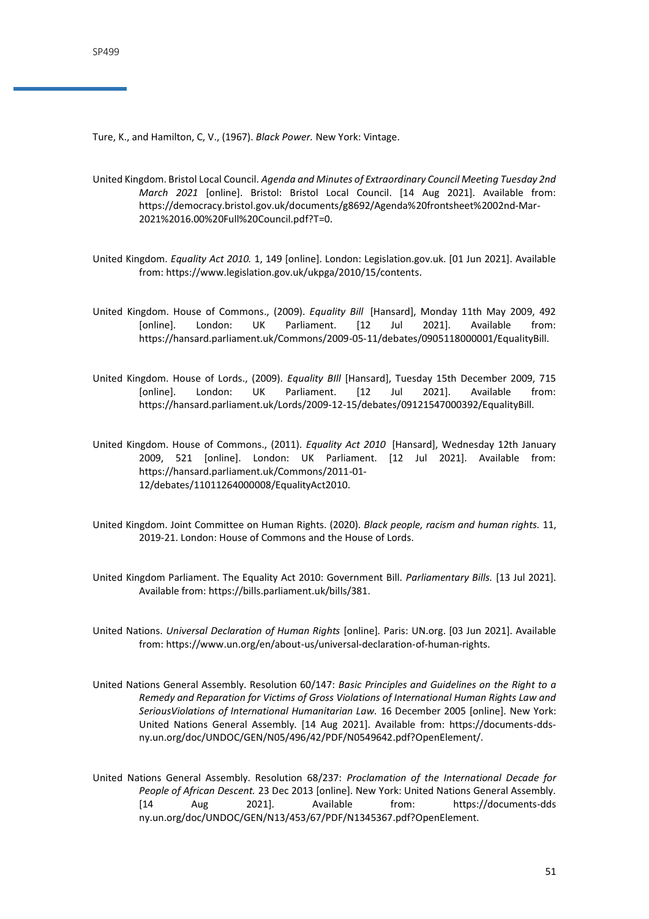Ture, K., and Hamilton, C, V., (1967). *Black Power.* New York: Vintage.

United Kingdom. Bristol Local Council. *Agenda and Minutes of Extraordinary Council Meeting Tuesday 2nd March 2021* [online]. Bristol: Bristol Local Council. [14 Aug 2021]. Available from: https://democracy.bristol.gov.uk/documents/g8692/Agenda%20frontsheet%2002nd-Mar-2021%2016.00%20Full%20Council.pdf?T=0.

United Kingdom. *Equality Act 2010.* 1, 149 [online]. London: Legislation.gov.uk. [01 Jun 2021]. Available from: https://www.legislation.gov.uk/ukpga/2010/15/contents.

United Kingdom. House of Commons., (2009). *Equality Bill* [Hansard], Monday 11th May 2009, 492 [online]. London: UK Parliament. [12 Jul 2021]. Available from: https://hansard.parliament.uk/Commons/2009-05-11/debates/0905118000001/EqualityBill.

United Kingdom. House of Lords., (2009). *Equality BIll* [Hansard], Tuesday 15th December 2009, 715 [online]. London: UK Parliament. [12 Jul 2021]. Available from: https://hansard.parliament.uk/Lords/2009-12-15/debates/09121547000392/EqualityBill.

United Kingdom. House of Commons., (2011). *Equality Act 2010* [Hansard], Wednesday 12th January 2009, 521 [online]. London: UK Parliament. [12 Jul 2021]. Available from: https://hansard.parliament.uk/Commons/2011-01-12/debates/11011264000008/EqualityAct2010.

United Kingdom. Joint Committee on Human Rights. (2020). *Black people, racism and human rights.* 11, 2019-21. London: House of Commons and the House of Lords.

United Kingdom Parliament. The Equality Act 2010: Government Bill. *Parliamentary Bills.* [13 Jul 2021]. Available from: https://bills.parliament.uk/bills/381.

United Nations. *Universal Declaration of Human Rights* [online]. Paris: UN.org. [03 Jun 2021]. Available from: https://www.un.org/en/about-us/universal-declaration-of-human-rights.

United Nations General Assembly. Resolution 60/147: *Basic Principles and Guidelines on the Right to a Remedy and Reparation for Victims of Gross Violations of International Human Rights Law and SeriousViolations of International Humanitarian Law.* 16 December 2005 [online]. New York: United Nations General Assembly. [14 Aug 2021]. Available from: https://documents-dds-ny.un.org/doc/UNDOC/GEN/N05/496/42/PDF/N0549642.pdf?OpenElement/.

United Nations General Assembly. Resolution 68/237: *Proclamation of the International Decade for People of African Descent.* 23 Dec 2013 [online]. New York: United Nations General Assembly. [14 Aug 2021]. Available from: https://documents-dds ny.un.org/doc/UNDOC/GEN/N13/453/67/PDF/N1345367.pdf?OpenElement.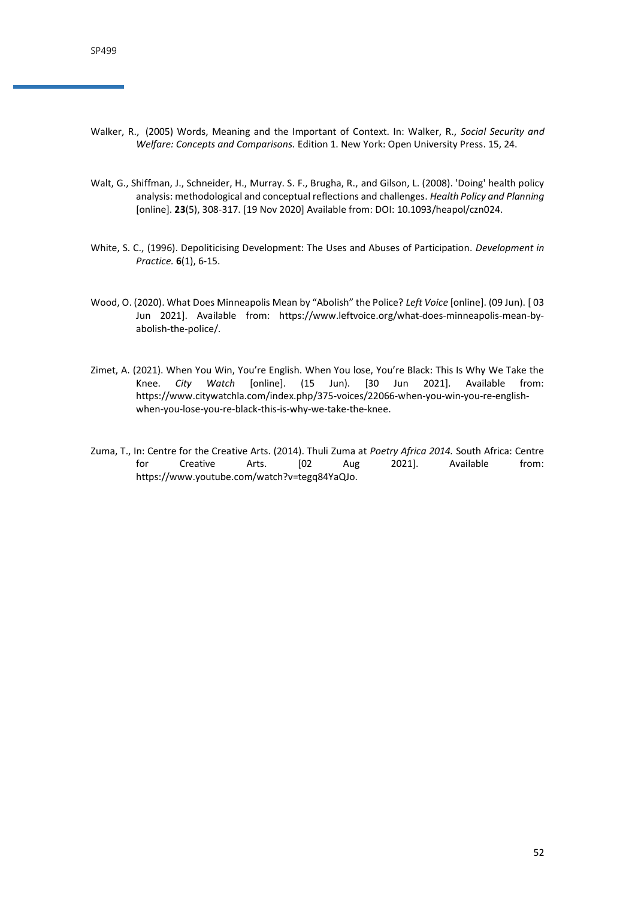Walker, R., (2005) Words, Meaning and the Important of Context. In: Walker, R., *Social Security and Welfare: Concepts and Comparisons.* Edition 1. New York: Open University Press. 15, 24.

Walt, G., Shiffman, J., Schneider, H., Murray. S. F., Brugha, R., and Gilson, L. (2008). 'Doing' health policy analysis: methodological and conceptual reflections and challenges. *Health Policy and Planning* [online]. **23**(5), 308-317. [19 Nov 2020] Available from: DOI: 10.1093/heapol/czn024.

White, S. C., (1996). Depoliticising Development: The Uses and Abuses of Participation. *Development in Practice.* **6**(1), 6-15.

Wood, O. (2020). What Does Minneapolis Mean by "Abolish" the Police? *Left Voice* [online]. (09 Jun). [ 03 Jun 2021]. Available from: https://www.leftvoice.org/what-does-minneapolis-mean-by-abolish-the-police/.

Zimet, A. (2021). When You Win, You're English. When You lose, You're Black: This Is Why We Take the Knee. *City Watch* [online]. (15 Jun). [30 Jun 2021]. Available from: https://www.citywatchla.com/index.php/375-voices/22066-when-you-win-you-re-english-when-you-lose-you-re-black-this-is-why-we-take-the-knee.

Zuma, T., In: Centre for the Creative Arts. (2014). Thuli Zuma at *Poetry Africa 2014.* South Africa: Centre for Creative Arts. [02 Aug 2021]. Available from: https://www.youtube.com/watch?v=tegq84YaQJo.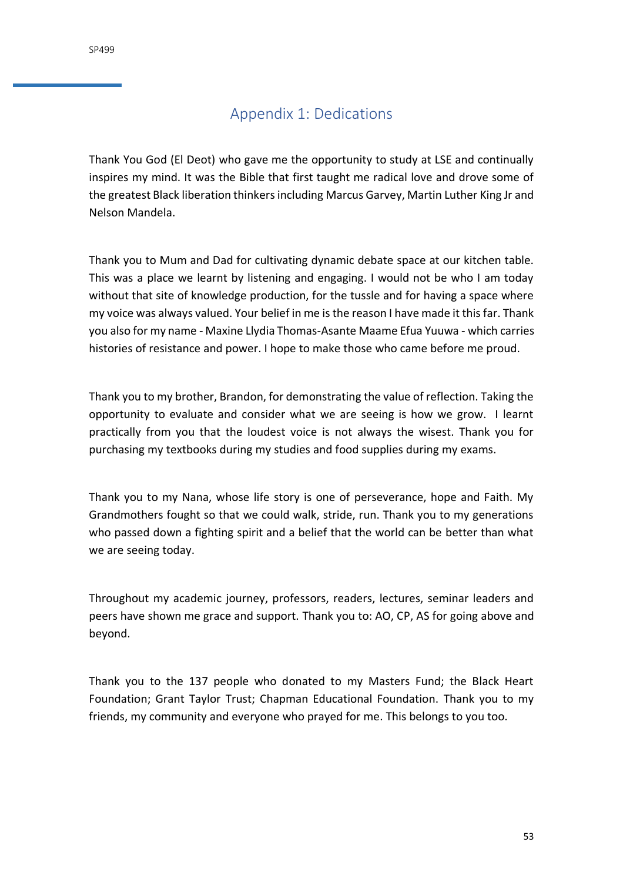## Appendix 1: Dedications

Thank You God (El Deot) who gave me the opportunity to study at LSE and continually inspires my mind. It was the Bible that first taught me radical love and drove some of the greatest Black liberation thinkers including Marcus Garvey, Martin Luther King Jr and Nelson Mandela.

Thank you to Mum and Dad for cultivating dynamic debate space at our kitchen table. This was a place we learnt by listening and engaging. I would not be who I am today without that site of knowledge production, for the tussle and for having a space where my voice was always valued. Your belief in me is the reason I have made it this far. Thank you also for my name - Maxine Llydia Thomas-Asante Maame Efua Yuuwa - which carries histories of resistance and power. I hope to make those who came before me proud.

Thank you to my brother, Brandon, for demonstrating the value of reflection. Taking the opportunity to evaluate and consider what we are seeing is how we grow. I learnt practically from you that the loudest voice is not always the wisest. Thank you for purchasing my textbooks during my studies and food supplies during my exams.

Thank you to my Nana, whose life story is one of perseverance, hope and Faith. My Grandmothers fought so that we could walk, stride, run. Thank you to my generations who passed down a fighting spirit and a belief that the world can be better than what we are seeing today.

Throughout my academic journey, professors, readers, lectures, seminar leaders and peers have shown me grace and support. Thank you to: AO, CP, AS for going above and beyond.

Thank you to the 137 people who donated to my Masters Fund; the Black Heart Foundation; Grant Taylor Trust; Chapman Educational Foundation. Thank you to my friends, my community and everyone who prayed for me. This belongs to you too.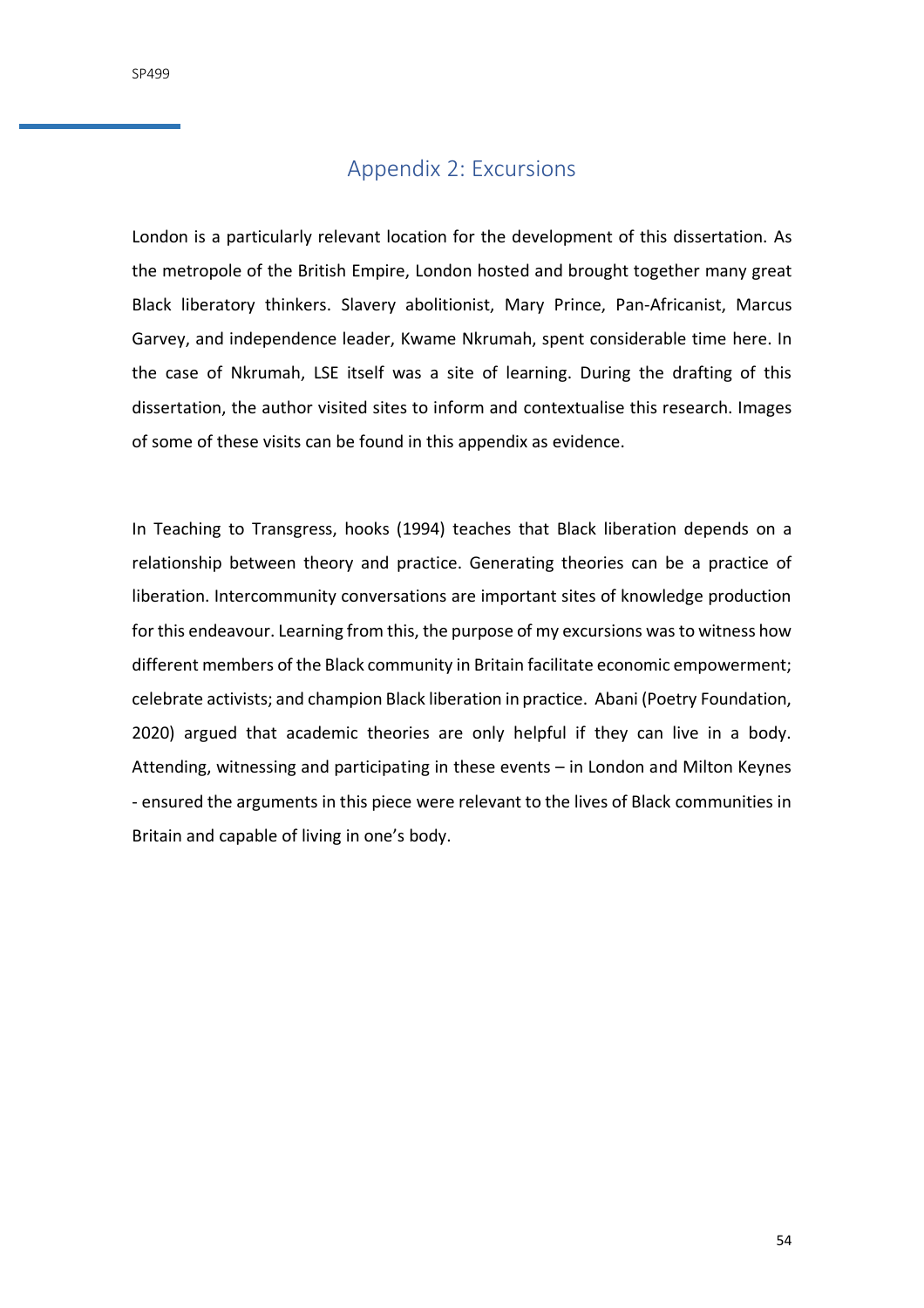## Appendix 2: Excursions

London is a particularly relevant location for the development of this dissertation. As the metropole of the British Empire, London hosted and brought together many great Black liberatory thinkers. Slavery abolitionist, Mary Prince, Pan-Africanist, Marcus Garvey, and independence leader, Kwame Nkrumah, spent considerable time here. In the case of Nkrumah, LSE itself was a site of learning. During the drafting of this dissertation, the author visited sites to inform and contextualise this research. Images of some of these visits can be found in this appendix as evidence.

In Teaching to Transgress, hooks (1994) teaches that Black liberation depends on a relationship between theory and practice. Generating theories can be a practice of liberation. Intercommunity conversations are important sites of knowledge production for this endeavour. Learning from this, the purpose of my excursions was to witness how different members of the Black community in Britain facilitate economic empowerment; celebrate activists; and champion Black liberation in practice. Abani (Poetry Foundation, 2020) argued that academic theories are only helpful if they can live in a body. Attending, witnessing and participating in these events – in London and Milton Keynes - ensured the arguments in this piece were relevant to the lives of Black communities in Britain and capable of living in one's body.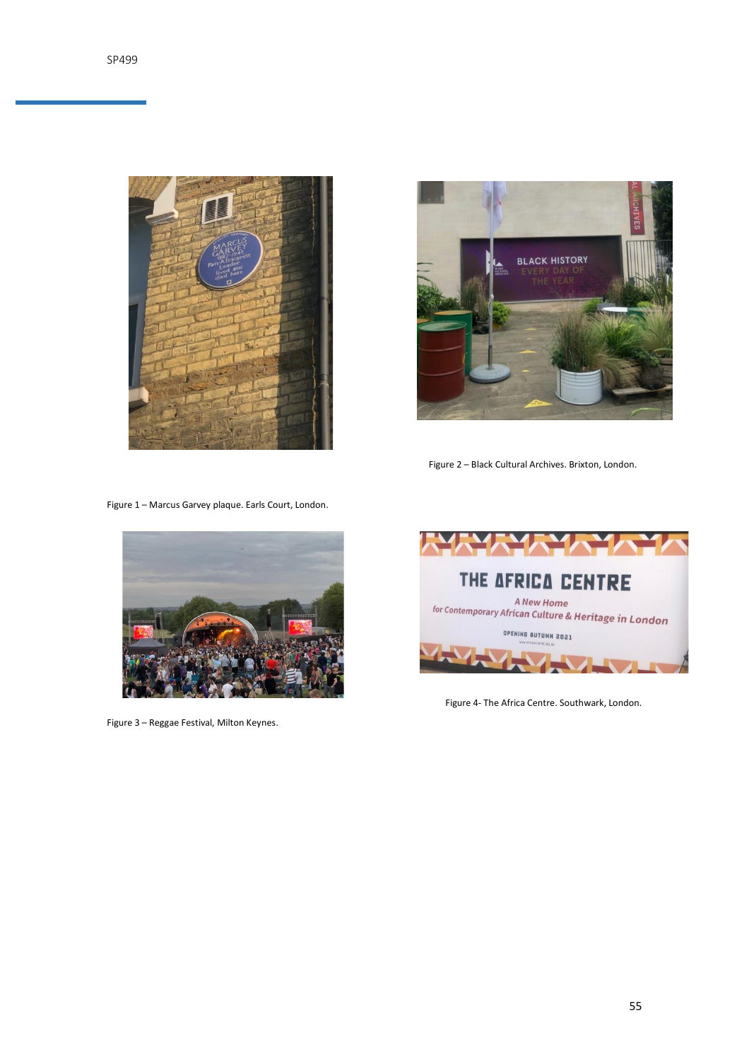Figure 1 – Marcus Garvey plaque. Earls Court, London.

Figure 2 – Black Cultural Archives. Brixton, London.

Figure 3 – Reggae Festival, Milton Keynes.

Figure 4- The Africa Centre. Southwark, London.